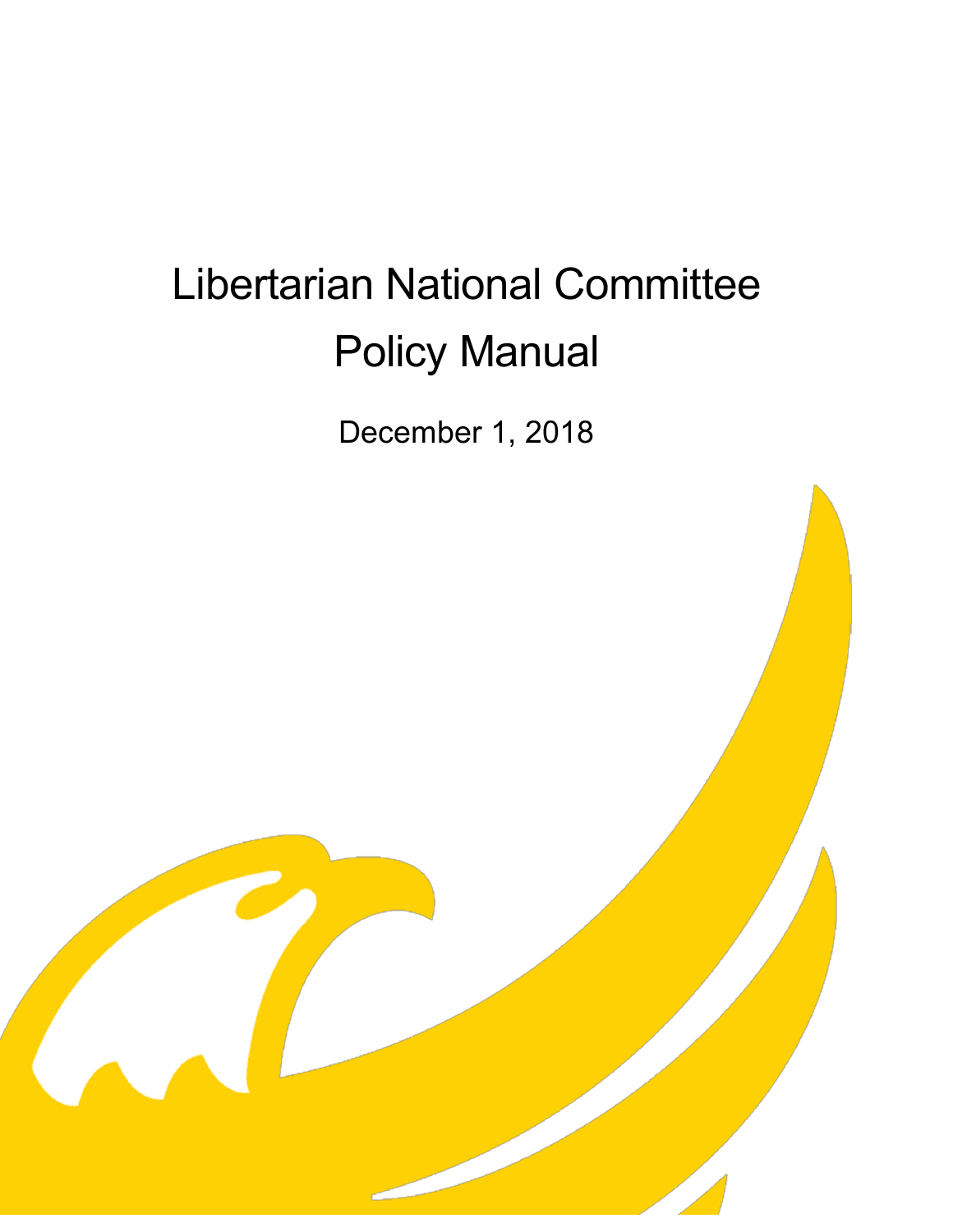# Libertarian National Committee Policy Manual

December 1, 2018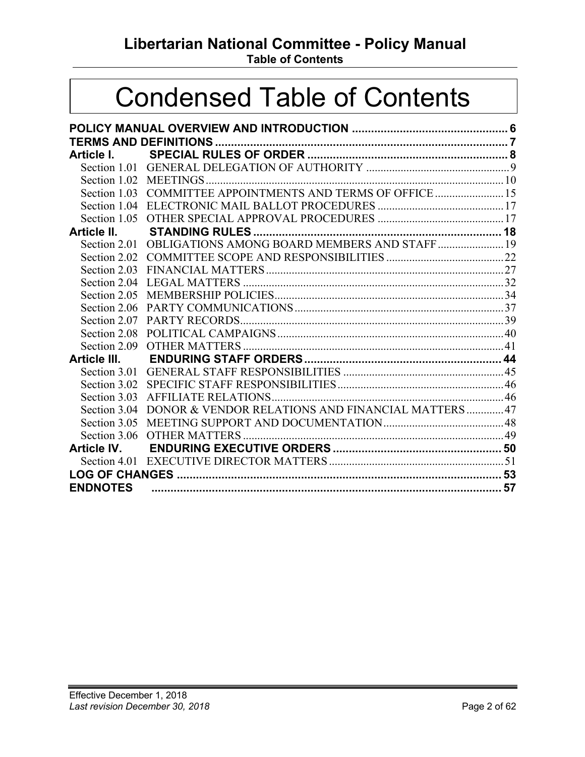# Condensed Table of Contents

**POLICY MANUAL OVERVIEW AND INTRODUCTION** .... 6
**TERMS AND DEFINITIONS** .... 7
**Article I. SPECIAL RULES OF ORDER** .... 8
- Section 1.01 GENERAL DELEGATION OF AUTHORITY .... 9
- Section 1.02 MEETINGS .... 10
- Section 1.03 COMMITTEE APPOINTMENTS AND TERMS OF OFFICE .... 15
- Section 1.04 ELECTRONIC MAIL BALLOT PROCEDURES .... 17
- Section 1.05 OTHER SPECIAL APPROVAL PROCEDURES .... 17

**Article II. STANDING RULES** .... 18
- Section 2.01 OBLIGATIONS AMONG BOARD MEMBERS AND STAFF .... 19
- Section 2.02 COMMITTEE SCOPE AND RESPONSIBILITIES .... 22
- Section 2.03 FINANCIAL MATTERS .... 27
- Section 2.04 LEGAL MATTERS .... 32
- Section 2.05 MEMBERSHIP POLICIES .... 34
- Section 2.06 PARTY COMMUNICATIONS .... 37
- Section 2.07 PARTY RECORDS .... 39
- Section 2.08 POLITICAL CAMPAIGNS .... 40
- Section 2.09 OTHER MATTERS .... 41

**Article III. ENDURING STAFF ORDERS** .... 44
- Section 3.01 GENERAL STAFF RESPONSIBILITIES .... 45
- Section 3.02 SPECIFIC STAFF RESPONSIBILITIES .... 46
- Section 3.03 AFFILIATE RELATIONS .... 46
- Section 3.04 DONOR & VENDOR RELATIONS AND FINANCIAL MATTERS .... 47
- Section 3.05 MEETING SUPPORT AND DOCUMENTATION .... 48
- Section 3.06 OTHER MATTERS .... 49

**Article IV. ENDURING EXECUTIVE ORDERS** .... 50
- Section 4.01 EXECUTIVE DIRECTOR MATTERS .... 51

**LOG OF CHANGES** .... 53
**ENDNOTES** .... 57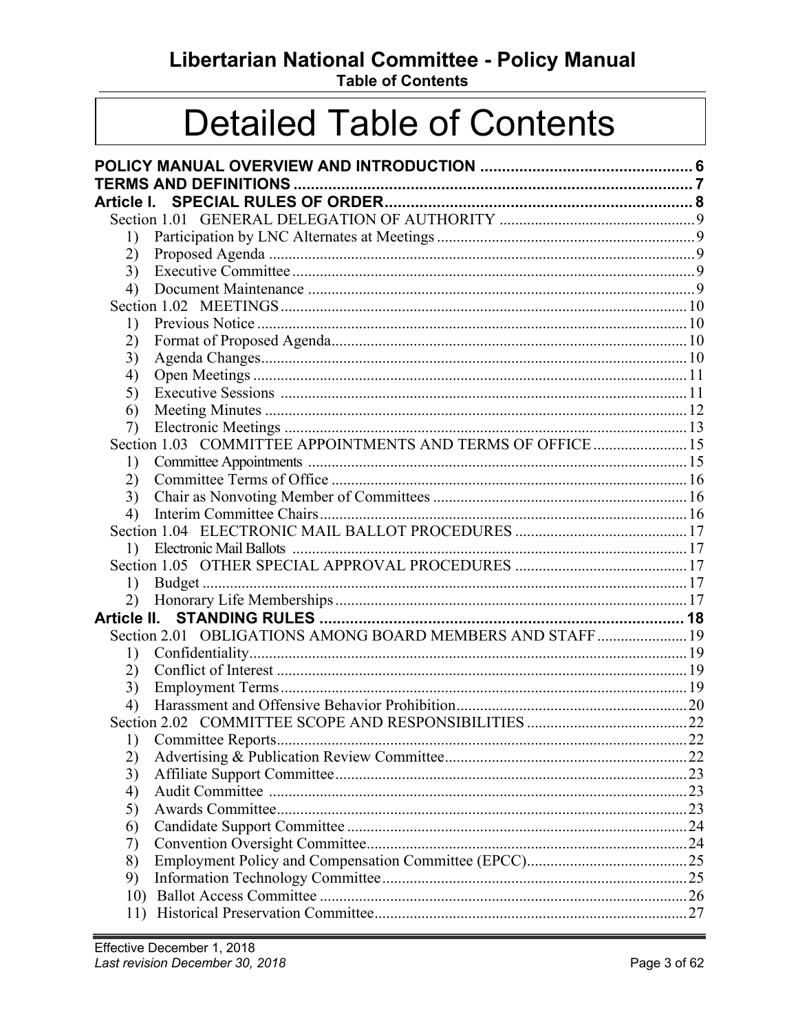# Detailed Table of Contents

**POLICY MANUAL OVERVIEW AND INTRODUCTION** ..... 6
**TERMS AND DEFINITIONS** ..... 7
**Article I. SPECIAL RULES OF ORDER** ..... 8

- Section 1.01 GENERAL DELEGATION OF AUTHORITY ..... 9
  1) Participation by LNC Alternates at Meetings ..... 9
  2) Proposed Agenda ..... 9
  3) Executive Committee ..... 9
  4) Document Maintenance ..... 9
- Section 1.02 MEETINGS ..... 10
  1) Previous Notice ..... 10
  2) Format of Proposed Agenda ..... 10
  3) Agenda Changes ..... 10
  4) Open Meetings ..... 11
  5) Executive Sessions ..... 11
  6) Meeting Minutes ..... 12
  7) Electronic Meetings ..... 13
- Section 1.03 COMMITTEE APPOINTMENTS AND TERMS OF OFFICE ..... 15
  1) Committee Appointments ..... 15
  2) Committee Terms of Office ..... 16
  3) Chair as Nonvoting Member of Committees ..... 16
  4) Interim Committee Chairs ..... 16
- Section 1.04 ELECTRONIC MAIL BALLOT PROCEDURES ..... 17
  1) Electronic Mail Ballots ..... 17
- Section 1.05 OTHER SPECIAL APPROVAL PROCEDURES ..... 17
  1) Budget ..... 17
  2) Honorary Life Memberships ..... 17

**Article II. STANDING RULES** ..... 18

- Section 2.01 OBLIGATIONS AMONG BOARD MEMBERS AND STAFF ..... 19
  1) Confidentiality ..... 19
  2) Conflict of Interest ..... 19
  3) Employment Terms ..... 19
  4) Harassment and Offensive Behavior Prohibition ..... 20
- Section 2.02 COMMITTEE SCOPE AND RESPONSIBILITIES ..... 22
  1) Committee Reports ..... 22
  2) Advertising & Publication Review Committee ..... 22
  3) Affiliate Support Committee ..... 23
  4) Audit Committee ..... 23
  5) Awards Committee ..... 23
  6) Candidate Support Committee ..... 24
  7) Convention Oversight Committee ..... 24
  8) Employment Policy and Compensation Committee (EPCC) ..... 25
  9) Information Technology Committee ..... 25
  10) Ballot Access Committee ..... 26
  11) Historical Preservation Committee ..... 27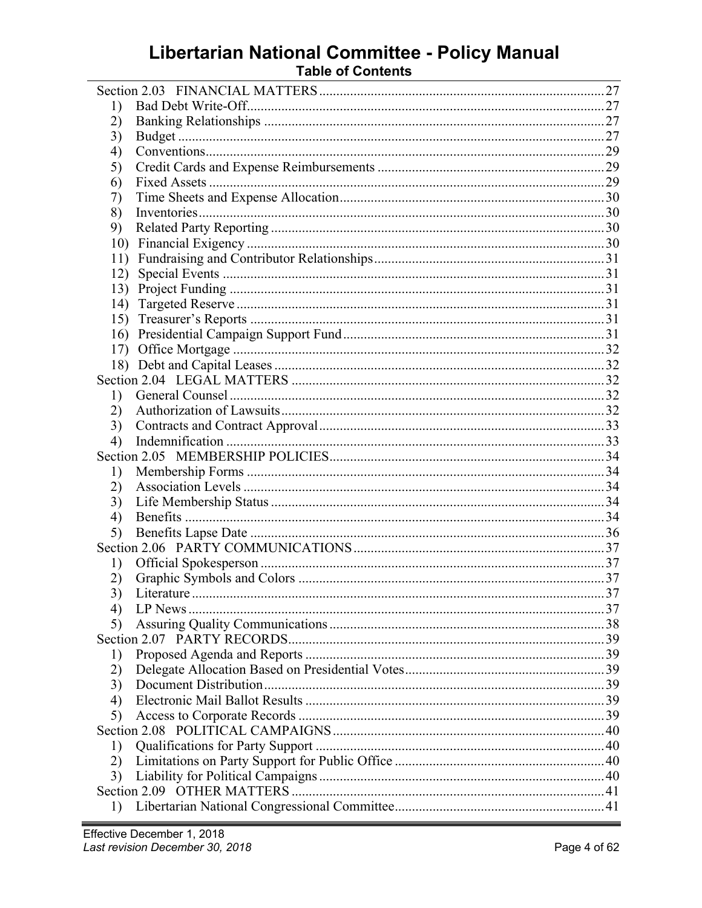# Libertarian National Committee - Policy Manual

## Table of Contents

Section 2.03 FINANCIAL MATTERS ..... 27
1) Bad Debt Write-Off ..... 27
2) Banking Relationships ..... 27
3) Budget ..... 27
4) Conventions ..... 29
5) Credit Cards and Expense Reimbursements ..... 29
6) Fixed Assets ..... 29
7) Time Sheets and Expense Allocation ..... 30
8) Inventories ..... 30
9) Related Party Reporting ..... 30
10) Financial Exigency ..... 30
11) Fundraising and Contributor Relationships ..... 31
12) Special Events ..... 31
13) Project Funding ..... 31
14) Targeted Reserve ..... 31
15) Treasurer's Reports ..... 31
16) Presidential Campaign Support Fund ..... 31
17) Office Mortgage ..... 32
18) Debt and Capital Leases ..... 32

Section 2.04 LEGAL MATTERS ..... 32
1) General Counsel ..... 32
2) Authorization of Lawsuits ..... 32
3) Contracts and Contract Approval ..... 33
4) Indemnification ..... 33

Section 2.05 MEMBERSHIP POLICIES ..... 34
1) Membership Forms ..... 34
2) Association Levels ..... 34
3) Life Membership Status ..... 34
4) Benefits ..... 34
5) Benefits Lapse Date ..... 36

Section 2.06 PARTY COMMUNICATIONS ..... 37
1) Official Spokesperson ..... 37
2) Graphic Symbols and Colors ..... 37
3) Literature ..... 37
4) LP News ..... 37
5) Assuring Quality Communications ..... 38

Section 2.07 PARTY RECORDS ..... 39
1) Proposed Agenda and Reports ..... 39
2) Delegate Allocation Based on Presidential Votes ..... 39
3) Document Distribution ..... 39
4) Electronic Mail Ballot Results ..... 39
5) Access to Corporate Records ..... 39

Section 2.08 POLITICAL CAMPAIGNS ..... 40
1) Qualifications for Party Support ..... 40
2) Limitations on Party Support for Public Office ..... 40
3) Liability for Political Campaigns ..... 40

Section 2.09 OTHER MATTERS ..... 41
1) Libertarian National Congressional Committee ..... 41

Effective December 1, 2018
*Last revision December 30, 2018*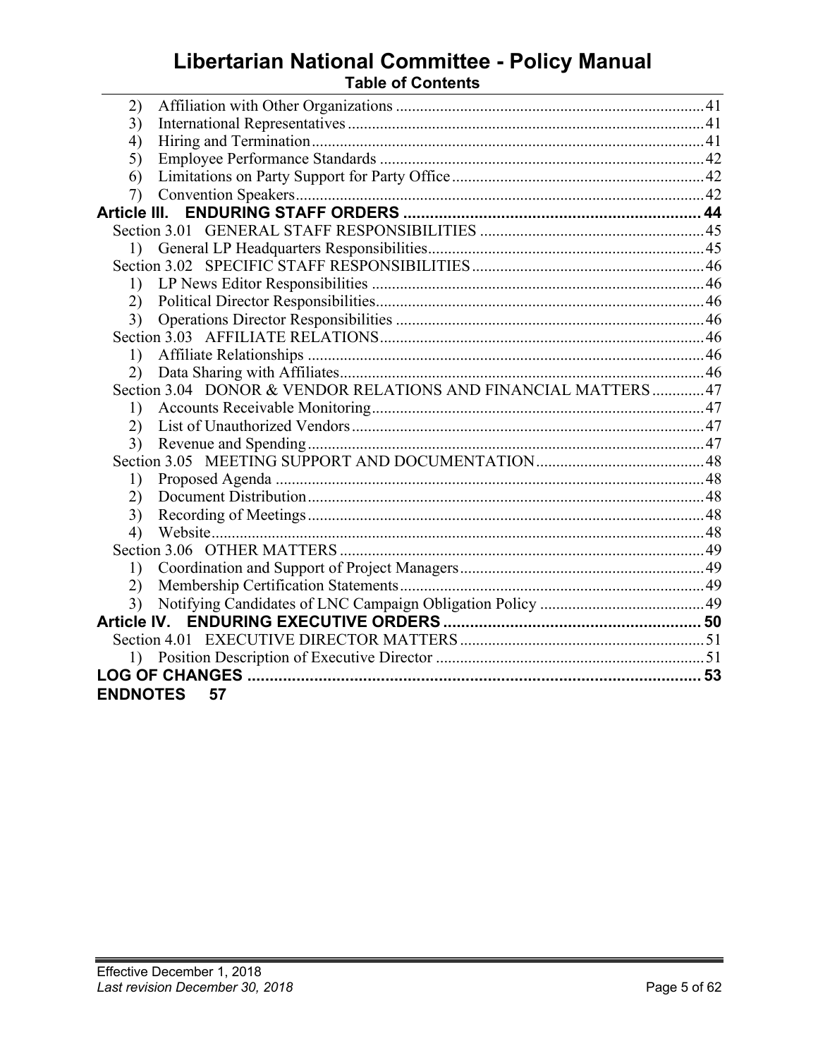2) Affiliation with Other Organizations ... 41
3) International Representatives ... 41
4) Hiring and Termination ... 41
5) Employee Performance Standards ... 42
6) Limitations on Party Support for Party Office ... 42
7) Convention Speakers ... 42

**Article III. ENDURING STAFF ORDERS ... 44**

Section 3.01 GENERAL STAFF RESPONSIBILITIES ... 45
1) General LP Headquarters Responsibilities ... 45

Section 3.02 SPECIFIC STAFF RESPONSIBILITIES ... 46
1) LP News Editor Responsibilities ... 46
2) Political Director Responsibilities ... 46
3) Operations Director Responsibilities ... 46

Section 3.03 AFFILIATE RELATIONS ... 46
1) Affiliate Relationships ... 46
2) Data Sharing with Affiliates ... 46

Section 3.04 DONOR & VENDOR RELATIONS AND FINANCIAL MATTERS ... 47
1) Accounts Receivable Monitoring ... 47
2) List of Unauthorized Vendors ... 47
3) Revenue and Spending ... 47

Section 3.05 MEETING SUPPORT AND DOCUMENTATION ... 48
1) Proposed Agenda ... 48
2) Document Distribution ... 48
3) Recording of Meetings ... 48
4) Website ... 48

Section 3.06 OTHER MATTERS ... 49
1) Coordination and Support of Project Managers ... 49
2) Membership Certification Statements ... 49
3) Notifying Candidates of LNC Campaign Obligation Policy ... 49

**Article IV. ENDURING EXECUTIVE ORDERS ... 50**

Section 4.01 EXECUTIVE DIRECTOR MATTERS ... 51
1) Position Description of Executive Director ... 51

**LOG OF CHANGES ... 53**

**ENDNOTES 57**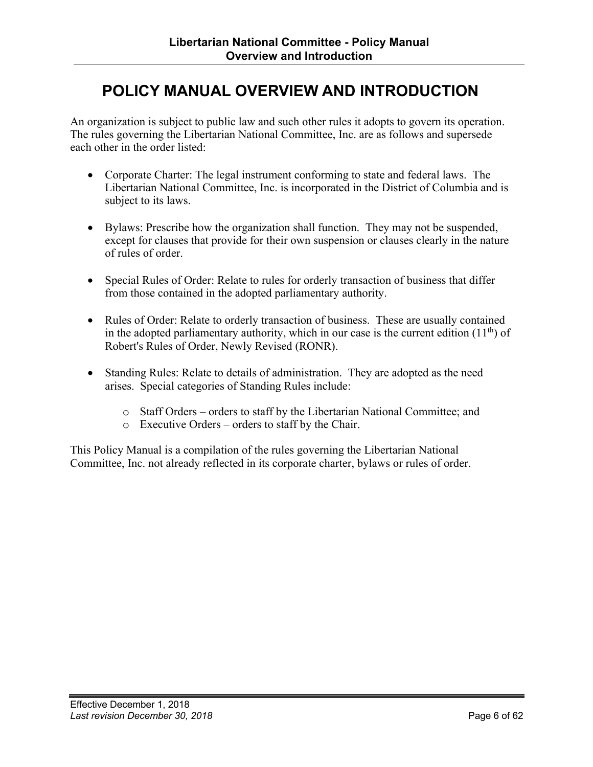# POLICY MANUAL OVERVIEW AND INTRODUCTION

An organization is subject to public law and such other rules it adopts to govern its operation. The rules governing the Libertarian National Committee, Inc. are as follows and supersede each other in the order listed:

- Corporate Charter: The legal instrument conforming to state and federal laws. The Libertarian National Committee, Inc. is incorporated in the District of Columbia and is subject to its laws.

- Bylaws: Prescribe how the organization shall function. They may not be suspended, except for clauses that provide for their own suspension or clauses clearly in the nature of rules of order.

- Special Rules of Order: Relate to rules for orderly transaction of business that differ from those contained in the adopted parliamentary authority.

- Rules of Order: Relate to orderly transaction of business. These are usually contained in the adopted parliamentary authority, which in our case is the current edition (11th) of Robert's Rules of Order, Newly Revised (RONR).

- Standing Rules: Relate to details of administration. They are adopted as the need arises. Special categories of Standing Rules include:

    - Staff Orders – orders to staff by the Libertarian National Committee; and
    - Executive Orders – orders to staff by the Chair.

This Policy Manual is a compilation of the rules governing the Libertarian National Committee, Inc. not already reflected in its corporate charter, bylaws or rules of order.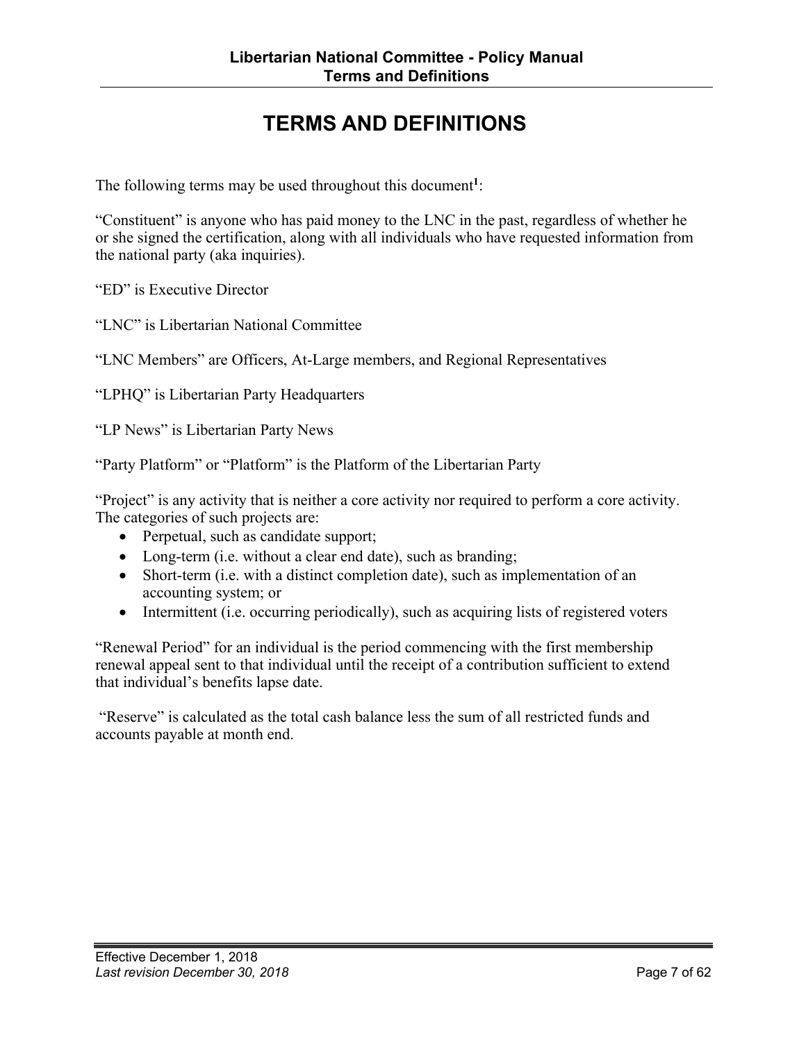# TERMS AND DEFINITIONS

The following terms may be used throughout this document[1]:

"Constituent" is anyone who has paid money to the LNC in the past, regardless of whether he or she signed the certification, along with all individuals who have requested information from the national party (aka inquiries).

"ED" is Executive Director

"LNC" is Libertarian National Committee

"LNC Members" are Officers, At-Large members, and Regional Representatives

"LPHQ" is Libertarian Party Headquarters

"LP News" is Libertarian Party News

"Party Platform" or "Platform" is the Platform of the Libertarian Party

"Project" is any activity that is neither a core activity nor required to perform a core activity. The categories of such projects are:

- Perpetual, such as candidate support;
- Long-term (i.e. without a clear end date), such as branding;
- Short-term (i.e. with a distinct completion date), such as implementation of an accounting system; or
- Intermittent (i.e. occurring periodically), such as acquiring lists of registered voters

"Renewal Period" for an individual is the period commencing with the first membership renewal appeal sent to that individual until the receipt of a contribution sufficient to extend that individual's benefits lapse date.

"Reserve" is calculated as the total cash balance less the sum of all restricted funds and accounts payable at month end.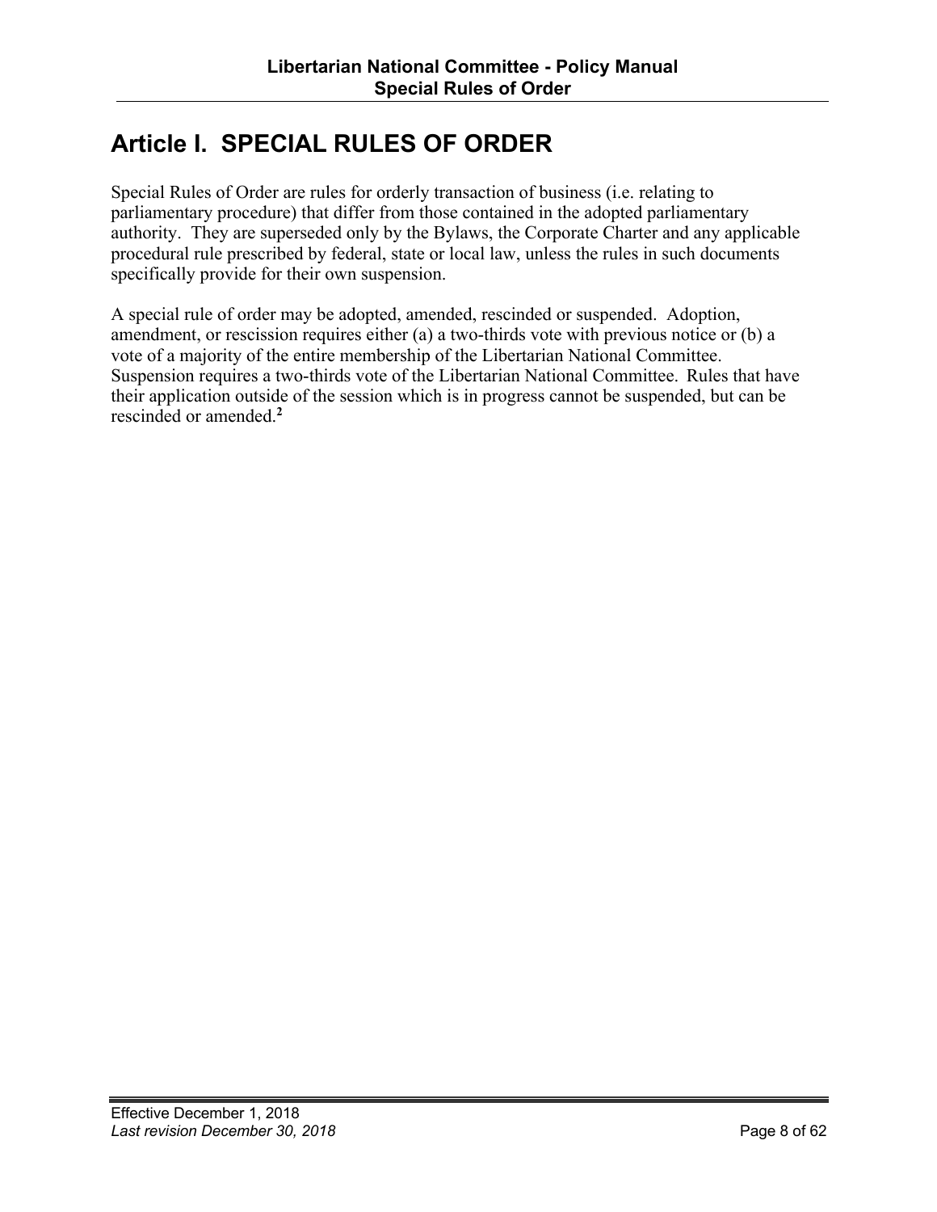# Article I. SPECIAL RULES OF ORDER

Special Rules of Order are rules for orderly transaction of business (i.e. relating to parliamentary procedure) that differ from those contained in the adopted parliamentary authority. They are superseded only by the Bylaws, the Corporate Charter and any applicable procedural rule prescribed by federal, state or local law, unless the rules in such documents specifically provide for their own suspension.

A special rule of order may be adopted, amended, rescinded or suspended. Adoption, amendment, or rescission requires either (a) a two-thirds vote with previous notice or (b) a vote of a majority of the entire membership of the Libertarian National Committee. Suspension requires a two-thirds vote of the Libertarian National Committee. Rules that have their application outside of the session which is in progress cannot be suspended, but can be rescinded or amended.[2]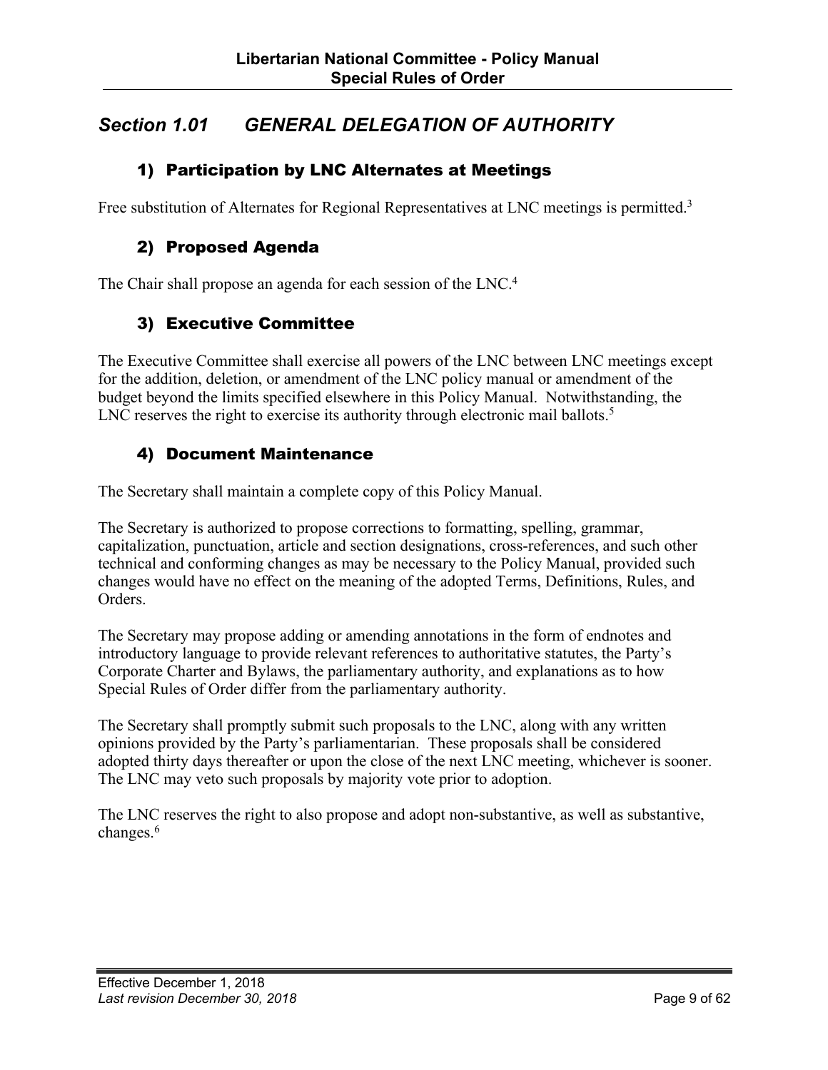## *Section 1.01 GENERAL DELEGATION OF AUTHORITY*

### 1) Participation by LNC Alternates at Meetings

Free substitution of Alternates for Regional Representatives at LNC meetings is permitted.[3]

### 2) Proposed Agenda

The Chair shall propose an agenda for each session of the LNC.[4]

### 3) Executive Committee

The Executive Committee shall exercise all powers of the LNC between LNC meetings except for the addition, deletion, or amendment of the LNC policy manual or amendment of the budget beyond the limits specified elsewhere in this Policy Manual. Notwithstanding, the LNC reserves the right to exercise its authority through electronic mail ballots.[5]

### 4) Document Maintenance

The Secretary shall maintain a complete copy of this Policy Manual.

The Secretary is authorized to propose corrections to formatting, spelling, grammar, capitalization, punctuation, article and section designations, cross-references, and such other technical and conforming changes as may be necessary to the Policy Manual, provided such changes would have no effect on the meaning of the adopted Terms, Definitions, Rules, and Orders.

The Secretary may propose adding or amending annotations in the form of endnotes and introductory language to provide relevant references to authoritative statutes, the Party's Corporate Charter and Bylaws, the parliamentary authority, and explanations as to how Special Rules of Order differ from the parliamentary authority.

The Secretary shall promptly submit such proposals to the LNC, along with any written opinions provided by the Party's parliamentarian. These proposals shall be considered adopted thirty days thereafter or upon the close of the next LNC meeting, whichever is sooner. The LNC may veto such proposals by majority vote prior to adoption.

The LNC reserves the right to also propose and adopt non-substantive, as well as substantive, changes.[6]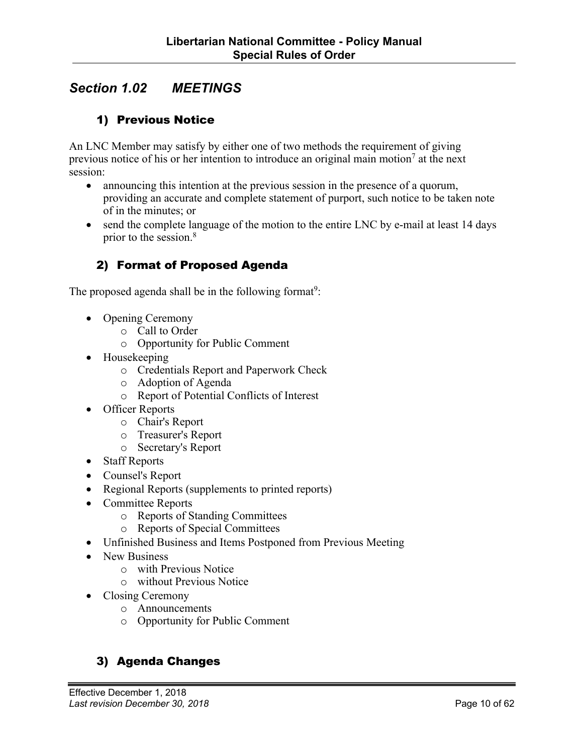## *Section 1.02 MEETINGS*

### 1) Previous Notice

An LNC Member may satisfy by either one of two methods the requirement of giving previous notice of his or her intention to introduce an original main motion[7] at the next session:

- announcing this intention at the previous session in the presence of a quorum, providing an accurate and complete statement of purport, such notice to be taken note of in the minutes; or
- send the complete language of the motion to the entire LNC by e-mail at least 14 days prior to the session.[8]

### 2) Format of Proposed Agenda

The proposed agenda shall be in the following format[9]:

- Opening Ceremony
  - Call to Order
  - Opportunity for Public Comment
- Housekeeping
  - Credentials Report and Paperwork Check
  - Adoption of Agenda
  - Report of Potential Conflicts of Interest
- Officer Reports
  - Chair's Report
  - Treasurer's Report
  - Secretary's Report
- Staff Reports
- Counsel's Report
- Regional Reports (supplements to printed reports)
- Committee Reports
  - Reports of Standing Committees
  - Reports of Special Committees
- Unfinished Business and Items Postponed from Previous Meeting
- New Business
  - with Previous Notice
  - without Previous Notice
- Closing Ceremony
  - Announcements
  - Opportunity for Public Comment

### 3) Agenda Changes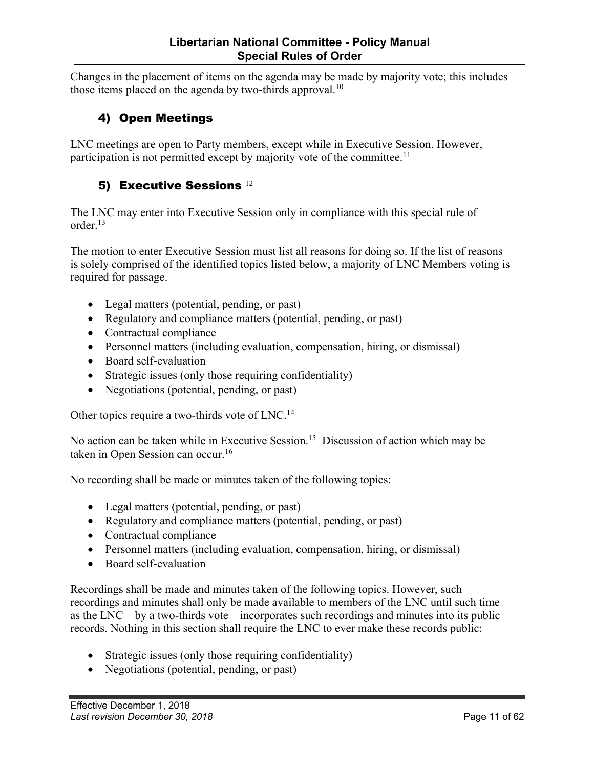Changes in the placement of items on the agenda may be made by majority vote; this includes those items placed on the agenda by two-thirds approval.[10]

### 4) Open Meetings

LNC meetings are open to Party members, except while in Executive Session. However, participation is not permitted except by majority vote of the committee.[11]

### 5) Executive Sessions [12]

The LNC may enter into Executive Session only in compliance with this special rule of order.[13]

The motion to enter Executive Session must list all reasons for doing so. If the list of reasons is solely comprised of the identified topics listed below, a majority of LNC Members voting is required for passage.

- Legal matters (potential, pending, or past)
- Regulatory and compliance matters (potential, pending, or past)
- Contractual compliance
- Personnel matters (including evaluation, compensation, hiring, or dismissal)
- Board self-evaluation
- Strategic issues (only those requiring confidentiality)
- Negotiations (potential, pending, or past)

Other topics require a two-thirds vote of LNC.[14]

No action can be taken while in Executive Session.[15] Discussion of action which may be taken in Open Session can occur.[16]

No recording shall be made or minutes taken of the following topics:

- Legal matters (potential, pending, or past)
- Regulatory and compliance matters (potential, pending, or past)
- Contractual compliance
- Personnel matters (including evaluation, compensation, hiring, or dismissal)
- Board self-evaluation

Recordings shall be made and minutes taken of the following topics. However, such recordings and minutes shall only be made available to members of the LNC until such time as the LNC – by a two-thirds vote – incorporates such recordings and minutes into its public records. Nothing in this section shall require the LNC to ever make these records public:

- Strategic issues (only those requiring confidentiality)
- Negotiations (potential, pending, or past)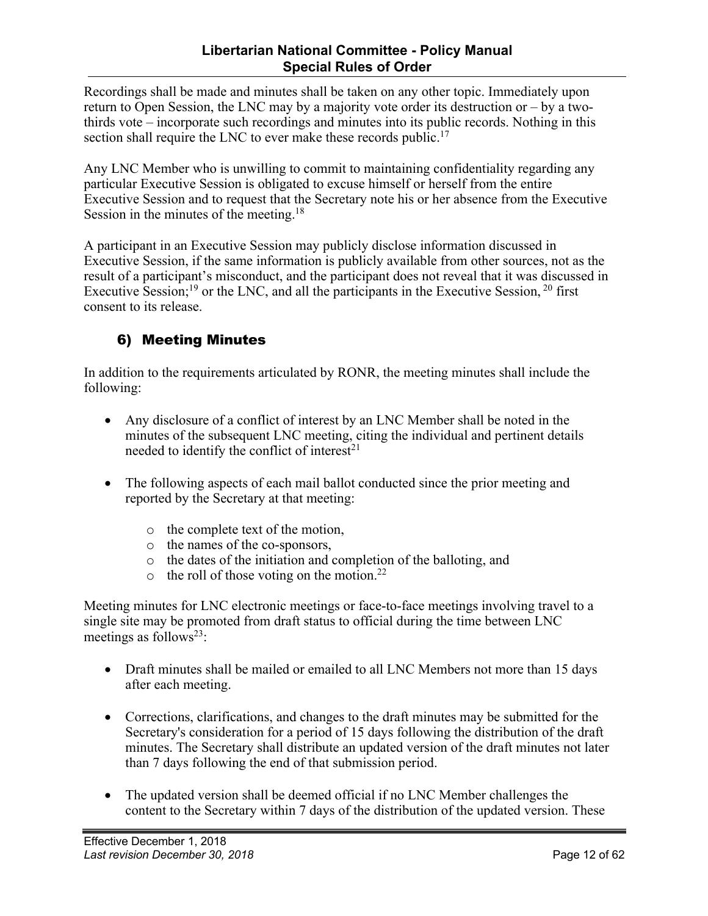Recordings shall be made and minutes shall be taken on any other topic. Immediately upon return to Open Session, the LNC may by a majority vote order its destruction or – by a two-thirds vote – incorporate such recordings and minutes into its public records. Nothing in this section shall require the LNC to ever make these records public.[17]

Any LNC Member who is unwilling to commit to maintaining confidentiality regarding any particular Executive Session is obligated to excuse himself or herself from the entire Executive Session and to request that the Secretary note his or her absence from the Executive Session in the minutes of the meeting.[18]

A participant in an Executive Session may publicly disclose information discussed in Executive Session, if the same information is publicly available from other sources, not as the result of a participant's misconduct, and the participant does not reveal that it was discussed in Executive Session;[19] or the LNC, and all the participants in the Executive Session, [20] first consent to its release.

## 6) Meeting Minutes

In addition to the requirements articulated by RONR, the meeting minutes shall include the following:

- Any disclosure of a conflict of interest by an LNC Member shall be noted in the minutes of the subsequent LNC meeting, citing the individual and pertinent details needed to identify the conflict of interest[21]

- The following aspects of each mail ballot conducted since the prior meeting and reported by the Secretary at that meeting:

    - the complete text of the motion,
    - the names of the co-sponsors,
    - the dates of the initiation and completion of the balloting, and
    - the roll of those voting on the motion.[22]

Meeting minutes for LNC electronic meetings or face-to-face meetings involving travel to a single site may be promoted from draft status to official during the time between LNC meetings as follows[23]:

- Draft minutes shall be mailed or emailed to all LNC Members not more than 15 days after each meeting.

- Corrections, clarifications, and changes to the draft minutes may be submitted for the Secretary's consideration for a period of 15 days following the distribution of the draft minutes. The Secretary shall distribute an updated version of the draft minutes not later than 7 days following the end of that submission period.

- The updated version shall be deemed official if no LNC Member challenges the content to the Secretary within 7 days of the distribution of the updated version. These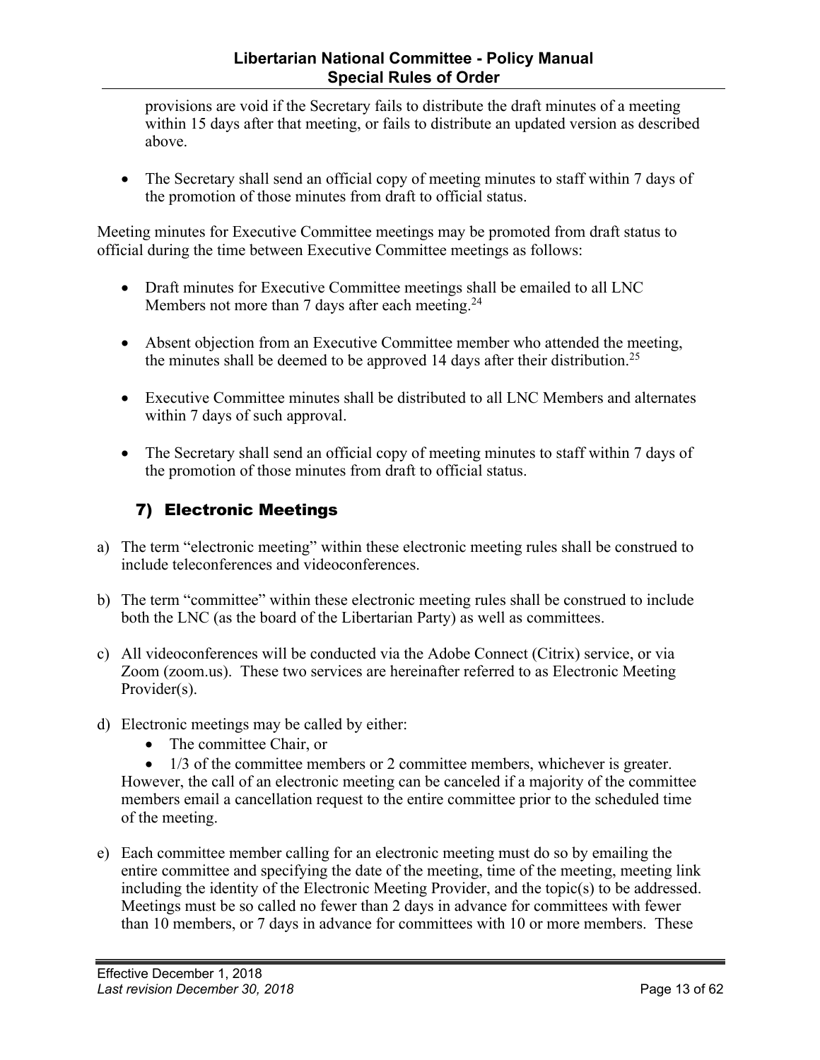provisions are void if the Secretary fails to distribute the draft minutes of a meeting within 15 days after that meeting, or fails to distribute an updated version as described above.

- The Secretary shall send an official copy of meeting minutes to staff within 7 days of the promotion of those minutes from draft to official status.

Meeting minutes for Executive Committee meetings may be promoted from draft status to official during the time between Executive Committee meetings as follows:

- Draft minutes for Executive Committee meetings shall be emailed to all LNC Members not more than 7 days after each meeting.[24]

- Absent objection from an Executive Committee member who attended the meeting, the minutes shall be deemed to be approved 14 days after their distribution.[25]

- Executive Committee minutes shall be distributed to all LNC Members and alternates within 7 days of such approval.

- The Secretary shall send an official copy of meeting minutes to staff within 7 days of the promotion of those minutes from draft to official status.

## 7) Electronic Meetings

a) The term "electronic meeting" within these electronic meeting rules shall be construed to include teleconferences and videoconferences.

b) The term "committee" within these electronic meeting rules shall be construed to include both the LNC (as the board of the Libertarian Party) as well as committees.

c) All videoconferences will be conducted via the Adobe Connect (Citrix) service, or via Zoom (zoom.us). These two services are hereinafter referred to as Electronic Meeting Provider(s).

d) Electronic meetings may be called by either:
   - The committee Chair, or
   - 1/3 of the committee members or 2 committee members, whichever is greater.

   However, the call of an electronic meeting can be canceled if a majority of the committee members email a cancellation request to the entire committee prior to the scheduled time of the meeting.

e) Each committee member calling for an electronic meeting must do so by emailing the entire committee and specifying the date of the meeting, time of the meeting, meeting link including the identity of the Electronic Meeting Provider, and the topic(s) to be addressed. Meetings must be so called no fewer than 2 days in advance for committees with fewer than 10 members, or 7 days in advance for committees with 10 or more members. These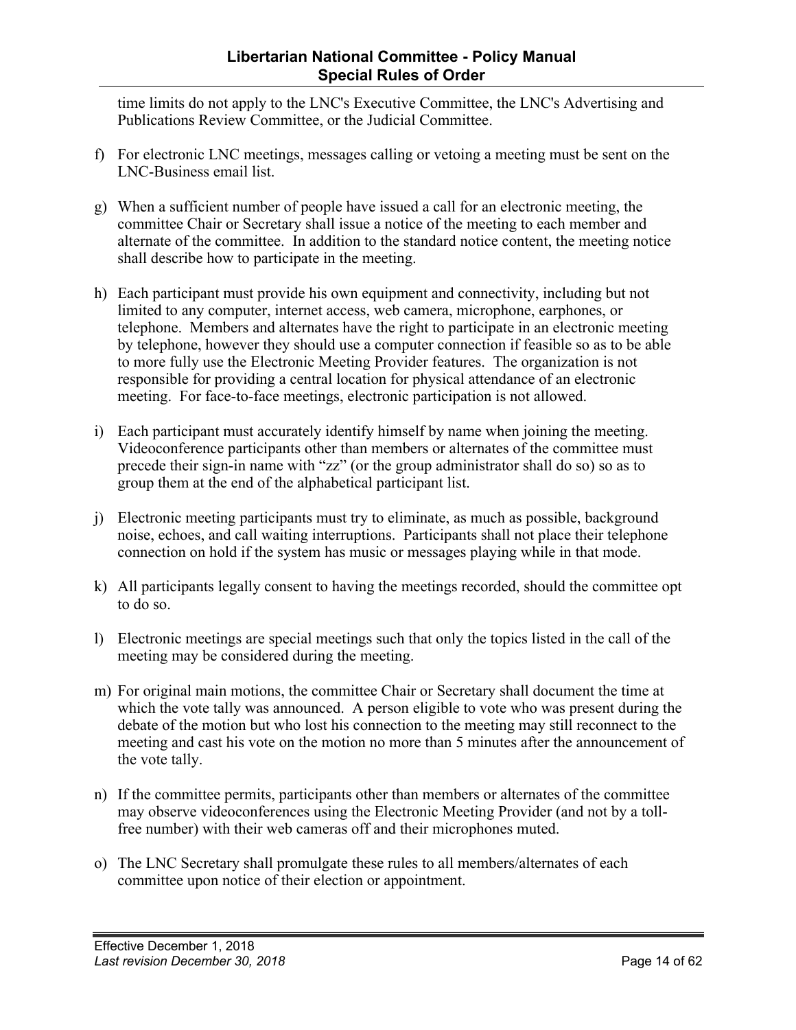time limits do not apply to the LNC's Executive Committee, the LNC's Advertising and Publications Review Committee, or the Judicial Committee.

f) For electronic LNC meetings, messages calling or vetoing a meeting must be sent on the LNC-Business email list.

g) When a sufficient number of people have issued a call for an electronic meeting, the committee Chair or Secretary shall issue a notice of the meeting to each member and alternate of the committee. In addition to the standard notice content, the meeting notice shall describe how to participate in the meeting.

h) Each participant must provide his own equipment and connectivity, including but not limited to any computer, internet access, web camera, microphone, earphones, or telephone. Members and alternates have the right to participate in an electronic meeting by telephone, however they should use a computer connection if feasible so as to be able to more fully use the Electronic Meeting Provider features. The organization is not responsible for providing a central location for physical attendance of an electronic meeting. For face-to-face meetings, electronic participation is not allowed.

i) Each participant must accurately identify himself by name when joining the meeting. Videoconference participants other than members or alternates of the committee must precede their sign-in name with "zz" (or the group administrator shall do so) so as to group them at the end of the alphabetical participant list.

j) Electronic meeting participants must try to eliminate, as much as possible, background noise, echoes, and call waiting interruptions. Participants shall not place their telephone connection on hold if the system has music or messages playing while in that mode.

k) All participants legally consent to having the meetings recorded, should the committee opt to do so.

l) Electronic meetings are special meetings such that only the topics listed in the call of the meeting may be considered during the meeting.

m) For original main motions, the committee Chair or Secretary shall document the time at which the vote tally was announced. A person eligible to vote who was present during the debate of the motion but who lost his connection to the meeting may still reconnect to the meeting and cast his vote on the motion no more than 5 minutes after the announcement of the vote tally.

n) If the committee permits, participants other than members or alternates of the committee may observe videoconferences using the Electronic Meeting Provider (and not by a toll-free number) with their web cameras off and their microphones muted.

o) The LNC Secretary shall promulgate these rules to all members/alternates of each committee upon notice of their election or appointment.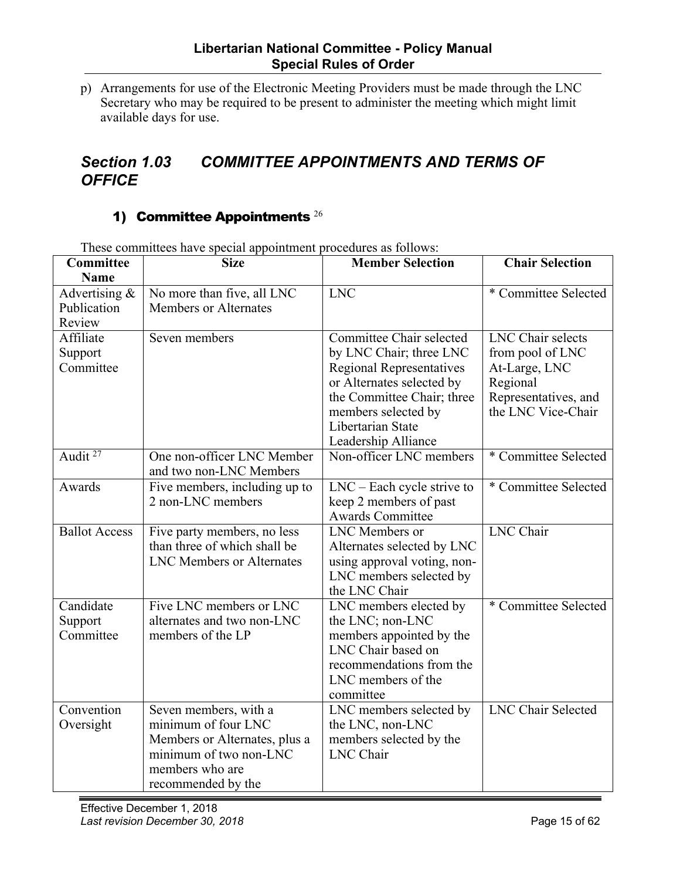p) Arrangements for use of the Electronic Meeting Providers must be made through the LNC Secretary who may be required to be present to administer the meeting which might limit available days for use.

## *Section 1.03 COMMITTEE APPOINTMENTS AND TERMS OF OFFICE*

### 1) Committee Appointments [26]

These committees have special appointment procedures as follows:

| Committee Name | Size | Member Selection | Chair Selection |
|---|---|---|---|
| Advertising & Publication Review | No more than five, all LNC Members or Alternates | LNC | * Committee Selected |
| Affiliate Support Committee | Seven members | Committee Chair selected by LNC Chair; three LNC Regional Representatives or Alternates selected by the Committee Chair; three members selected by Libertarian State Leadership Alliance | LNC Chair selects from pool of LNC At-Large, LNC Regional Representatives, and the LNC Vice-Chair |
| Audit [27] | One non-officer LNC Member and two non-LNC Members | Non-officer LNC members | * Committee Selected |
| Awards | Five members, including up to 2 non-LNC members | LNC – Each cycle strive to keep 2 members of past Awards Committee | * Committee Selected |
| Ballot Access | Five party members, no less than three of which shall be LNC Members or Alternates | LNC Members or Alternates selected by LNC using approval voting, non-LNC members selected by the LNC Chair | LNC Chair |
| Candidate Support Committee | Five LNC members or LNC alternates and two non-LNC members of the LP | LNC members elected by the LNC; non-LNC members appointed by the LNC Chair based on recommendations from the LNC members of the committee | * Committee Selected |
| Convention Oversight | Seven members, with a minimum of four LNC Members or Alternates, plus a minimum of two non-LNC members who are recommended by the | LNC members selected by the LNC, non-LNC members selected by the LNC Chair | LNC Chair Selected |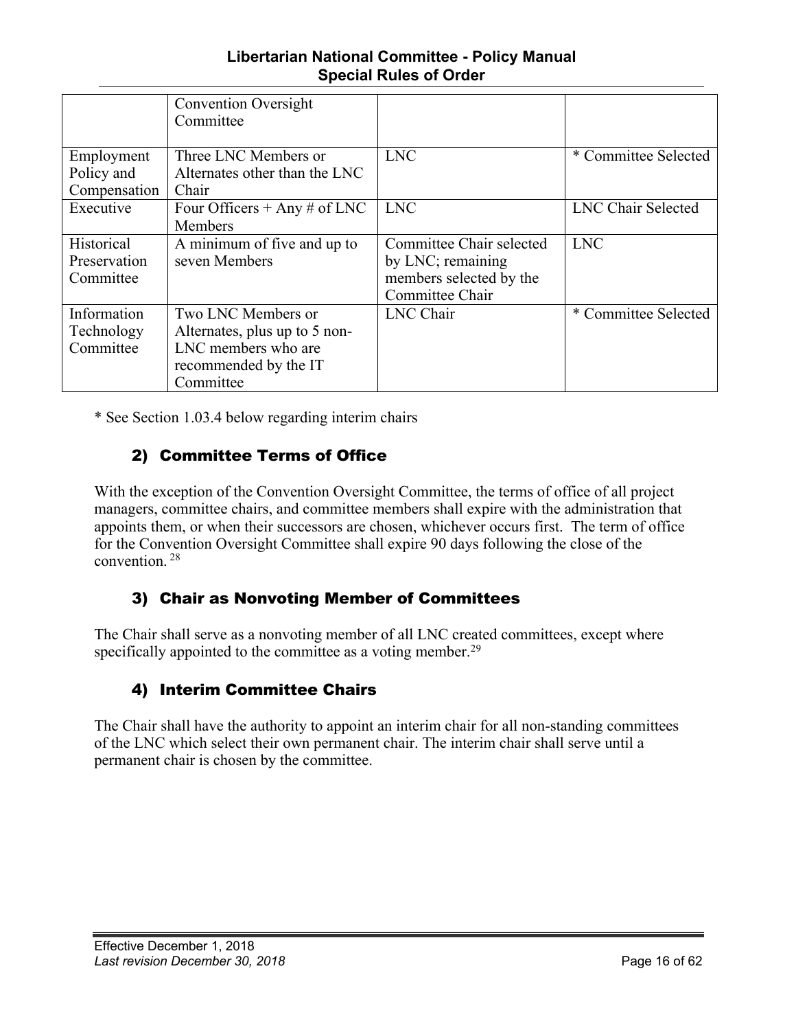| | | | |
|---|---|---|---|
| | Convention Oversight Committee | | |
| Employment Policy and Compensation | Three LNC Members or Alternates other than the LNC Chair | LNC | * Committee Selected |
| Executive | Four Officers + Any # of LNC Members | LNC | LNC Chair Selected |
| Historical Preservation Committee | A minimum of five and up to seven Members | Committee Chair selected by LNC; remaining members selected by the Committee Chair | LNC |
| Information Technology Committee | Two LNC Members or Alternates, plus up to 5 non-LNC members who are recommended by the IT Committee | LNC Chair | * Committee Selected |

* See Section 1.03.4 below regarding interim chairs

### 2) Committee Terms of Office

With the exception of the Convention Oversight Committee, the terms of office of all project managers, committee chairs, and committee members shall expire with the administration that appoints them, or when their successors are chosen, whichever occurs first. The term of office for the Convention Oversight Committee shall expire 90 days following the close of the convention. [28]

### 3) Chair as Nonvoting Member of Committees

The Chair shall serve as a nonvoting member of all LNC created committees, except where specifically appointed to the committee as a voting member.[29]

### 4) Interim Committee Chairs

The Chair shall have the authority to appoint an interim chair for all non-standing committees of the LNC which select their own permanent chair. The interim chair shall serve until a permanent chair is chosen by the committee.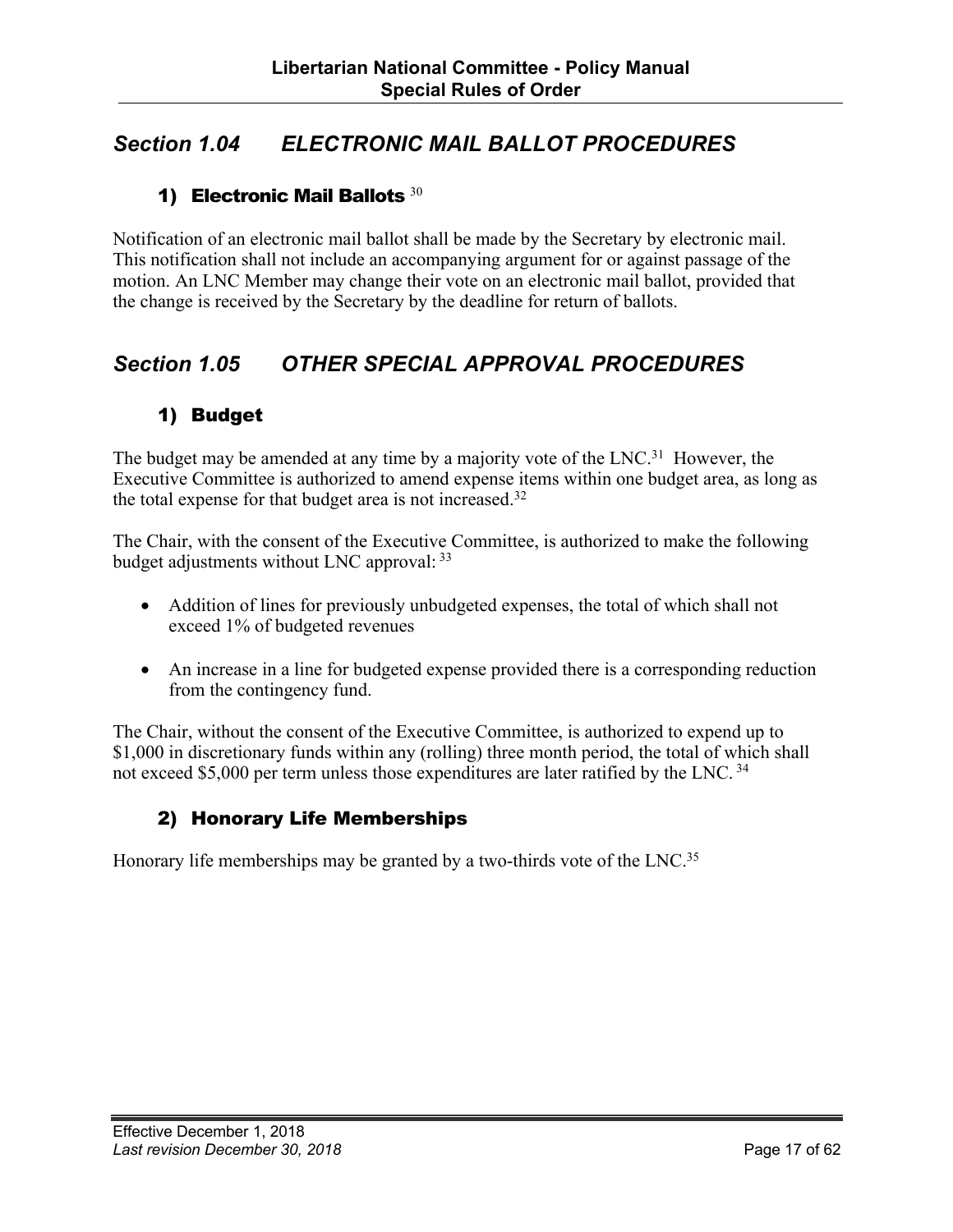## *Section 1.04 ELECTRONIC MAIL BALLOT PROCEDURES*

### 1) Electronic Mail Ballots [30]

Notification of an electronic mail ballot shall be made by the Secretary by electronic mail. This notification shall not include an accompanying argument for or against passage of the motion. An LNC Member may change their vote on an electronic mail ballot, provided that the change is received by the Secretary by the deadline for return of ballots.

## *Section 1.05 OTHER SPECIAL APPROVAL PROCEDURES*

### 1) Budget

The budget may be amended at any time by a majority vote of the LNC.[31] However, the Executive Committee is authorized to amend expense items within one budget area, as long as the total expense for that budget area is not increased.[32]

The Chair, with the consent of the Executive Committee, is authorized to make the following budget adjustments without LNC approval: [33]

- Addition of lines for previously unbudgeted expenses, the total of which shall not exceed 1% of budgeted revenues
- An increase in a line for budgeted expense provided there is a corresponding reduction from the contingency fund.

The Chair, without the consent of the Executive Committee, is authorized to expend up to $1,000 in discretionary funds within any (rolling) three month period, the total of which shall not exceed $5,000 per term unless those expenditures are later ratified by the LNC. [34]

### 2) Honorary Life Memberships

Honorary life memberships may be granted by a two-thirds vote of the LNC.[35]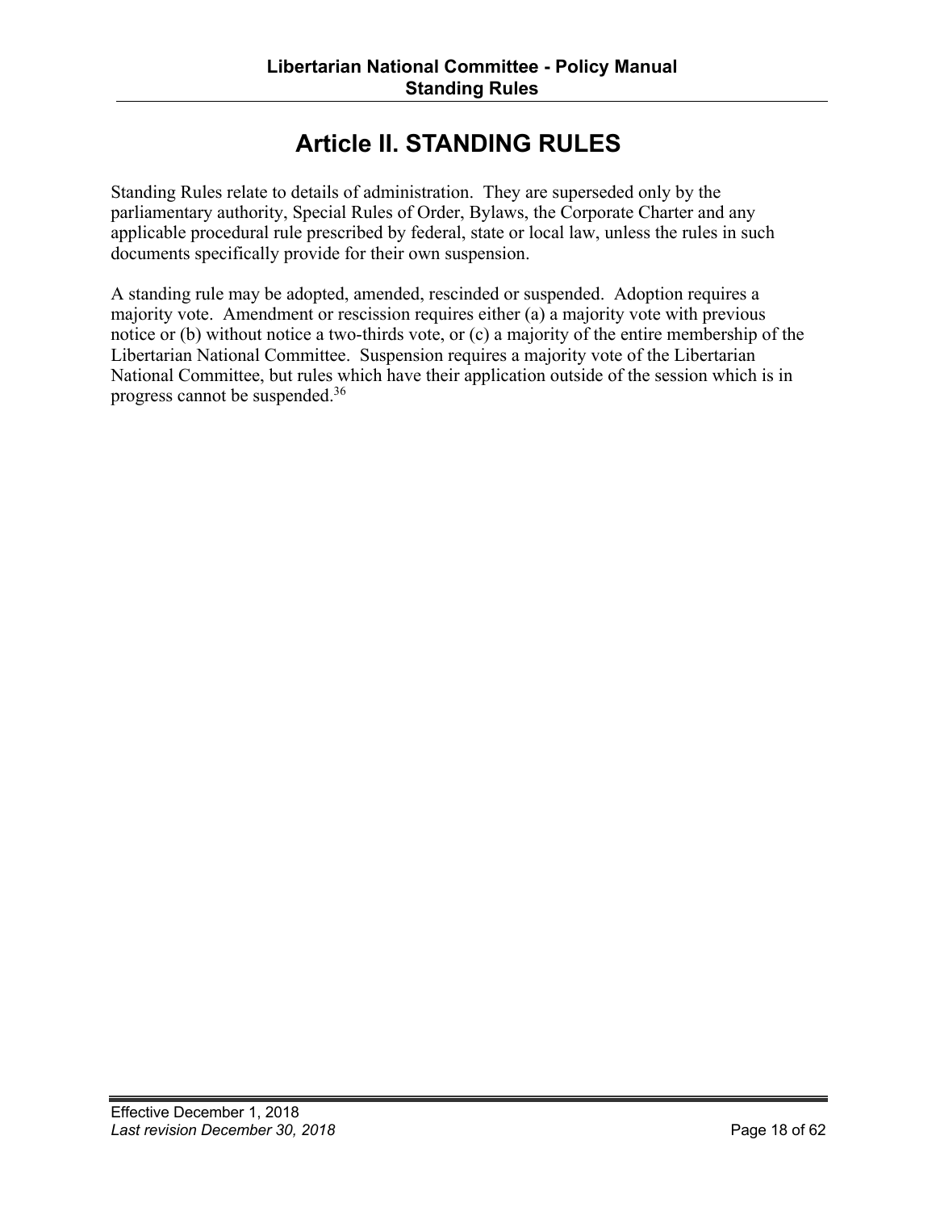# Article II. STANDING RULES

Standing Rules relate to details of administration. They are superseded only by the parliamentary authority, Special Rules of Order, Bylaws, the Corporate Charter and any applicable procedural rule prescribed by federal, state or local law, unless the rules in such documents specifically provide for their own suspension.

A standing rule may be adopted, amended, rescinded or suspended. Adoption requires a majority vote. Amendment or rescission requires either (a) a majority vote with previous notice or (b) without notice a two-thirds vote, or (c) a majority of the entire membership of the Libertarian National Committee. Suspension requires a majority vote of the Libertarian National Committee, but rules which have their application outside of the session which is in progress cannot be suspended.[36]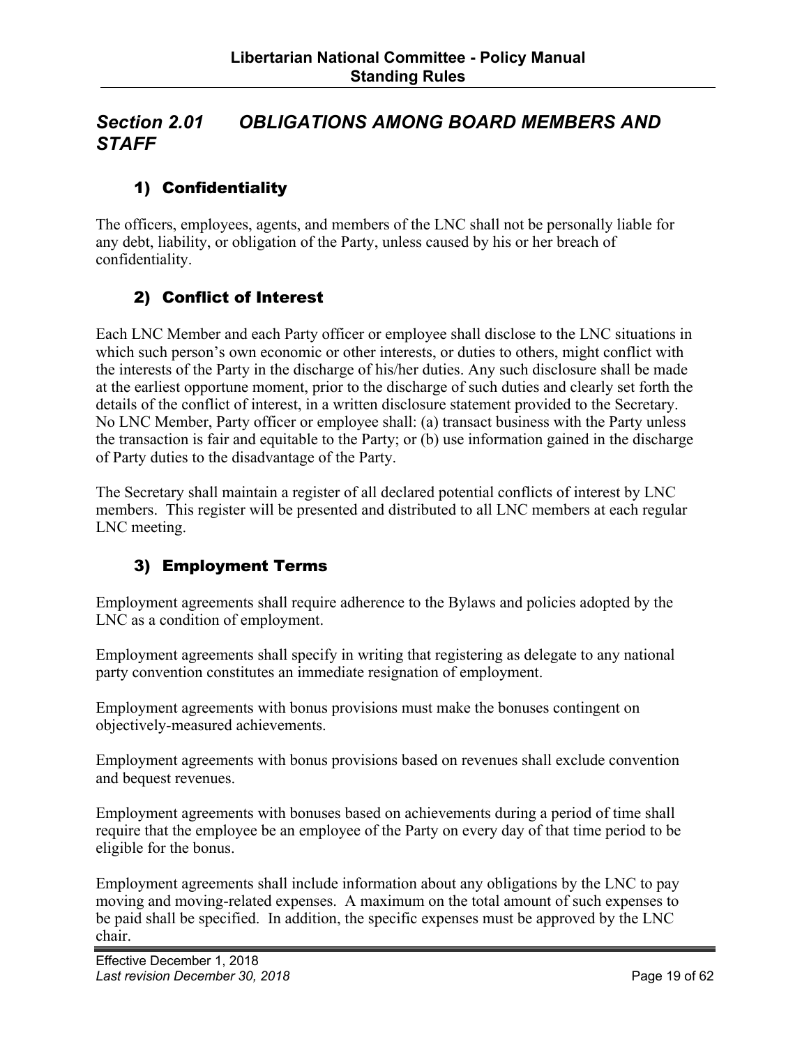## *Section 2.01 OBLIGATIONS AMONG BOARD MEMBERS AND STAFF*

### 1) Confidentiality

The officers, employees, agents, and members of the LNC shall not be personally liable for any debt, liability, or obligation of the Party, unless caused by his or her breach of confidentiality.

### 2) Conflict of Interest

Each LNC Member and each Party officer or employee shall disclose to the LNC situations in which such person's own economic or other interests, or duties to others, might conflict with the interests of the Party in the discharge of his/her duties. Any such disclosure shall be made at the earliest opportune moment, prior to the discharge of such duties and clearly set forth the details of the conflict of interest, in a written disclosure statement provided to the Secretary. No LNC Member, Party officer or employee shall: (a) transact business with the Party unless the transaction is fair and equitable to the Party; or (b) use information gained in the discharge of Party duties to the disadvantage of the Party.

The Secretary shall maintain a register of all declared potential conflicts of interest by LNC members. This register will be presented and distributed to all LNC members at each regular LNC meeting.

### 3) Employment Terms

Employment agreements shall require adherence to the Bylaws and policies adopted by the LNC as a condition of employment.

Employment agreements shall specify in writing that registering as delegate to any national party convention constitutes an immediate resignation of employment.

Employment agreements with bonus provisions must make the bonuses contingent on objectively-measured achievements.

Employment agreements with bonus provisions based on revenues shall exclude convention and bequest revenues.

Employment agreements with bonuses based on achievements during a period of time shall require that the employee be an employee of the Party on every day of that time period to be eligible for the bonus.

Employment agreements shall include information about any obligations by the LNC to pay moving and moving-related expenses. A maximum on the total amount of such expenses to be paid shall be specified. In addition, the specific expenses must be approved by the LNC chair.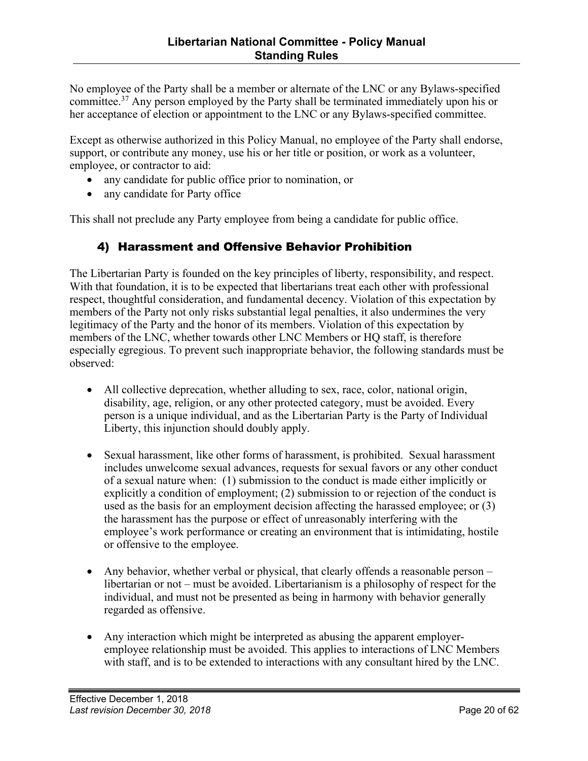No employee of the Party shall be a member or alternate of the LNC or any Bylaws-specified committee.[37] Any person employed by the Party shall be terminated immediately upon his or her acceptance of election or appointment to the LNC or any Bylaws-specified committee.

Except as otherwise authorized in this Policy Manual, no employee of the Party shall endorse, support, or contribute any money, use his or her title or position, or work as a volunteer, employee, or contractor to aid:

- any candidate for public office prior to nomination, or
- any candidate for Party office

This shall not preclude any Party employee from being a candidate for public office.

### 4) Harassment and Offensive Behavior Prohibition

The Libertarian Party is founded on the key principles of liberty, responsibility, and respect. With that foundation, it is to be expected that libertarians treat each other with professional respect, thoughtful consideration, and fundamental decency. Violation of this expectation by members of the Party not only risks substantial legal penalties, it also undermines the very legitimacy of the Party and the honor of its members. Violation of this expectation by members of the LNC, whether towards other LNC Members or HQ staff, is therefore especially egregious. To prevent such inappropriate behavior, the following standards must be observed:

- All collective deprecation, whether alluding to sex, race, color, national origin, disability, age, religion, or any other protected category, must be avoided. Every person is a unique individual, and as the Libertarian Party is the Party of Individual Liberty, this injunction should doubly apply.

- Sexual harassment, like other forms of harassment, is prohibited. Sexual harassment includes unwelcome sexual advances, requests for sexual favors or any other conduct of a sexual nature when: (1) submission to the conduct is made either implicitly or explicitly a condition of employment; (2) submission to or rejection of the conduct is used as the basis for an employment decision affecting the harassed employee; or (3) the harassment has the purpose or effect of unreasonably interfering with the employee's work performance or creating an environment that is intimidating, hostile or offensive to the employee.

- Any behavior, whether verbal or physical, that clearly offends a reasonable person – libertarian or not – must be avoided. Libertarianism is a philosophy of respect for the individual, and must not be presented as being in harmony with behavior generally regarded as offensive.

- Any interaction which might be interpreted as abusing the apparent employer-employee relationship must be avoided. This applies to interactions of LNC Members with staff, and is to be extended to interactions with any consultant hired by the LNC.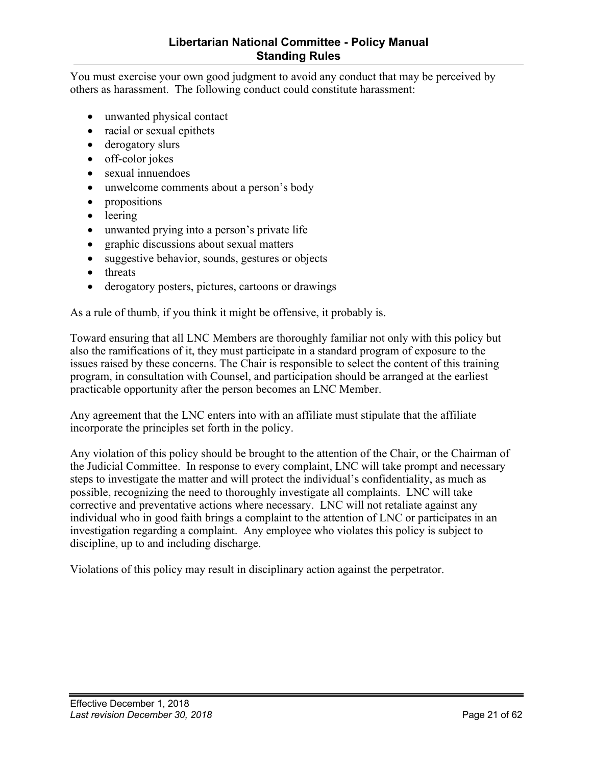You must exercise your own good judgment to avoid any conduct that may be perceived by others as harassment. The following conduct could constitute harassment:

- unwanted physical contact
- racial or sexual epithets
- derogatory slurs
- off-color jokes
- sexual innuendoes
- unwelcome comments about a person's body
- propositions
- leering
- unwanted prying into a person's private life
- graphic discussions about sexual matters
- suggestive behavior, sounds, gestures or objects
- threats
- derogatory posters, pictures, cartoons or drawings

As a rule of thumb, if you think it might be offensive, it probably is.

Toward ensuring that all LNC Members are thoroughly familiar not only with this policy but also the ramifications of it, they must participate in a standard program of exposure to the issues raised by these concerns. The Chair is responsible to select the content of this training program, in consultation with Counsel, and participation should be arranged at the earliest practicable opportunity after the person becomes an LNC Member.

Any agreement that the LNC enters into with an affiliate must stipulate that the affiliate incorporate the principles set forth in the policy.

Any violation of this policy should be brought to the attention of the Chair, or the Chairman of the Judicial Committee. In response to every complaint, LNC will take prompt and necessary steps to investigate the matter and will protect the individual's confidentiality, as much as possible, recognizing the need to thoroughly investigate all complaints. LNC will take corrective and preventative actions where necessary. LNC will not retaliate against any individual who in good faith brings a complaint to the attention of LNC or participates in an investigation regarding a complaint. Any employee who violates this policy is subject to discipline, up to and including discharge.

Violations of this policy may result in disciplinary action against the perpetrator.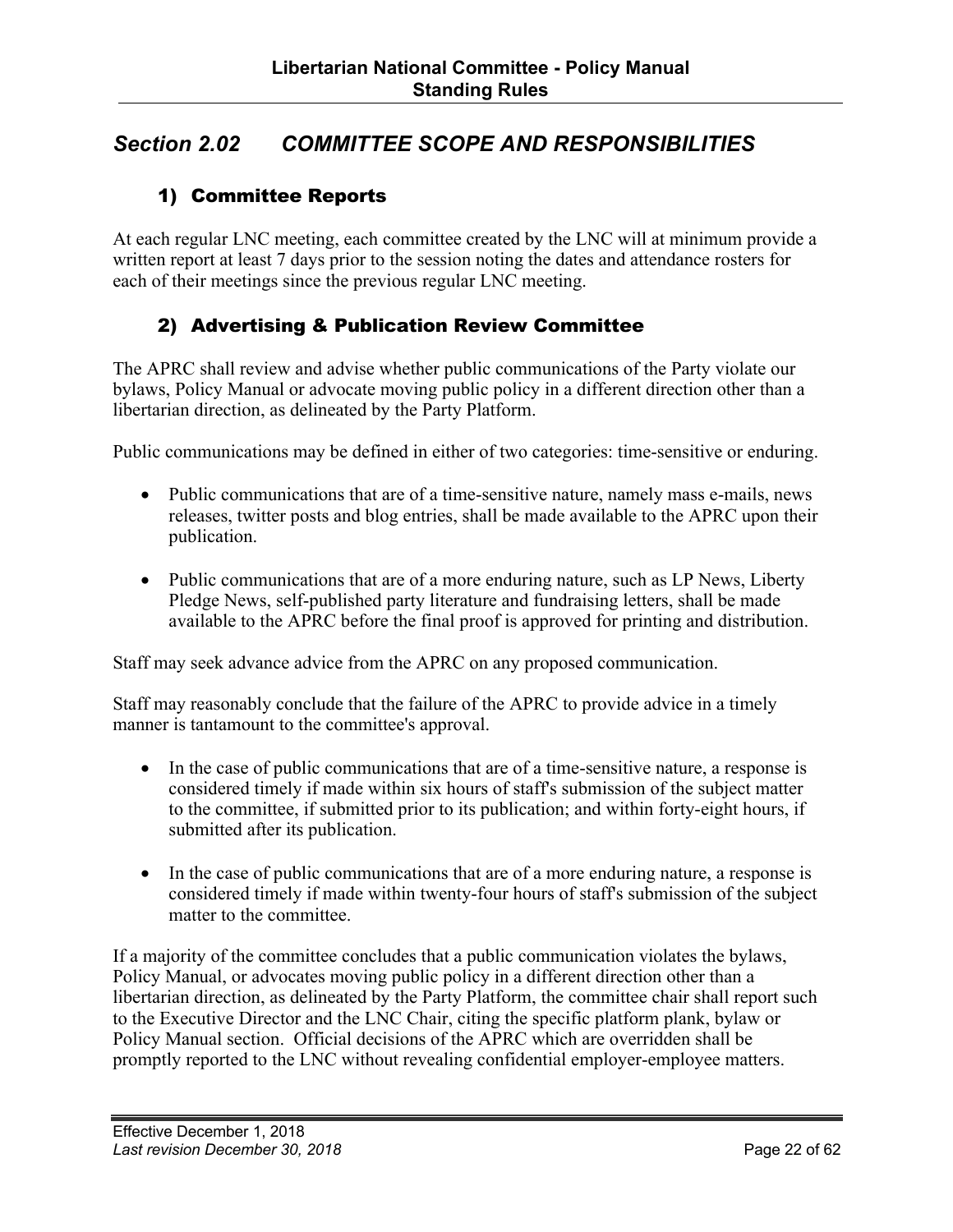## *Section 2.02 COMMITTEE SCOPE AND RESPONSIBILITIES*

### 1) Committee Reports

At each regular LNC meeting, each committee created by the LNC will at minimum provide a written report at least 7 days prior to the session noting the dates and attendance rosters for each of their meetings since the previous regular LNC meeting.

### 2) Advertising & Publication Review Committee

The APRC shall review and advise whether public communications of the Party violate our bylaws, Policy Manual or advocate moving public policy in a different direction other than a libertarian direction, as delineated by the Party Platform.

Public communications may be defined in either of two categories: time-sensitive or enduring.

- Public communications that are of a time-sensitive nature, namely mass e-mails, news releases, twitter posts and blog entries, shall be made available to the APRC upon their publication.
- Public communications that are of a more enduring nature, such as LP News, Liberty Pledge News, self-published party literature and fundraising letters, shall be made available to the APRC before the final proof is approved for printing and distribution.

Staff may seek advance advice from the APRC on any proposed communication.

Staff may reasonably conclude that the failure of the APRC to provide advice in a timely manner is tantamount to the committee's approval.

- In the case of public communications that are of a time-sensitive nature, a response is considered timely if made within six hours of staff's submission of the subject matter to the committee, if submitted prior to its publication; and within forty-eight hours, if submitted after its publication.
- In the case of public communications that are of a more enduring nature, a response is considered timely if made within twenty-four hours of staff's submission of the subject matter to the committee.

If a majority of the committee concludes that a public communication violates the bylaws, Policy Manual, or advocates moving public policy in a different direction other than a libertarian direction, as delineated by the Party Platform, the committee chair shall report such to the Executive Director and the LNC Chair, citing the specific platform plank, bylaw or Policy Manual section. Official decisions of the APRC which are overridden shall be promptly reported to the LNC without revealing confidential employer-employee matters.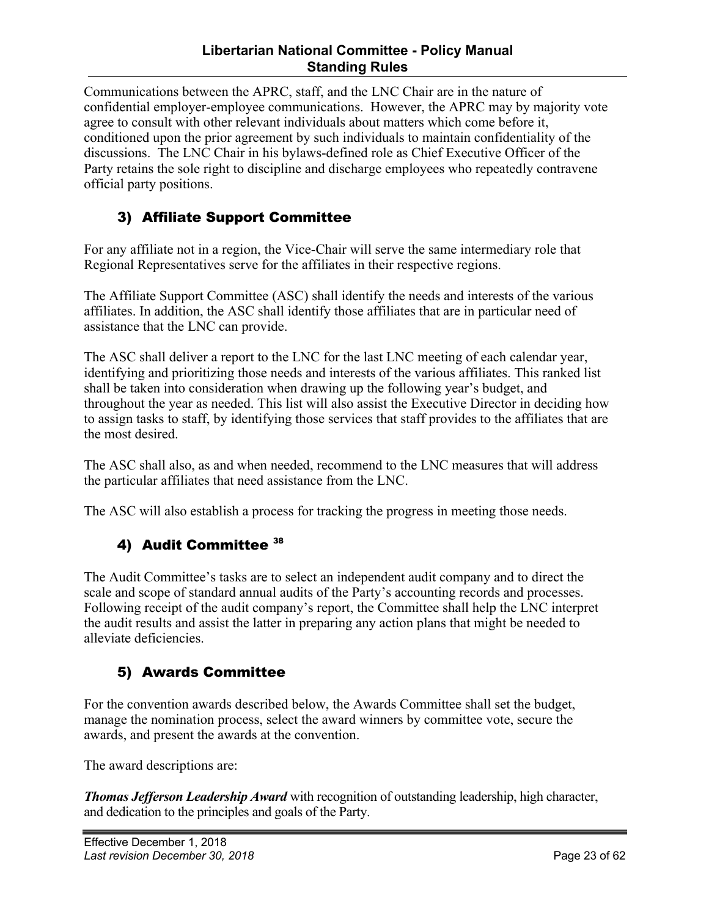Communications between the APRC, staff, and the LNC Chair are in the nature of confidential employer-employee communications. However, the APRC may by majority vote agree to consult with other relevant individuals about matters which come before it, conditioned upon the prior agreement by such individuals to maintain confidentiality of the discussions. The LNC Chair in his bylaws-defined role as Chief Executive Officer of the Party retains the sole right to discipline and discharge employees who repeatedly contravene official party positions.

### 3) Affiliate Support Committee

For any affiliate not in a region, the Vice-Chair will serve the same intermediary role that Regional Representatives serve for the affiliates in their respective regions.

The Affiliate Support Committee (ASC) shall identify the needs and interests of the various affiliates. In addition, the ASC shall identify those affiliates that are in particular need of assistance that the LNC can provide.

The ASC shall deliver a report to the LNC for the last LNC meeting of each calendar year, identifying and prioritizing those needs and interests of the various affiliates. This ranked list shall be taken into consideration when drawing up the following year's budget, and throughout the year as needed. This list will also assist the Executive Director in deciding how to assign tasks to staff, by identifying those services that staff provides to the affiliates that are the most desired.

The ASC shall also, as and when needed, recommend to the LNC measures that will address the particular affiliates that need assistance from the LNC.

The ASC will also establish a process for tracking the progress in meeting those needs.

### 4) Audit Committee [38]

The Audit Committee's tasks are to select an independent audit company and to direct the scale and scope of standard annual audits of the Party's accounting records and processes. Following receipt of the audit company's report, the Committee shall help the LNC interpret the audit results and assist the latter in preparing any action plans that might be needed to alleviate deficiencies.

### 5) Awards Committee

For the convention awards described below, the Awards Committee shall set the budget, manage the nomination process, select the award winners by committee vote, secure the awards, and present the awards at the convention.

The award descriptions are:

***Thomas Jefferson Leadership Award*** with recognition of outstanding leadership, high character, and dedication to the principles and goals of the Party.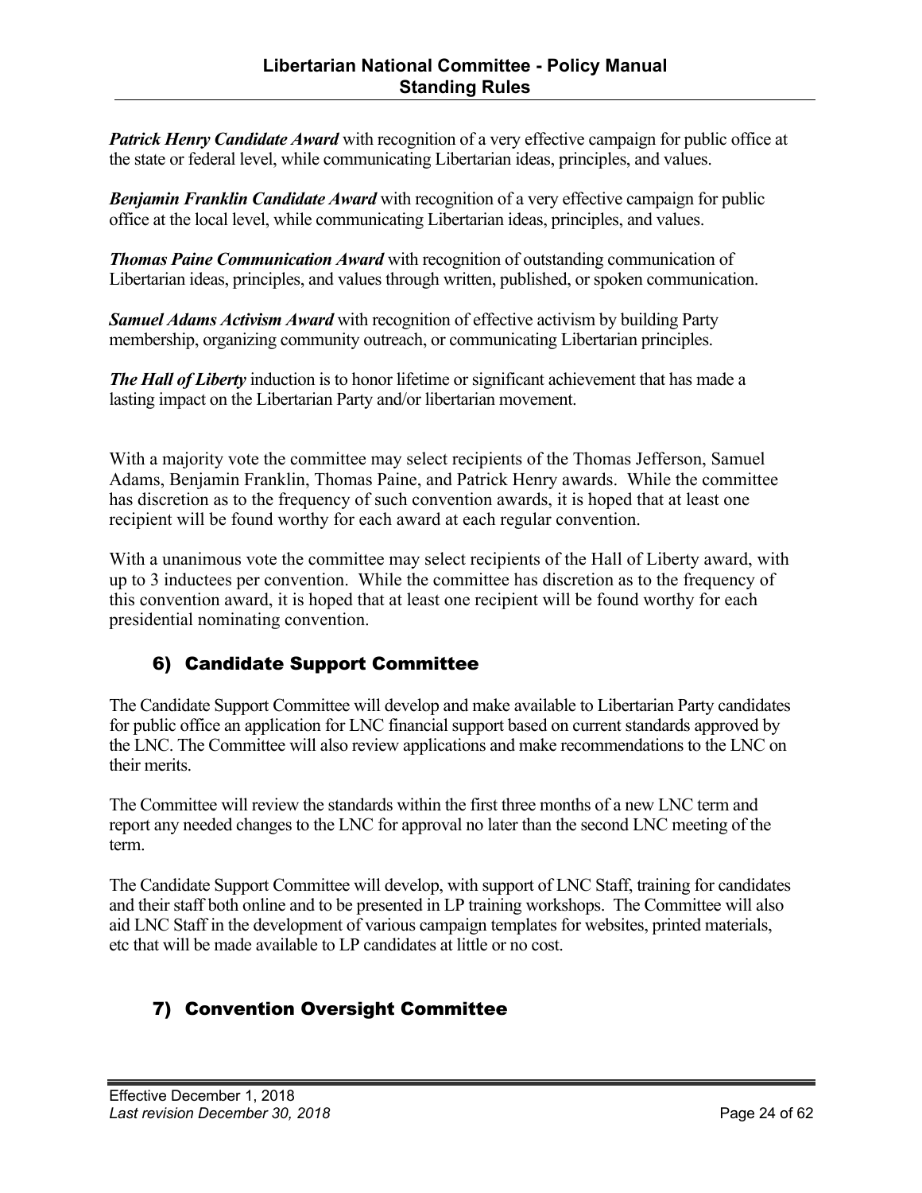***Patrick Henry Candidate Award*** with recognition of a very effective campaign for public office at the state or federal level, while communicating Libertarian ideas, principles, and values.

***Benjamin Franklin Candidate Award*** with recognition of a very effective campaign for public office at the local level, while communicating Libertarian ideas, principles, and values.

***Thomas Paine Communication Award*** with recognition of outstanding communication of Libertarian ideas, principles, and values through written, published, or spoken communication.

***Samuel Adams Activism Award*** with recognition of effective activism by building Party membership, organizing community outreach, or communicating Libertarian principles.

***The Hall of Liberty*** induction is to honor lifetime or significant achievement that has made a lasting impact on the Libertarian Party and/or libertarian movement.

With a majority vote the committee may select recipients of the Thomas Jefferson, Samuel Adams, Benjamin Franklin, Thomas Paine, and Patrick Henry awards. While the committee has discretion as to the frequency of such convention awards, it is hoped that at least one recipient will be found worthy for each award at each regular convention.

With a unanimous vote the committee may select recipients of the Hall of Liberty award, with up to 3 inductees per convention. While the committee has discretion as to the frequency of this convention award, it is hoped that at least one recipient will be found worthy for each presidential nominating convention.

## 6) Candidate Support Committee

The Candidate Support Committee will develop and make available to Libertarian Party candidates for public office an application for LNC financial support based on current standards approved by the LNC. The Committee will also review applications and make recommendations to the LNC on their merits.

The Committee will review the standards within the first three months of a new LNC term and report any needed changes to the LNC for approval no later than the second LNC meeting of the term.

The Candidate Support Committee will develop, with support of LNC Staff, training for candidates and their staff both online and to be presented in LP training workshops. The Committee will also aid LNC Staff in the development of various campaign templates for websites, printed materials, etc that will be made available to LP candidates at little or no cost.

## 7) Convention Oversight Committee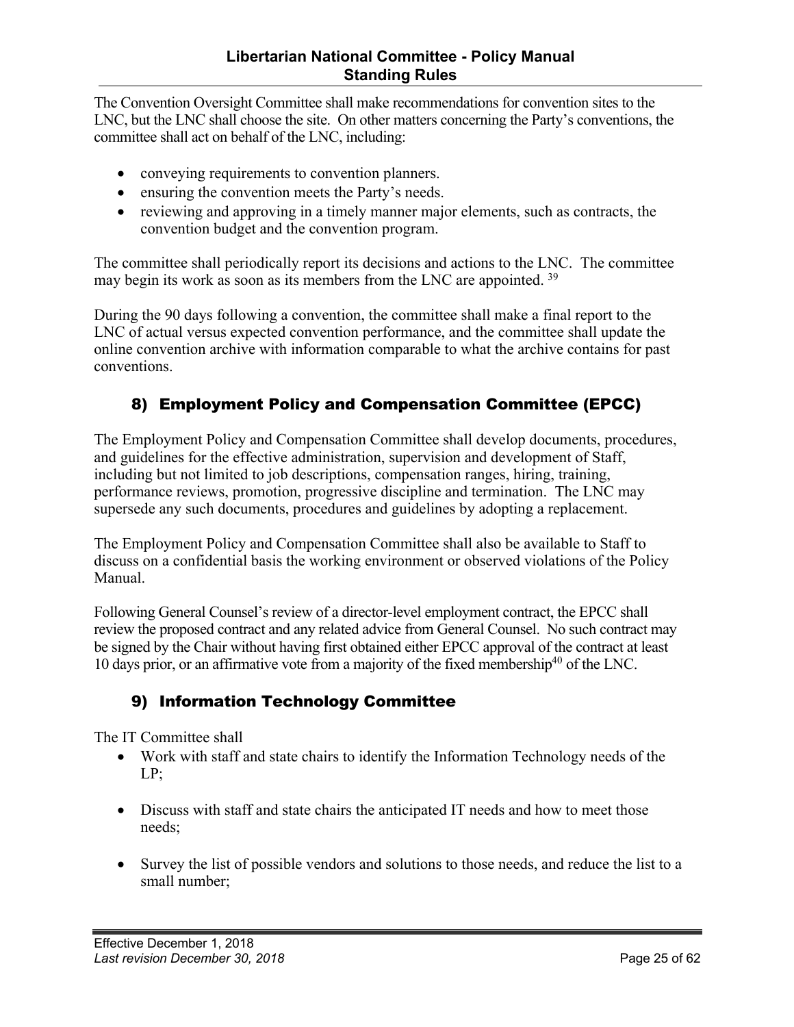The Convention Oversight Committee shall make recommendations for convention sites to the LNC, but the LNC shall choose the site. On other matters concerning the Party's conventions, the committee shall act on behalf of the LNC, including:

- conveying requirements to convention planners.
- ensuring the convention meets the Party's needs.
- reviewing and approving in a timely manner major elements, such as contracts, the convention budget and the convention program.

The committee shall periodically report its decisions and actions to the LNC. The committee may begin its work as soon as its members from the LNC are appointed. [39]

During the 90 days following a convention, the committee shall make a final report to the LNC of actual versus expected convention performance, and the committee shall update the online convention archive with information comparable to what the archive contains for past conventions.

## 8) Employment Policy and Compensation Committee (EPCC)

The Employment Policy and Compensation Committee shall develop documents, procedures, and guidelines for the effective administration, supervision and development of Staff, including but not limited to job descriptions, compensation ranges, hiring, training, performance reviews, promotion, progressive discipline and termination. The LNC may supersede any such documents, procedures and guidelines by adopting a replacement.

The Employment Policy and Compensation Committee shall also be available to Staff to discuss on a confidential basis the working environment or observed violations of the Policy Manual.

Following General Counsel's review of a director-level employment contract, the EPCC shall review the proposed contract and any related advice from General Counsel. No such contract may be signed by the Chair without having first obtained either EPCC approval of the contract at least 10 days prior, or an affirmative vote from a majority of the fixed membership[40] of the LNC.

## 9) Information Technology Committee

The IT Committee shall

- Work with staff and state chairs to identify the Information Technology needs of the LP;
- Discuss with staff and state chairs the anticipated IT needs and how to meet those needs;
- Survey the list of possible vendors and solutions to those needs, and reduce the list to a small number;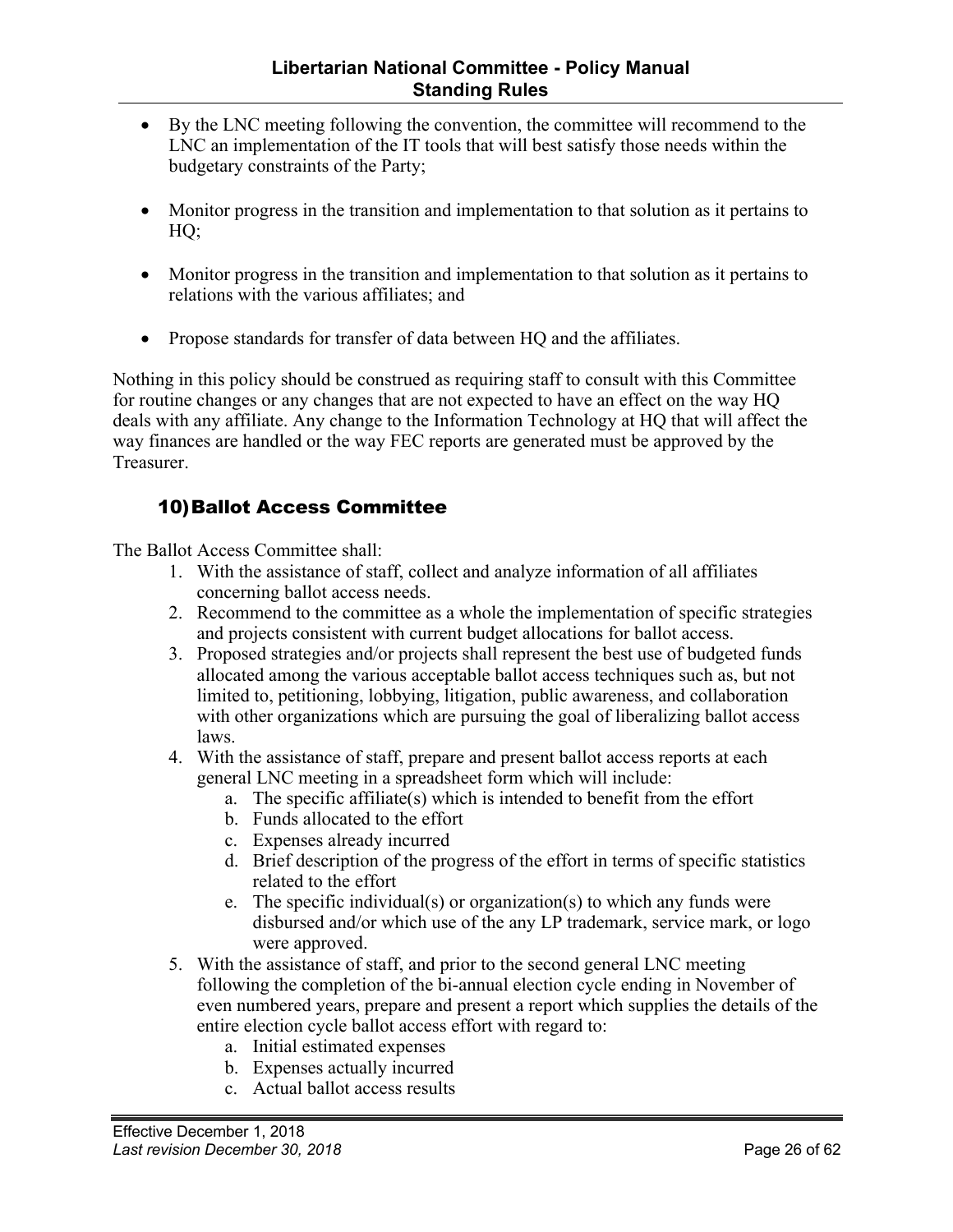- By the LNC meeting following the convention, the committee will recommend to the LNC an implementation of the IT tools that will best satisfy those needs within the budgetary constraints of the Party;

- Monitor progress in the transition and implementation to that solution as it pertains to HQ;

- Monitor progress in the transition and implementation to that solution as it pertains to relations with the various affiliates; and

- Propose standards for transfer of data between HQ and the affiliates.

Nothing in this policy should be construed as requiring staff to consult with this Committee for routine changes or any changes that are not expected to have an effect on the way HQ deals with any affiliate. Any change to the Information Technology at HQ that will affect the way finances are handled or the way FEC reports are generated must be approved by the Treasurer.

### 10) Ballot Access Committee

The Ballot Access Committee shall:

1. With the assistance of staff, collect and analyze information of all affiliates concerning ballot access needs.
2. Recommend to the committee as a whole the implementation of specific strategies and projects consistent with current budget allocations for ballot access.
3. Proposed strategies and/or projects shall represent the best use of budgeted funds allocated among the various acceptable ballot access techniques such as, but not limited to, petitioning, lobbying, litigation, public awareness, and collaboration with other organizations which are pursuing the goal of liberalizing ballot access laws.
4. With the assistance of staff, prepare and present ballot access reports at each general LNC meeting in a spreadsheet form which will include:
   a. The specific affiliate(s) which is intended to benefit from the effort
   b. Funds allocated to the effort
   c. Expenses already incurred
   d. Brief description of the progress of the effort in terms of specific statistics related to the effort
   e. The specific individual(s) or organization(s) to which any funds were disbursed and/or which use of the any LP trademark, service mark, or logo were approved.
5. With the assistance of staff, and prior to the second general LNC meeting following the completion of the bi-annual election cycle ending in November of even numbered years, prepare and present a report which supplies the details of the entire election cycle ballot access effort with regard to:
   a. Initial estimated expenses
   b. Expenses actually incurred
   c. Actual ballot access results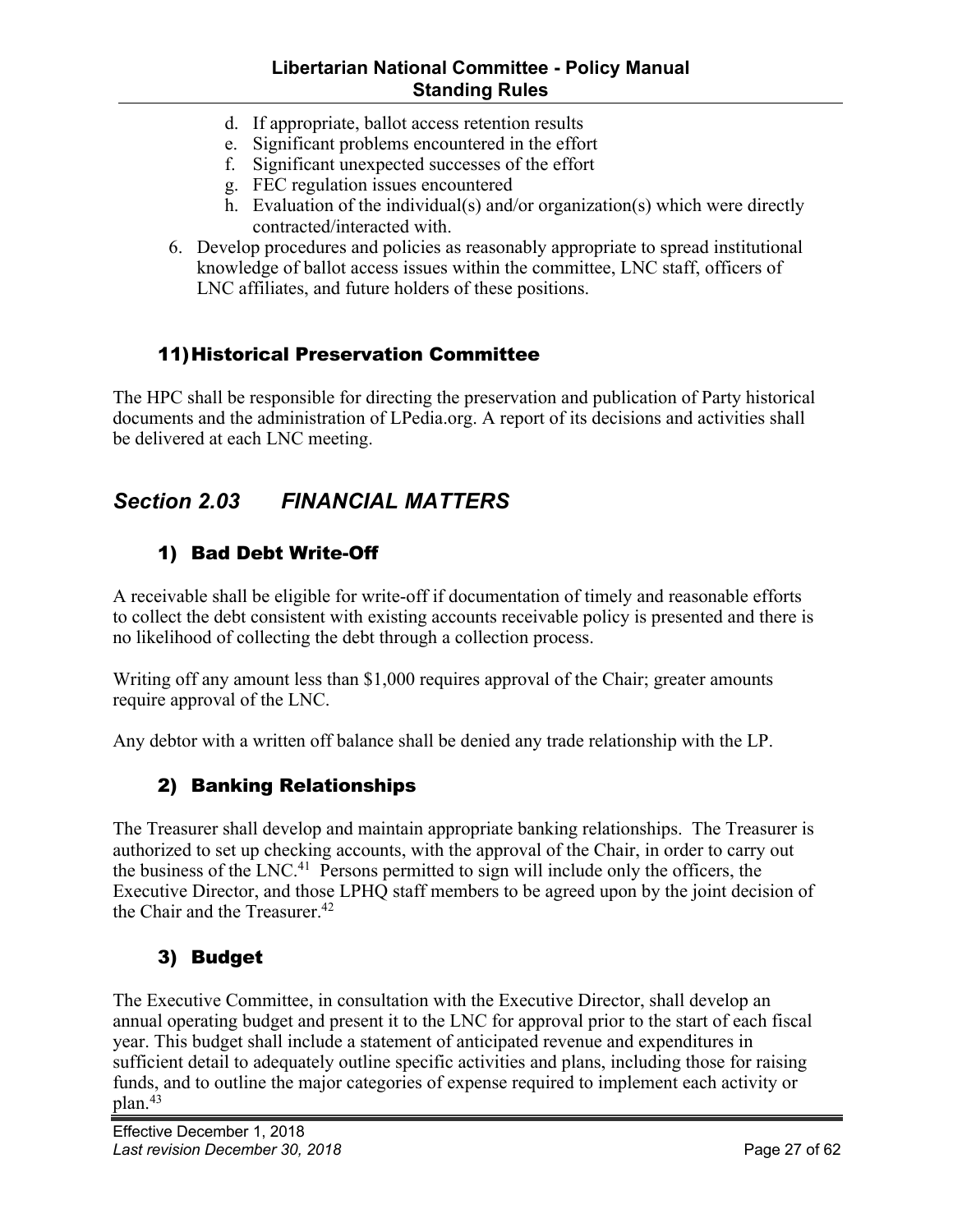d. If appropriate, ballot access retention results
   e. Significant problems encountered in the effort
   f. Significant unexpected successes of the effort
   g. FEC regulation issues encountered
   h. Evaluation of the individual(s) and/or organization(s) which were directly contracted/interacted with.
6. Develop procedures and policies as reasonably appropriate to spread institutional knowledge of ballot access issues within the committee, LNC staff, officers of LNC affiliates, and future holders of these positions.

### 11) Historical Preservation Committee

The HPC shall be responsible for directing the preservation and publication of Party historical documents and the administration of LPedia.org. A report of its decisions and activities shall be delivered at each LNC meeting.

## *Section 2.03 FINANCIAL MATTERS*

### 1) Bad Debt Write-Off

A receivable shall be eligible for write-off if documentation of timely and reasonable efforts to collect the debt consistent with existing accounts receivable policy is presented and there is no likelihood of collecting the debt through a collection process.

Writing off any amount less than $1,000 requires approval of the Chair; greater amounts require approval of the LNC.

Any debtor with a written off balance shall be denied any trade relationship with the LP.

### 2) Banking Relationships

The Treasurer shall develop and maintain appropriate banking relationships. The Treasurer is authorized to set up checking accounts, with the approval of the Chair, in order to carry out the business of the LNC.[41] Persons permitted to sign will include only the officers, the Executive Director, and those LPHQ staff members to be agreed upon by the joint decision of the Chair and the Treasurer.[42]

### 3) Budget

The Executive Committee, in consultation with the Executive Director, shall develop an annual operating budget and present it to the LNC for approval prior to the start of each fiscal year. This budget shall include a statement of anticipated revenue and expenditures in sufficient detail to adequately outline specific activities and plans, including those for raising funds, and to outline the major categories of expense required to implement each activity or plan.[43]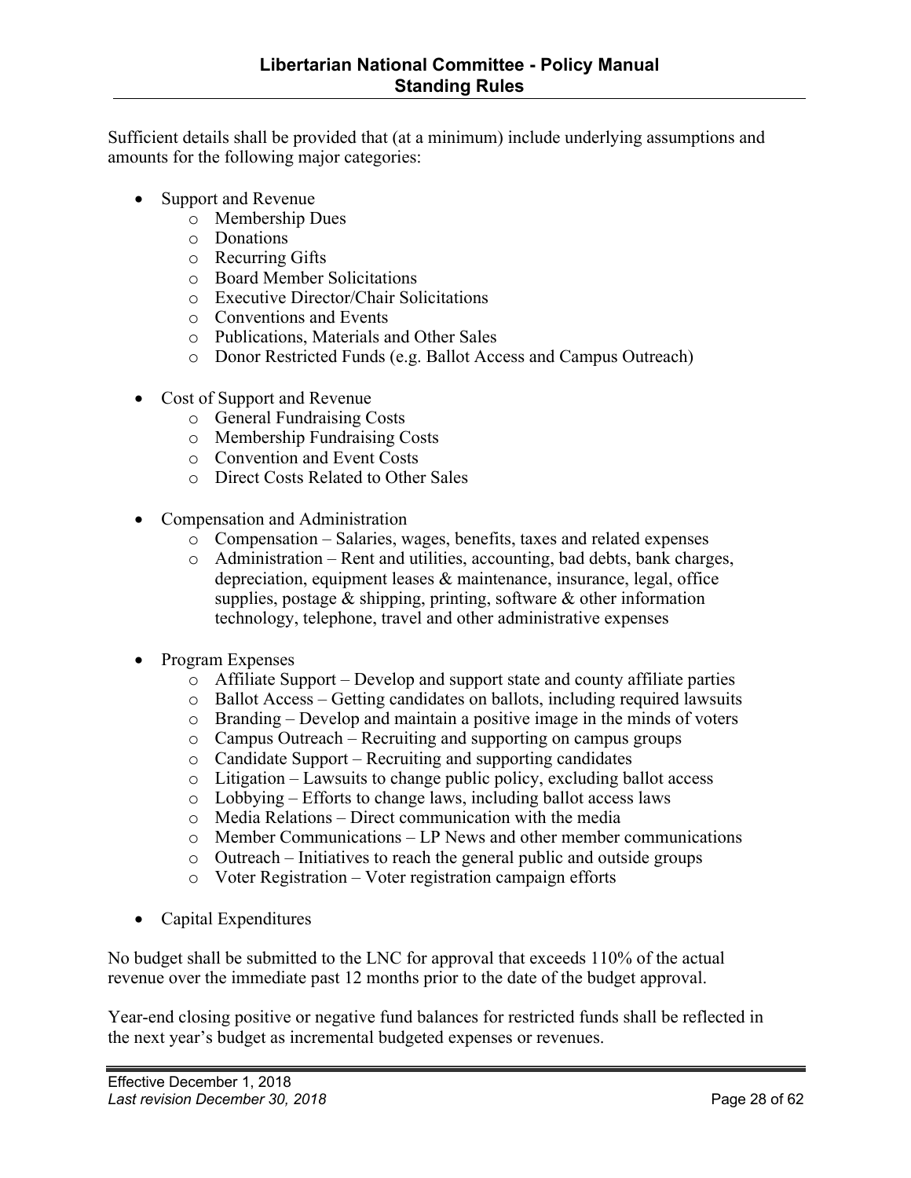Sufficient details shall be provided that (at a minimum) include underlying assumptions and amounts for the following major categories:

- Support and Revenue
  - Membership Dues
  - Donations
  - Recurring Gifts
  - Board Member Solicitations
  - Executive Director/Chair Solicitations
  - Conventions and Events
  - Publications, Materials and Other Sales
  - Donor Restricted Funds (e.g. Ballot Access and Campus Outreach)

- Cost of Support and Revenue
  - General Fundraising Costs
  - Membership Fundraising Costs
  - Convention and Event Costs
  - Direct Costs Related to Other Sales

- Compensation and Administration
  - Compensation – Salaries, wages, benefits, taxes and related expenses
  - Administration – Rent and utilities, accounting, bad debts, bank charges, depreciation, equipment leases & maintenance, insurance, legal, office supplies, postage & shipping, printing, software & other information technology, telephone, travel and other administrative expenses

- Program Expenses
  - Affiliate Support – Develop and support state and county affiliate parties
  - Ballot Access – Getting candidates on ballots, including required lawsuits
  - Branding – Develop and maintain a positive image in the minds of voters
  - Campus Outreach – Recruiting and supporting on campus groups
  - Candidate Support – Recruiting and supporting candidates
  - Litigation – Lawsuits to change public policy, excluding ballot access
  - Lobbying – Efforts to change laws, including ballot access laws
  - Media Relations – Direct communication with the media
  - Member Communications – LP News and other member communications
  - Outreach – Initiatives to reach the general public and outside groups
  - Voter Registration – Voter registration campaign efforts

- Capital Expenditures

No budget shall be submitted to the LNC for approval that exceeds 110% of the actual revenue over the immediate past 12 months prior to the date of the budget approval.

Year-end closing positive or negative fund balances for restricted funds shall be reflected in the next year's budget as incremental budgeted expenses or revenues.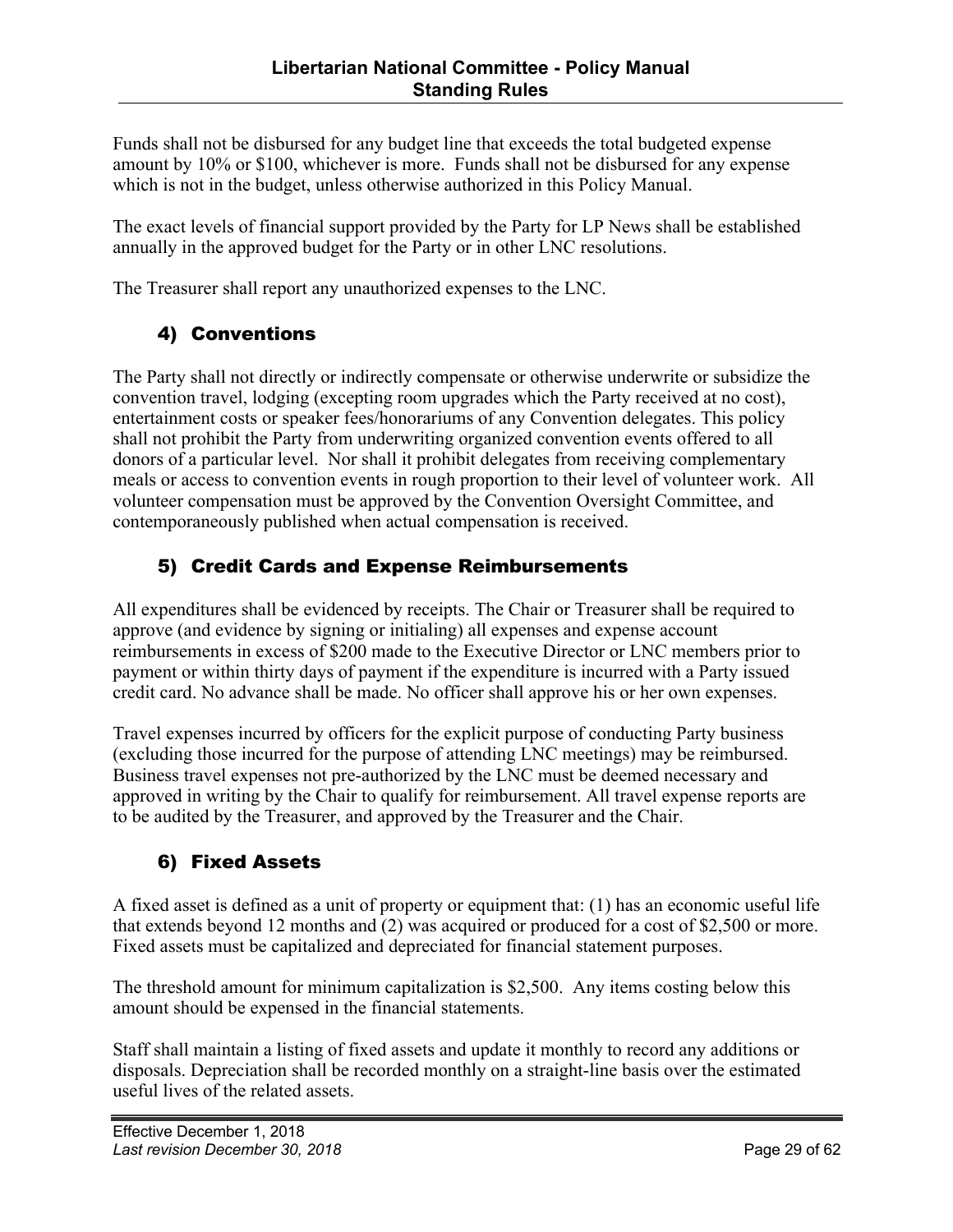Funds shall not be disbursed for any budget line that exceeds the total budgeted expense amount by 10% or $100, whichever is more. Funds shall not be disbursed for any expense which is not in the budget, unless otherwise authorized in this Policy Manual.

The exact levels of financial support provided by the Party for LP News shall be established annually in the approved budget for the Party or in other LNC resolutions.

The Treasurer shall report any unauthorized expenses to the LNC.

### 4) Conventions

The Party shall not directly or indirectly compensate or otherwise underwrite or subsidize the convention travel, lodging (excepting room upgrades which the Party received at no cost), entertainment costs or speaker fees/honorariums of any Convention delegates. This policy shall not prohibit the Party from underwriting organized convention events offered to all donors of a particular level. Nor shall it prohibit delegates from receiving complementary meals or access to convention events in rough proportion to their level of volunteer work. All volunteer compensation must be approved by the Convention Oversight Committee, and contemporaneously published when actual compensation is received.

### 5) Credit Cards and Expense Reimbursements

All expenditures shall be evidenced by receipts. The Chair or Treasurer shall be required to approve (and evidence by signing or initialing) all expenses and expense account reimbursements in excess of $200 made to the Executive Director or LNC members prior to payment or within thirty days of payment if the expenditure is incurred with a Party issued credit card. No advance shall be made. No officer shall approve his or her own expenses.

Travel expenses incurred by officers for the explicit purpose of conducting Party business (excluding those incurred for the purpose of attending LNC meetings) may be reimbursed. Business travel expenses not pre-authorized by the LNC must be deemed necessary and approved in writing by the Chair to qualify for reimbursement. All travel expense reports are to be audited by the Treasurer, and approved by the Treasurer and the Chair.

### 6) Fixed Assets

A fixed asset is defined as a unit of property or equipment that: (1) has an economic useful life that extends beyond 12 months and (2) was acquired or produced for a cost of $2,500 or more. Fixed assets must be capitalized and depreciated for financial statement purposes.

The threshold amount for minimum capitalization is $2,500. Any items costing below this amount should be expensed in the financial statements.

Staff shall maintain a listing of fixed assets and update it monthly to record any additions or disposals. Depreciation shall be recorded monthly on a straight-line basis over the estimated useful lives of the related assets.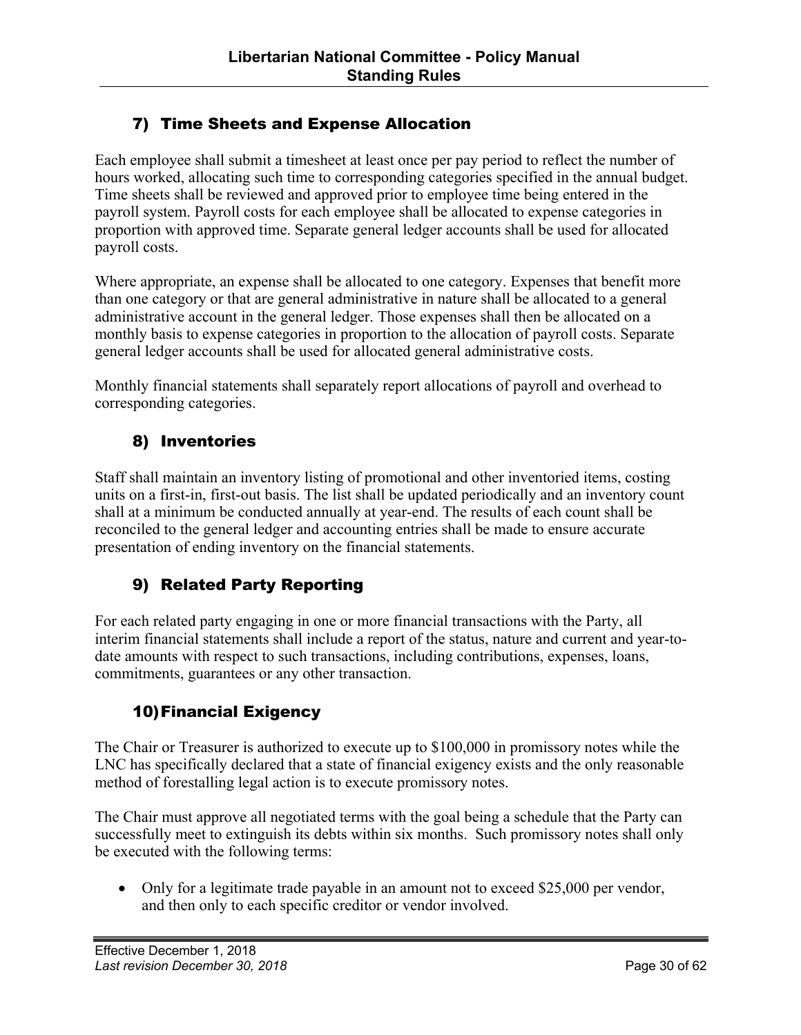## 7) Time Sheets and Expense Allocation

Each employee shall submit a timesheet at least once per pay period to reflect the number of hours worked, allocating such time to corresponding categories specified in the annual budget. Time sheets shall be reviewed and approved prior to employee time being entered in the payroll system. Payroll costs for each employee shall be allocated to expense categories in proportion with approved time. Separate general ledger accounts shall be used for allocated payroll costs.

Where appropriate, an expense shall be allocated to one category. Expenses that benefit more than one category or that are general administrative in nature shall be allocated to a general administrative account in the general ledger. Those expenses shall then be allocated on a monthly basis to expense categories in proportion to the allocation of payroll costs. Separate general ledger accounts shall be used for allocated general administrative costs.

Monthly financial statements shall separately report allocations of payroll and overhead to corresponding categories.

## 8) Inventories

Staff shall maintain an inventory listing of promotional and other inventoried items, costing units on a first-in, first-out basis. The list shall be updated periodically and an inventory count shall at a minimum be conducted annually at year-end. The results of each count shall be reconciled to the general ledger and accounting entries shall be made to ensure accurate presentation of ending inventory on the financial statements.

## 9) Related Party Reporting

For each related party engaging in one or more financial transactions with the Party, all interim financial statements shall include a report of the status, nature and current and year-to-date amounts with respect to such transactions, including contributions, expenses, loans, commitments, guarantees or any other transaction.

## 10) Financial Exigency

The Chair or Treasurer is authorized to execute up to $100,000 in promissory notes while the LNC has specifically declared that a state of financial exigency exists and the only reasonable method of forestalling legal action is to execute promissory notes.

The Chair must approve all negotiated terms with the goal being a schedule that the Party can successfully meet to extinguish its debts within six months. Such promissory notes shall only be executed with the following terms:

- Only for a legitimate trade payable in an amount not to exceed $25,000 per vendor, and then only to each specific creditor or vendor involved.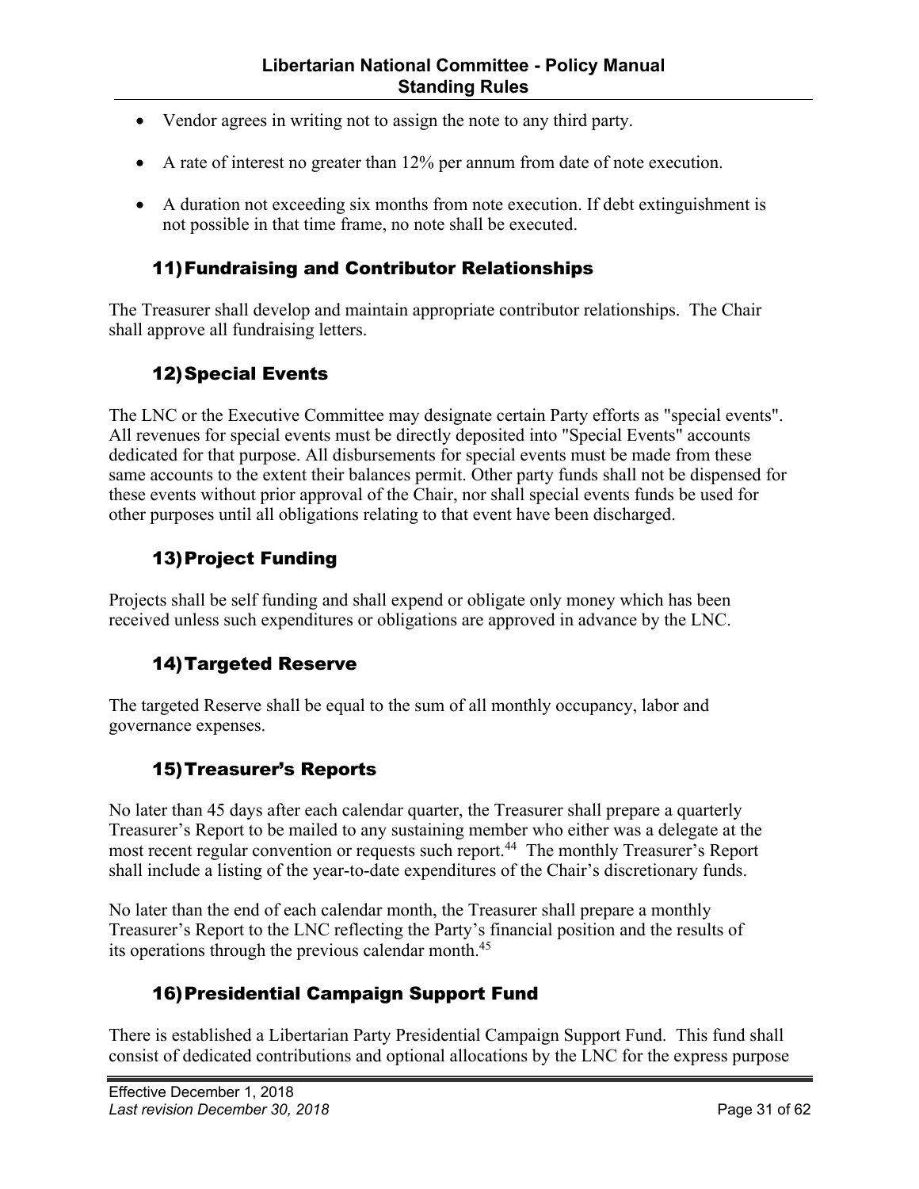- Vendor agrees in writing not to assign the note to any third party.
- A rate of interest no greater than 12% per annum from date of note execution.
- A duration not exceeding six months from note execution. If debt extinguishment is not possible in that time frame, no note shall be executed.

### 11) Fundraising and Contributor Relationships

The Treasurer shall develop and maintain appropriate contributor relationships. The Chair shall approve all fundraising letters.

### 12) Special Events

The LNC or the Executive Committee may designate certain Party efforts as "special events". All revenues for special events must be directly deposited into "Special Events" accounts dedicated for that purpose. All disbursements for special events must be made from these same accounts to the extent their balances permit. Other party funds shall not be dispensed for these events without prior approval of the Chair, nor shall special events funds be used for other purposes until all obligations relating to that event have been discharged.

### 13) Project Funding

Projects shall be self funding and shall expend or obligate only money which has been received unless such expenditures or obligations are approved in advance by the LNC.

### 14) Targeted Reserve

The targeted Reserve shall be equal to the sum of all monthly occupancy, labor and governance expenses.

### 15) Treasurer's Reports

No later than 45 days after each calendar quarter, the Treasurer shall prepare a quarterly Treasurer's Report to be mailed to any sustaining member who either was a delegate at the most recent regular convention or requests such report.[44] The monthly Treasurer's Report shall include a listing of the year-to-date expenditures of the Chair's discretionary funds.

No later than the end of each calendar month, the Treasurer shall prepare a monthly Treasurer's Report to the LNC reflecting the Party's financial position and the results of its operations through the previous calendar month.[45]

### 16) Presidential Campaign Support Fund

There is established a Libertarian Party Presidential Campaign Support Fund. This fund shall consist of dedicated contributions and optional allocations by the LNC for the express purpose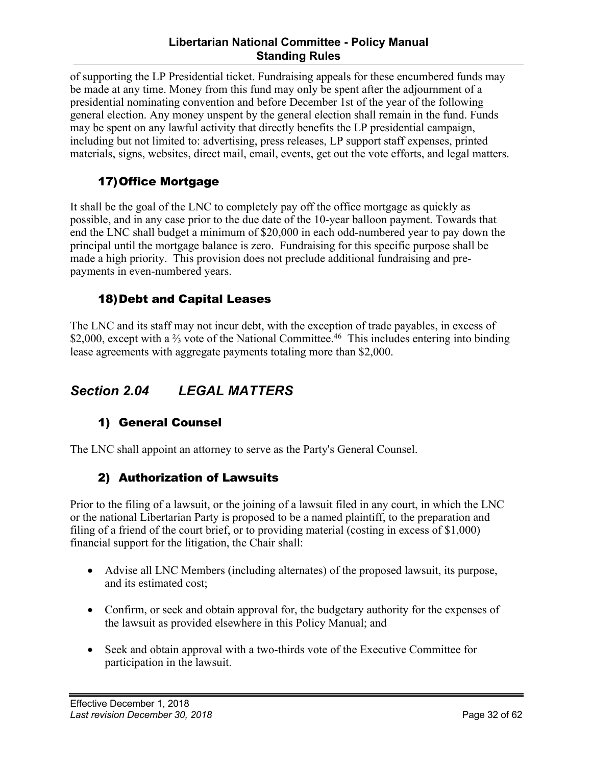of supporting the LP Presidential ticket. Fundraising appeals for these encumbered funds may be made at any time. Money from this fund may only be spent after the adjournment of a presidential nominating convention and before December 1st of the year of the following general election. Any money unspent by the general election shall remain in the fund. Funds may be spent on any lawful activity that directly benefits the LP presidential campaign, including but not limited to: advertising, press releases, LP support staff expenses, printed materials, signs, websites, direct mail, email, events, get out the vote efforts, and legal matters.

### 17) Office Mortgage

It shall be the goal of the LNC to completely pay off the office mortgage as quickly as possible, and in any case prior to the due date of the 10-year balloon payment. Towards that end the LNC shall budget a minimum of $20,000 in each odd-numbered year to pay down the principal until the mortgage balance is zero. Fundraising for this specific purpose shall be made a high priority. This provision does not preclude additional fundraising and pre-payments in even-numbered years.

### 18) Debt and Capital Leases

The LNC and its staff may not incur debt, with the exception of trade payables, in excess of $2,000, except with a ⅔ vote of the National Committee.[46] This includes entering into binding lease agreements with aggregate payments totaling more than $2,000.

## *Section 2.04 LEGAL MATTERS*

### 1) General Counsel

The LNC shall appoint an attorney to serve as the Party's General Counsel.

### 2) Authorization of Lawsuits

Prior to the filing of a lawsuit, or the joining of a lawsuit filed in any court, in which the LNC or the national Libertarian Party is proposed to be a named plaintiff, to the preparation and filing of a friend of the court brief, or to providing material (costing in excess of $1,000) financial support for the litigation, the Chair shall:

- Advise all LNC Members (including alternates) of the proposed lawsuit, its purpose, and its estimated cost;
- Confirm, or seek and obtain approval for, the budgetary authority for the expenses of the lawsuit as provided elsewhere in this Policy Manual; and
- Seek and obtain approval with a two-thirds vote of the Executive Committee for participation in the lawsuit.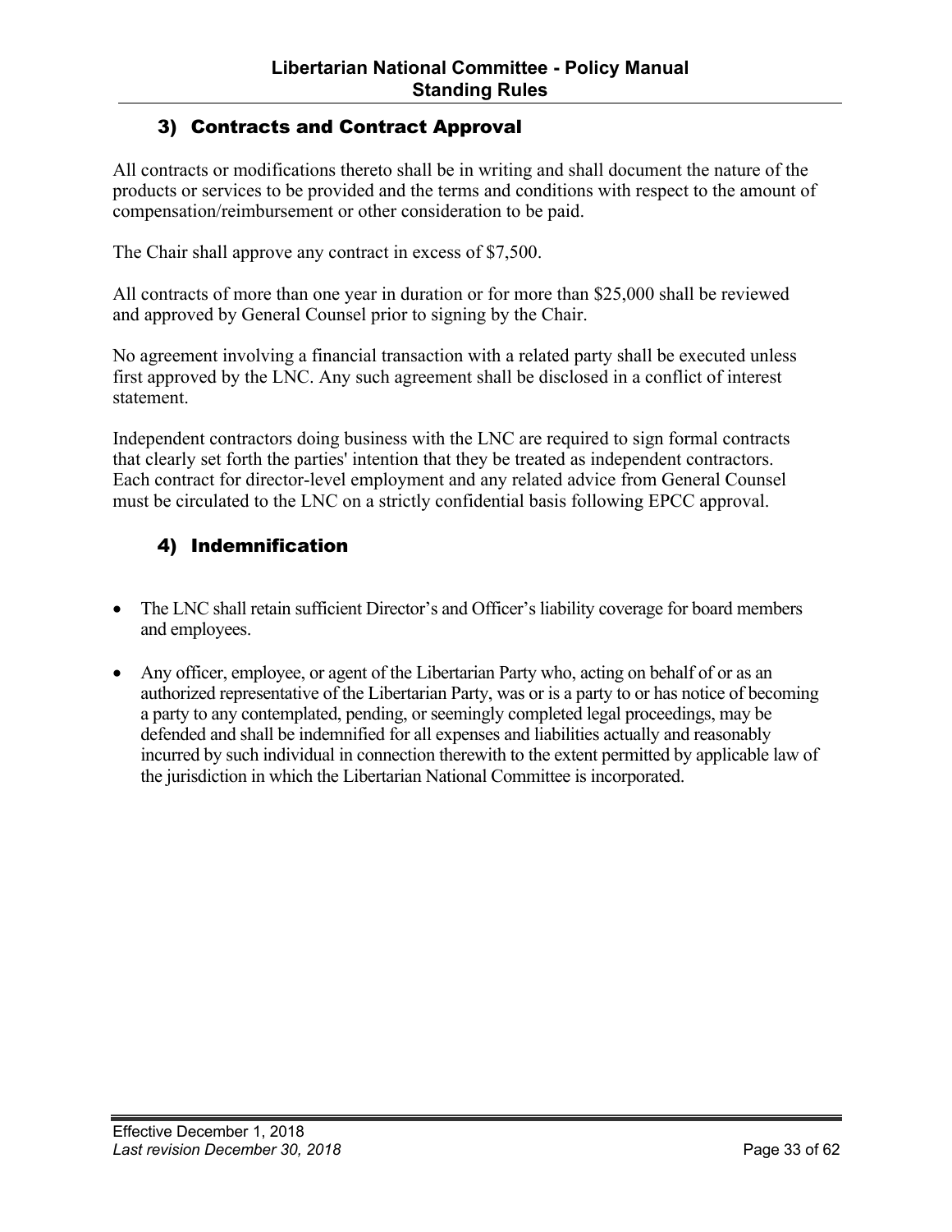## 3) Contracts and Contract Approval

All contracts or modifications thereto shall be in writing and shall document the nature of the products or services to be provided and the terms and conditions with respect to the amount of compensation/reimbursement or other consideration to be paid.

The Chair shall approve any contract in excess of $7,500.

All contracts of more than one year in duration or for more than $25,000 shall be reviewed and approved by General Counsel prior to signing by the Chair.

No agreement involving a financial transaction with a related party shall be executed unless first approved by the LNC. Any such agreement shall be disclosed in a conflict of interest statement.

Independent contractors doing business with the LNC are required to sign formal contracts that clearly set forth the parties' intention that they be treated as independent contractors. Each contract for director-level employment and any related advice from General Counsel must be circulated to the LNC on a strictly confidential basis following EPCC approval.

## 4) Indemnification

- The LNC shall retain sufficient Director's and Officer's liability coverage for board members and employees.
- Any officer, employee, or agent of the Libertarian Party who, acting on behalf of or as an authorized representative of the Libertarian Party, was or is a party to or has notice of becoming a party to any contemplated, pending, or seemingly completed legal proceedings, may be defended and shall be indemnified for all expenses and liabilities actually and reasonably incurred by such individual in connection therewith to the extent permitted by applicable law of the jurisdiction in which the Libertarian National Committee is incorporated.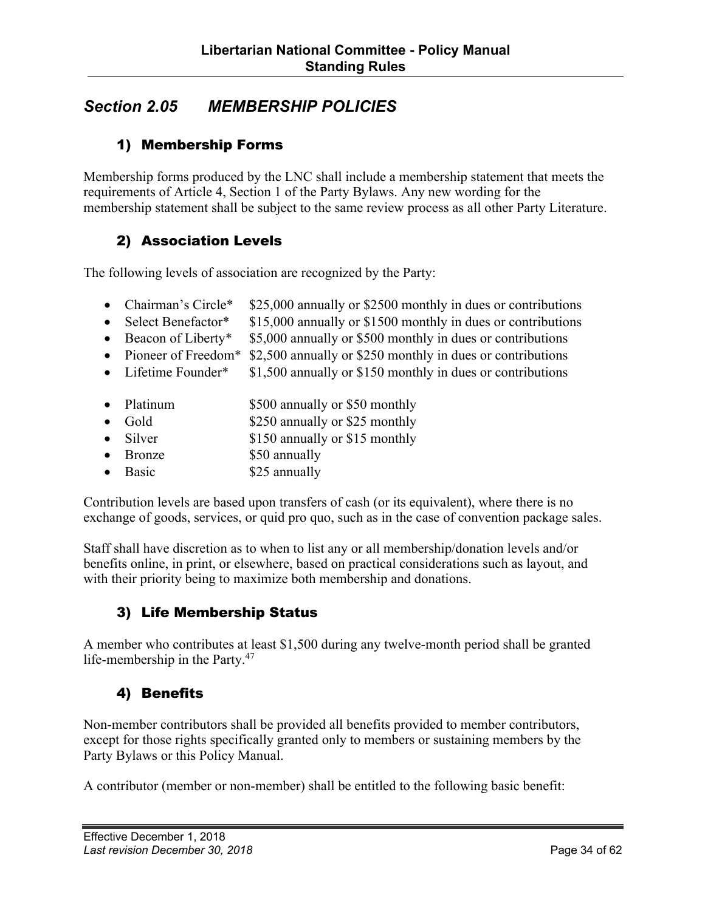## *Section 2.05 MEMBERSHIP POLICIES*

### 1) Membership Forms

Membership forms produced by the LNC shall include a membership statement that meets the requirements of Article 4, Section 1 of the Party Bylaws. Any new wording for the membership statement shall be subject to the same review process as all other Party Literature.

### 2) Association Levels

The following levels of association are recognized by the Party:

- Chairman's Circle* $25,000 annually or $2500 monthly in dues or contributions
- Select Benefactor* $15,000 annually or $1500 monthly in dues or contributions
- Beacon of Liberty* $5,000 annually or $500 monthly in dues or contributions
- Pioneer of Freedom* $2,500 annually or $250 monthly in dues or contributions
- Lifetime Founder* $1,500 annually or $150 monthly in dues or contributions

- Platinum $500 annually or $50 monthly
- Gold $250 annually or $25 monthly
- Silver $150 annually or $15 monthly
- Bronze $50 annually
- Basic $25 annually

Contribution levels are based upon transfers of cash (or its equivalent), where there is no exchange of goods, services, or quid pro quo, such as in the case of convention package sales.

Staff shall have discretion as to when to list any or all membership/donation levels and/or benefits online, in print, or elsewhere, based on practical considerations such as layout, and with their priority being to maximize both membership and donations.

### 3) Life Membership Status

A member who contributes at least $1,500 during any twelve-month period shall be granted life-membership in the Party.[47]

### 4) Benefits

Non-member contributors shall be provided all benefits provided to member contributors, except for those rights specifically granted only to members or sustaining members by the Party Bylaws or this Policy Manual.

A contributor (member or non-member) shall be entitled to the following basic benefit: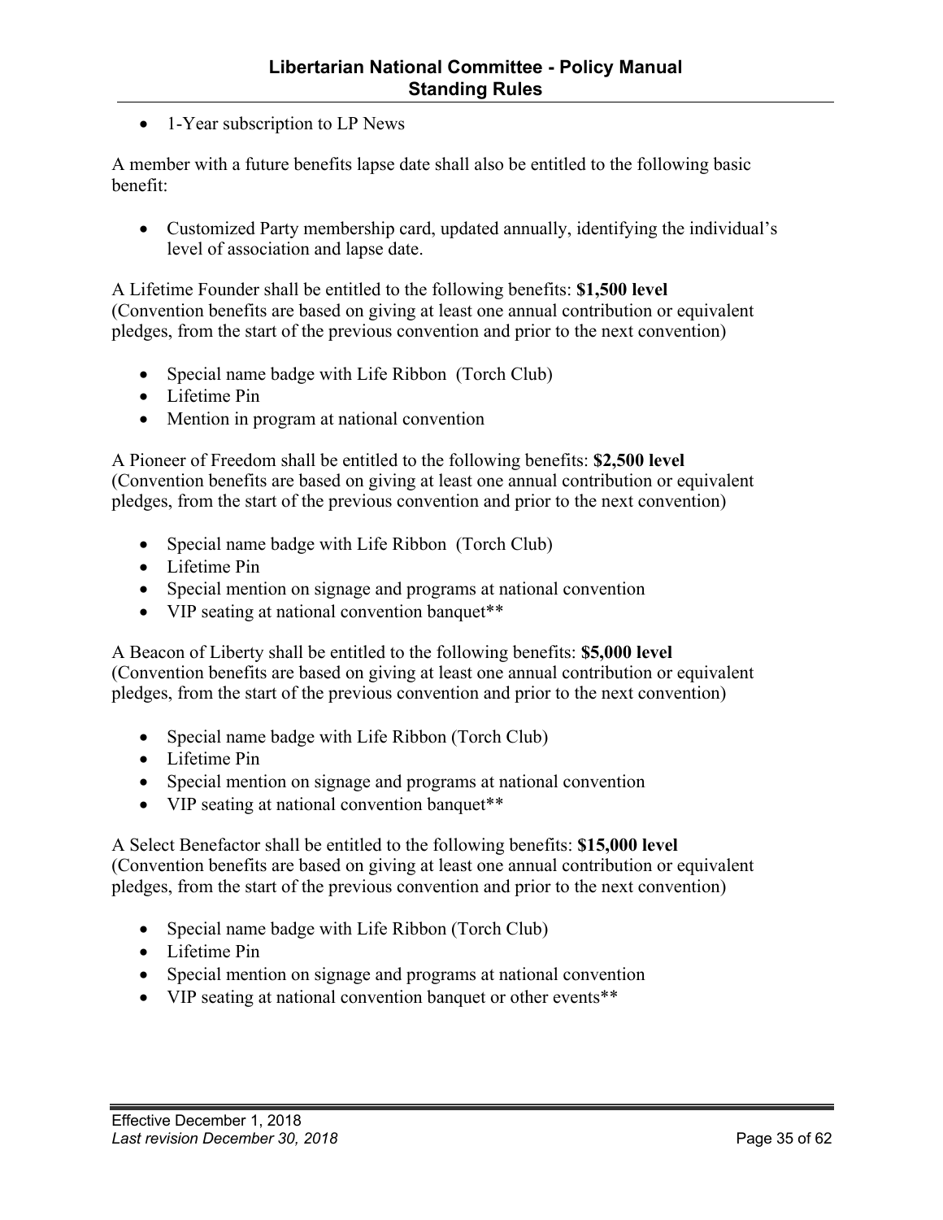- 1-Year subscription to LP News

A member with a future benefits lapse date shall also be entitled to the following basic benefit:

- Customized Party membership card, updated annually, identifying the individual's level of association and lapse date.

A Lifetime Founder shall be entitled to the following benefits: **$1,500 level** (Convention benefits are based on giving at least one annual contribution or equivalent pledges, from the start of the previous convention and prior to the next convention)

- Special name badge with Life Ribbon (Torch Club)
- Lifetime Pin
- Mention in program at national convention

A Pioneer of Freedom shall be entitled to the following benefits: **$2,500 level** (Convention benefits are based on giving at least one annual contribution or equivalent pledges, from the start of the previous convention and prior to the next convention)

- Special name badge with Life Ribbon (Torch Club)
- Lifetime Pin
- Special mention on signage and programs at national convention
- VIP seating at national convention banquet**

A Beacon of Liberty shall be entitled to the following benefits: **$5,000 level** (Convention benefits are based on giving at least one annual contribution or equivalent pledges, from the start of the previous convention and prior to the next convention)

- Special name badge with Life Ribbon (Torch Club)
- Lifetime Pin
- Special mention on signage and programs at national convention
- VIP seating at national convention banquet**

A Select Benefactor shall be entitled to the following benefits: **$15,000 level** (Convention benefits are based on giving at least one annual contribution or equivalent pledges, from the start of the previous convention and prior to the next convention)

- Special name badge with Life Ribbon (Torch Club)
- Lifetime Pin
- Special mention on signage and programs at national convention
- VIP seating at national convention banquet or other events**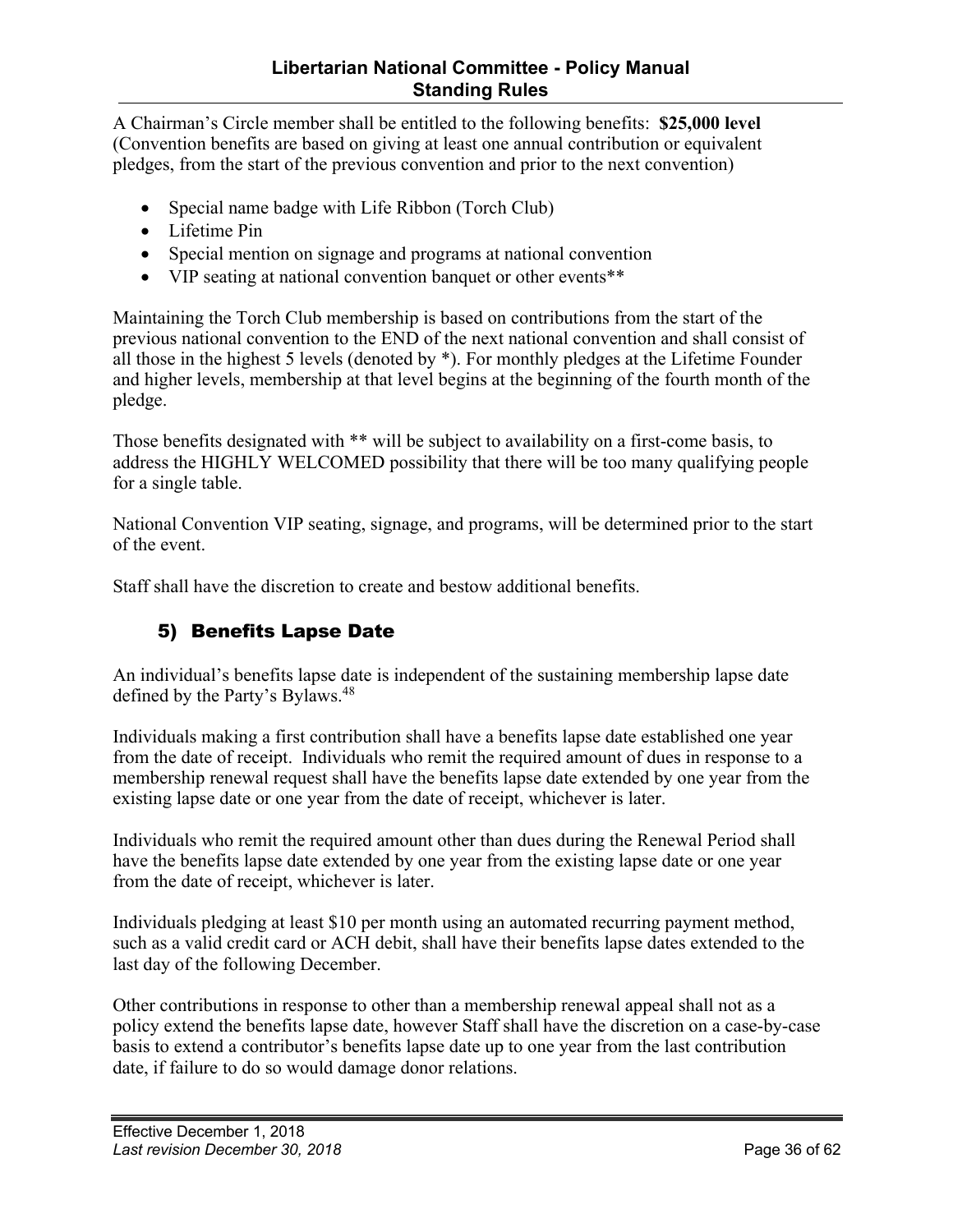A Chairman's Circle member shall be entitled to the following benefits: **$25,000 level** (Convention benefits are based on giving at least one annual contribution or equivalent pledges, from the start of the previous convention and prior to the next convention)

- Special name badge with Life Ribbon (Torch Club)
- Lifetime Pin
- Special mention on signage and programs at national convention
- VIP seating at national convention banquet or other events**

Maintaining the Torch Club membership is based on contributions from the start of the previous national convention to the END of the next national convention and shall consist of all those in the highest 5 levels (denoted by *). For monthly pledges at the Lifetime Founder and higher levels, membership at that level begins at the beginning of the fourth month of the pledge.

Those benefits designated with ** will be subject to availability on a first-come basis, to address the HIGHLY WELCOMED possibility that there will be too many qualifying people for a single table.

National Convention VIP seating, signage, and programs, will be determined prior to the start of the event.

Staff shall have the discretion to create and bestow additional benefits.

### 5) Benefits Lapse Date

An individual's benefits lapse date is independent of the sustaining membership lapse date defined by the Party's Bylaws.[48]

Individuals making a first contribution shall have a benefits lapse date established one year from the date of receipt. Individuals who remit the required amount of dues in response to a membership renewal request shall have the benefits lapse date extended by one year from the existing lapse date or one year from the date of receipt, whichever is later.

Individuals who remit the required amount other than dues during the Renewal Period shall have the benefits lapse date extended by one year from the existing lapse date or one year from the date of receipt, whichever is later.

Individuals pledging at least $10 per month using an automated recurring payment method, such as a valid credit card or ACH debit, shall have their benefits lapse dates extended to the last day of the following December.

Other contributions in response to other than a membership renewal appeal shall not as a policy extend the benefits lapse date, however Staff shall have the discretion on a case-by-case basis to extend a contributor's benefits lapse date up to one year from the last contribution date, if failure to do so would damage donor relations.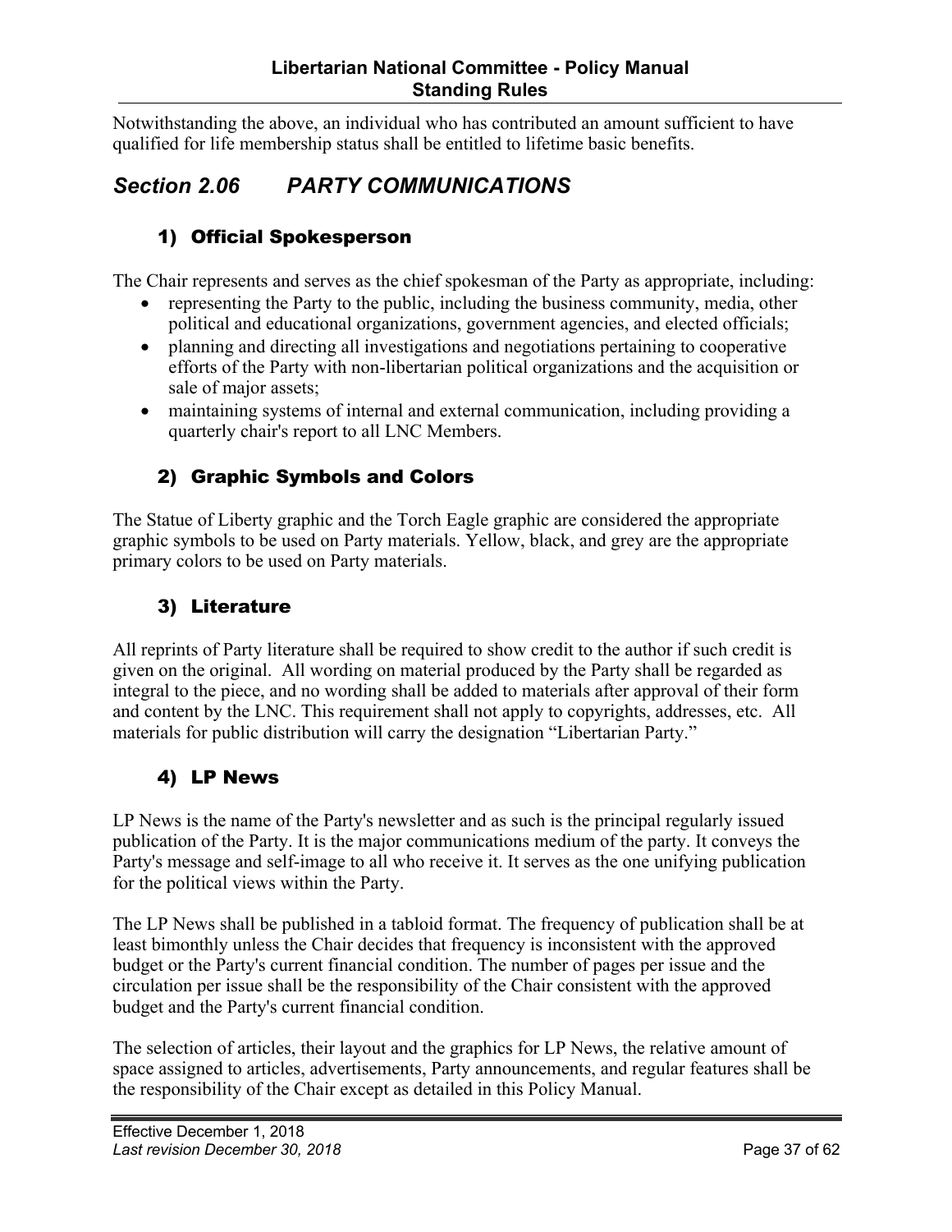Notwithstanding the above, an individual who has contributed an amount sufficient to have qualified for life membership status shall be entitled to lifetime basic benefits.

## *Section 2.06 PARTY COMMUNICATIONS*

### 1) Official Spokesperson

The Chair represents and serves as the chief spokesman of the Party as appropriate, including:

- representing the Party to the public, including the business community, media, other political and educational organizations, government agencies, and elected officials;
- planning and directing all investigations and negotiations pertaining to cooperative efforts of the Party with non-libertarian political organizations and the acquisition or sale of major assets;
- maintaining systems of internal and external communication, including providing a quarterly chair's report to all LNC Members.

### 2) Graphic Symbols and Colors

The Statue of Liberty graphic and the Torch Eagle graphic are considered the appropriate graphic symbols to be used on Party materials. Yellow, black, and grey are the appropriate primary colors to be used on Party materials.

### 3) Literature

All reprints of Party literature shall be required to show credit to the author if such credit is given on the original. All wording on material produced by the Party shall be regarded as integral to the piece, and no wording shall be added to materials after approval of their form and content by the LNC. This requirement shall not apply to copyrights, addresses, etc. All materials for public distribution will carry the designation "Libertarian Party."

### 4) LP News

LP News is the name of the Party's newsletter and as such is the principal regularly issued publication of the Party. It is the major communications medium of the party. It conveys the Party's message and self-image to all who receive it. It serves as the one unifying publication for the political views within the Party.

The LP News shall be published in a tabloid format. The frequency of publication shall be at least bimonthly unless the Chair decides that frequency is inconsistent with the approved budget or the Party's current financial condition. The number of pages per issue and the circulation per issue shall be the responsibility of the Chair consistent with the approved budget and the Party's current financial condition.

The selection of articles, their layout and the graphics for LP News, the relative amount of space assigned to articles, advertisements, Party announcements, and regular features shall be the responsibility of the Chair except as detailed in this Policy Manual.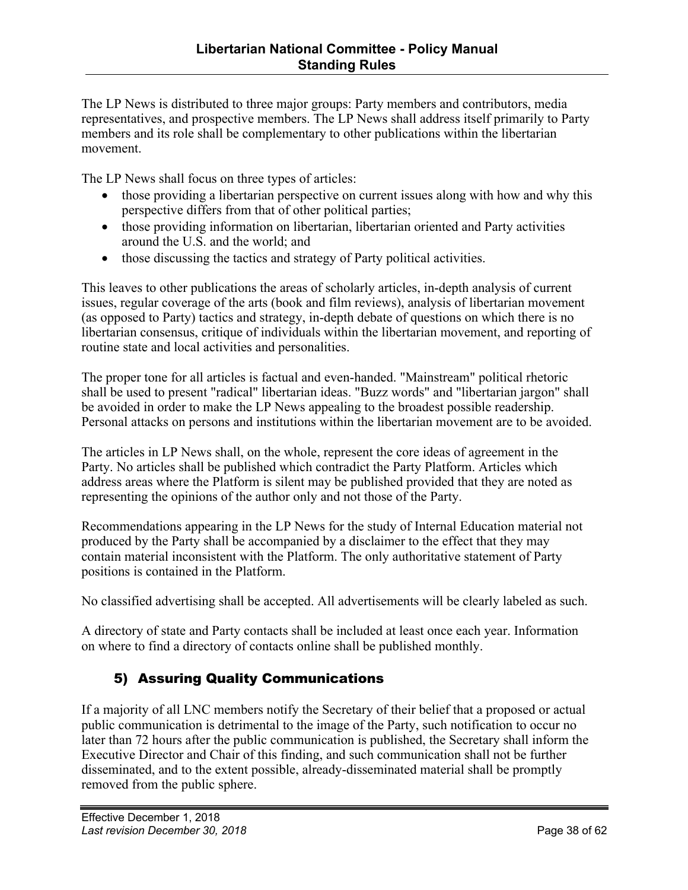The LP News is distributed to three major groups: Party members and contributors, media representatives, and prospective members. The LP News shall address itself primarily to Party members and its role shall be complementary to other publications within the libertarian movement.

The LP News shall focus on three types of articles:

- those providing a libertarian perspective on current issues along with how and why this perspective differs from that of other political parties;
- those providing information on libertarian, libertarian oriented and Party activities around the U.S. and the world; and
- those discussing the tactics and strategy of Party political activities.

This leaves to other publications the areas of scholarly articles, in-depth analysis of current issues, regular coverage of the arts (book and film reviews), analysis of libertarian movement (as opposed to Party) tactics and strategy, in-depth debate of questions on which there is no libertarian consensus, critique of individuals within the libertarian movement, and reporting of routine state and local activities and personalities.

The proper tone for all articles is factual and even-handed. "Mainstream" political rhetoric shall be used to present "radical" libertarian ideas. "Buzz words" and "libertarian jargon" shall be avoided in order to make the LP News appealing to the broadest possible readership. Personal attacks on persons and institutions within the libertarian movement are to be avoided.

The articles in LP News shall, on the whole, represent the core ideas of agreement in the Party. No articles shall be published which contradict the Party Platform. Articles which address areas where the Platform is silent may be published provided that they are noted as representing the opinions of the author only and not those of the Party.

Recommendations appearing in the LP News for the study of Internal Education material not produced by the Party shall be accompanied by a disclaimer to the effect that they may contain material inconsistent with the Platform. The only authoritative statement of Party positions is contained in the Platform.

No classified advertising shall be accepted. All advertisements will be clearly labeled as such.

A directory of state and Party contacts shall be included at least once each year. Information on where to find a directory of contacts online shall be published monthly.

### 5) Assuring Quality Communications

If a majority of all LNC members notify the Secretary of their belief that a proposed or actual public communication is detrimental to the image of the Party, such notification to occur no later than 72 hours after the public communication is published, the Secretary shall inform the Executive Director and Chair of this finding, and such communication shall not be further disseminated, and to the extent possible, already-disseminated material shall be promptly removed from the public sphere.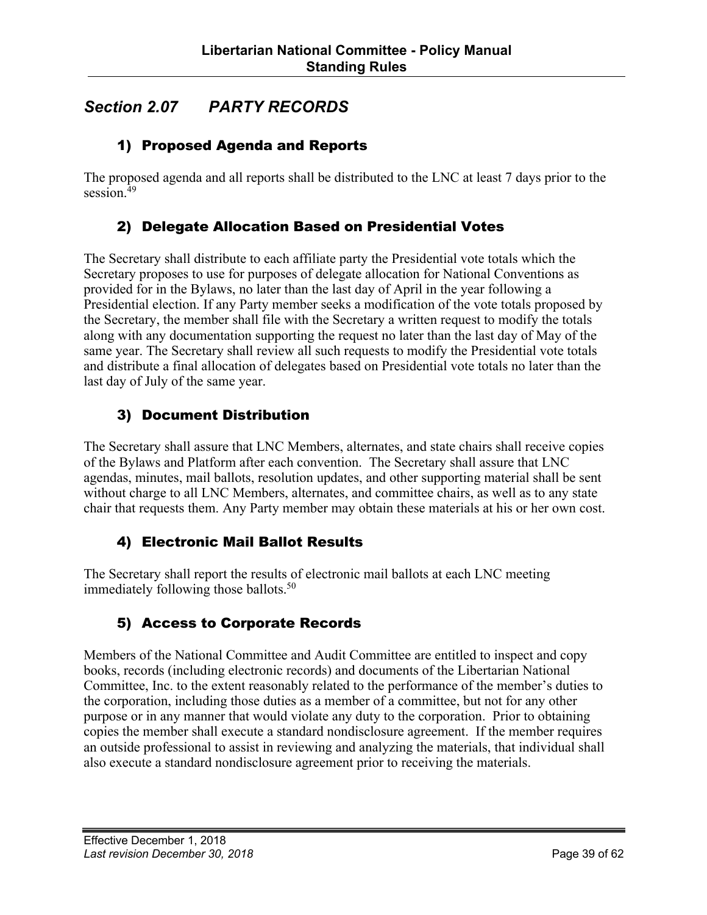## *Section 2.07 PARTY RECORDS*

### 1) Proposed Agenda and Reports

The proposed agenda and all reports shall be distributed to the LNC at least 7 days prior to the session.[49]

### 2) Delegate Allocation Based on Presidential Votes

The Secretary shall distribute to each affiliate party the Presidential vote totals which the Secretary proposes to use for purposes of delegate allocation for National Conventions as provided for in the Bylaws, no later than the last day of April in the year following a Presidential election. If any Party member seeks a modification of the vote totals proposed by the Secretary, the member shall file with the Secretary a written request to modify the totals along with any documentation supporting the request no later than the last day of May of the same year. The Secretary shall review all such requests to modify the Presidential vote totals and distribute a final allocation of delegates based on Presidential vote totals no later than the last day of July of the same year.

### 3) Document Distribution

The Secretary shall assure that LNC Members, alternates, and state chairs shall receive copies of the Bylaws and Platform after each convention. The Secretary shall assure that LNC agendas, minutes, mail ballots, resolution updates, and other supporting material shall be sent without charge to all LNC Members, alternates, and committee chairs, as well as to any state chair that requests them. Any Party member may obtain these materials at his or her own cost.

### 4) Electronic Mail Ballot Results

The Secretary shall report the results of electronic mail ballots at each LNC meeting immediately following those ballots.[50]

### 5) Access to Corporate Records

Members of the National Committee and Audit Committee are entitled to inspect and copy books, records (including electronic records) and documents of the Libertarian National Committee, Inc. to the extent reasonably related to the performance of the member's duties to the corporation, including those duties as a member of a committee, but not for any other purpose or in any manner that would violate any duty to the corporation. Prior to obtaining copies the member shall execute a standard nondisclosure agreement. If the member requires an outside professional to assist in reviewing and analyzing the materials, that individual shall also execute a standard nondisclosure agreement prior to receiving the materials.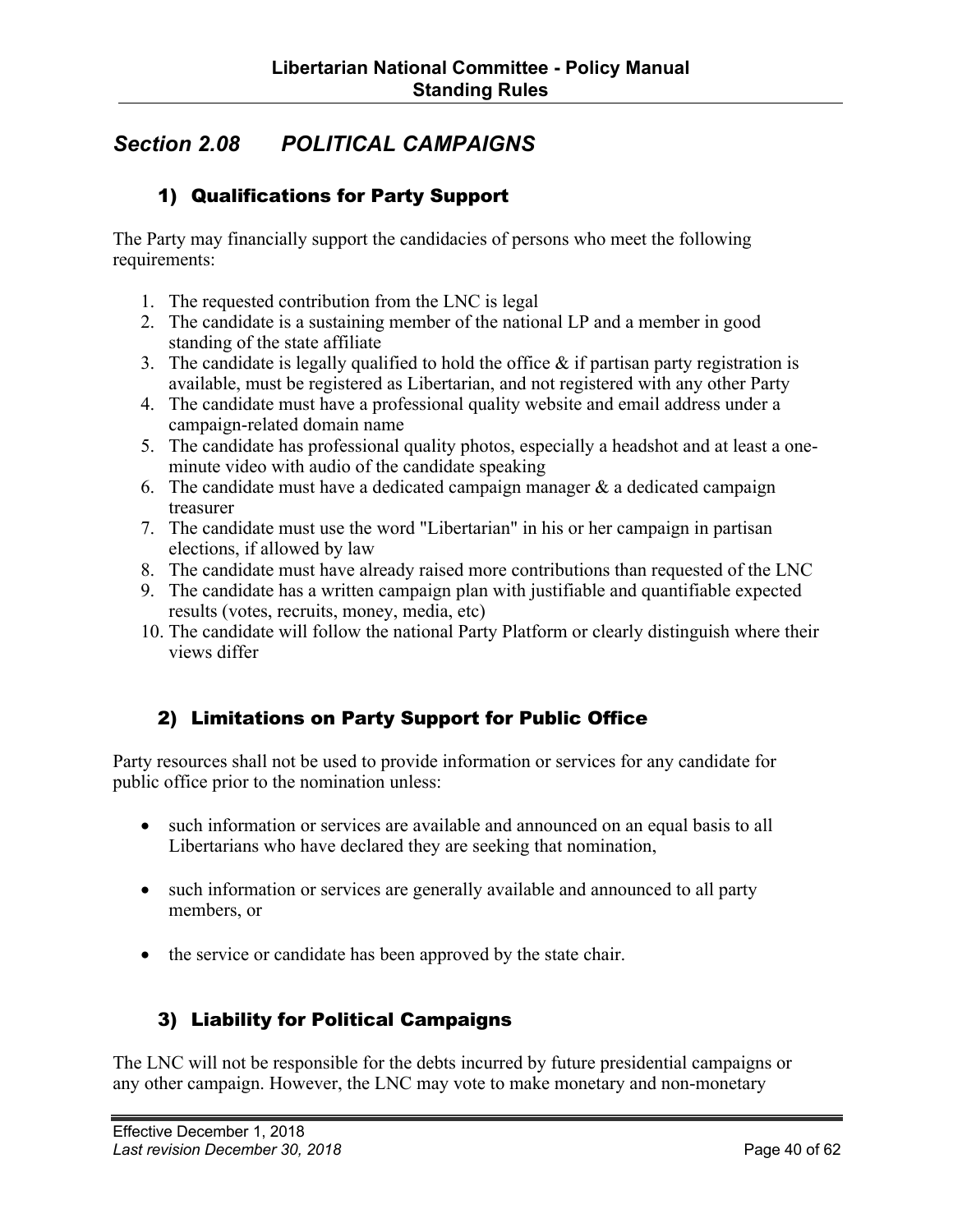## *Section 2.08 POLITICAL CAMPAIGNS*

### 1) Qualifications for Party Support

The Party may financially support the candidacies of persons who meet the following requirements:

1. The requested contribution from the LNC is legal
2. The candidate is a sustaining member of the national LP and a member in good standing of the state affiliate
3. The candidate is legally qualified to hold the office & if partisan party registration is available, must be registered as Libertarian, and not registered with any other Party
4. The candidate must have a professional quality website and email address under a campaign-related domain name
5. The candidate has professional quality photos, especially a headshot and at least a one-minute video with audio of the candidate speaking
6. The candidate must have a dedicated campaign manager & a dedicated campaign treasurer
7. The candidate must use the word "Libertarian" in his or her campaign in partisan elections, if allowed by law
8. The candidate must have already raised more contributions than requested of the LNC
9. The candidate has a written campaign plan with justifiable and quantifiable expected results (votes, recruits, money, media, etc)
10. The candidate will follow the national Party Platform or clearly distinguish where their views differ

### 2) Limitations on Party Support for Public Office

Party resources shall not be used to provide information or services for any candidate for public office prior to the nomination unless:

- such information or services are available and announced on an equal basis to all Libertarians who have declared they are seeking that nomination,
- such information or services are generally available and announced to all party members, or
- the service or candidate has been approved by the state chair.

### 3) Liability for Political Campaigns

The LNC will not be responsible for the debts incurred by future presidential campaigns or any other campaign. However, the LNC may vote to make monetary and non-monetary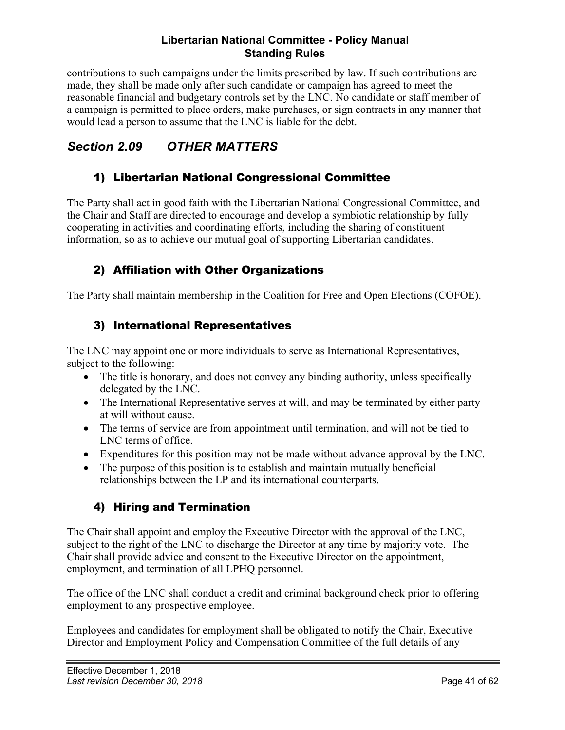contributions to such campaigns under the limits prescribed by law. If such contributions are made, they shall be made only after such candidate or campaign has agreed to meet the reasonable financial and budgetary controls set by the LNC. No candidate or staff member of a campaign is permitted to place orders, make purchases, or sign contracts in any manner that would lead a person to assume that the LNC is liable for the debt.

## *Section 2.09 OTHER MATTERS*

### 1) Libertarian National Congressional Committee

The Party shall act in good faith with the Libertarian National Congressional Committee, and the Chair and Staff are directed to encourage and develop a symbiotic relationship by fully cooperating in activities and coordinating efforts, including the sharing of constituent information, so as to achieve our mutual goal of supporting Libertarian candidates.

### 2) Affiliation with Other Organizations

The Party shall maintain membership in the Coalition for Free and Open Elections (COFOE).

### 3) International Representatives

The LNC may appoint one or more individuals to serve as International Representatives, subject to the following:

- The title is honorary, and does not convey any binding authority, unless specifically delegated by the LNC.
- The International Representative serves at will, and may be terminated by either party at will without cause.
- The terms of service are from appointment until termination, and will not be tied to LNC terms of office.
- Expenditures for this position may not be made without advance approval by the LNC.
- The purpose of this position is to establish and maintain mutually beneficial relationships between the LP and its international counterparts.

### 4) Hiring and Termination

The Chair shall appoint and employ the Executive Director with the approval of the LNC, subject to the right of the LNC to discharge the Director at any time by majority vote. The Chair shall provide advice and consent to the Executive Director on the appointment, employment, and termination of all LPHQ personnel.

The office of the LNC shall conduct a credit and criminal background check prior to offering employment to any prospective employee.

Employees and candidates for employment shall be obligated to notify the Chair, Executive Director and Employment Policy and Compensation Committee of the full details of any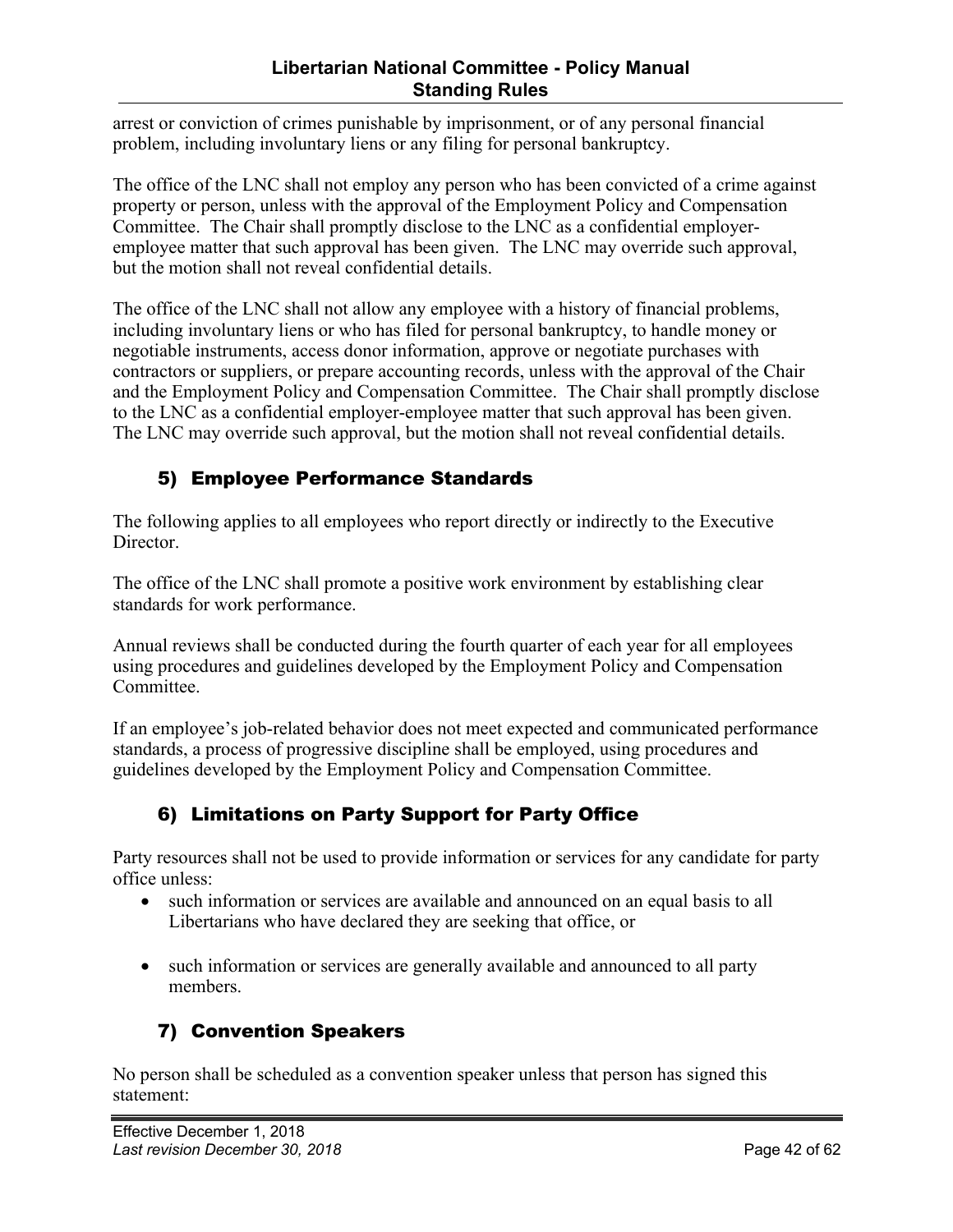arrest or conviction of crimes punishable by imprisonment, or of any personal financial problem, including involuntary liens or any filing for personal bankruptcy.

The office of the LNC shall not employ any person who has been convicted of a crime against property or person, unless with the approval of the Employment Policy and Compensation Committee. The Chair shall promptly disclose to the LNC as a confidential employer-employee matter that such approval has been given. The LNC may override such approval, but the motion shall not reveal confidential details.

The office of the LNC shall not allow any employee with a history of financial problems, including involuntary liens or who has filed for personal bankruptcy, to handle money or negotiable instruments, access donor information, approve or negotiate purchases with contractors or suppliers, or prepare accounting records, unless with the approval of the Chair and the Employment Policy and Compensation Committee. The Chair shall promptly disclose to the LNC as a confidential employer-employee matter that such approval has been given. The LNC may override such approval, but the motion shall not reveal confidential details.

### 5) Employee Performance Standards

The following applies to all employees who report directly or indirectly to the Executive Director.

The office of the LNC shall promote a positive work environment by establishing clear standards for work performance.

Annual reviews shall be conducted during the fourth quarter of each year for all employees using procedures and guidelines developed by the Employment Policy and Compensation Committee.

If an employee's job-related behavior does not meet expected and communicated performance standards, a process of progressive discipline shall be employed, using procedures and guidelines developed by the Employment Policy and Compensation Committee.

### 6) Limitations on Party Support for Party Office

Party resources shall not be used to provide information or services for any candidate for party office unless:

- such information or services are available and announced on an equal basis to all Libertarians who have declared they are seeking that office, or
- such information or services are generally available and announced to all party members.

### 7) Convention Speakers

No person shall be scheduled as a convention speaker unless that person has signed this statement: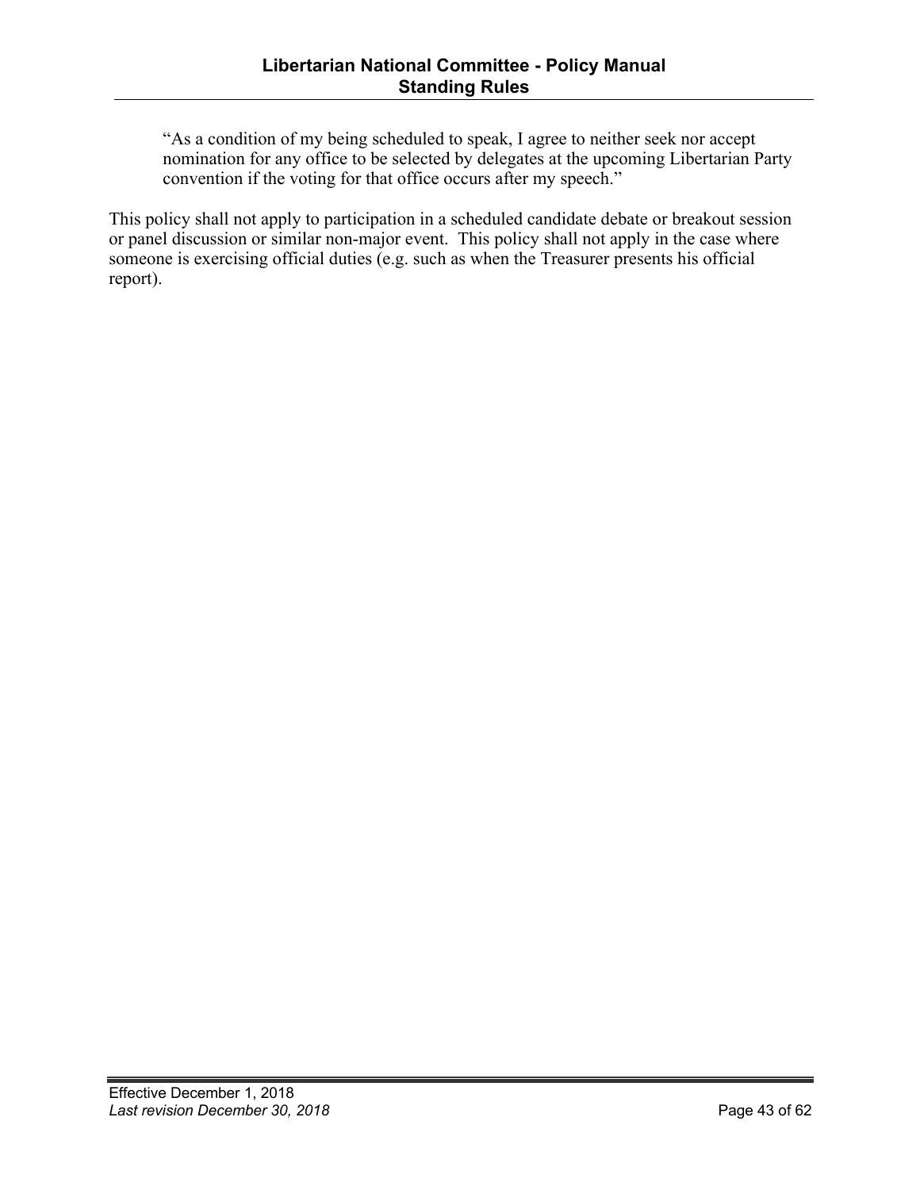> "As a condition of my being scheduled to speak, I agree to neither seek nor accept nomination for any office to be selected by delegates at the upcoming Libertarian Party convention if the voting for that office occurs after my speech."

This policy shall not apply to participation in a scheduled candidate debate or breakout session or panel discussion or similar non-major event. This policy shall not apply in the case where someone is exercising official duties (e.g. such as when the Treasurer presents his official report).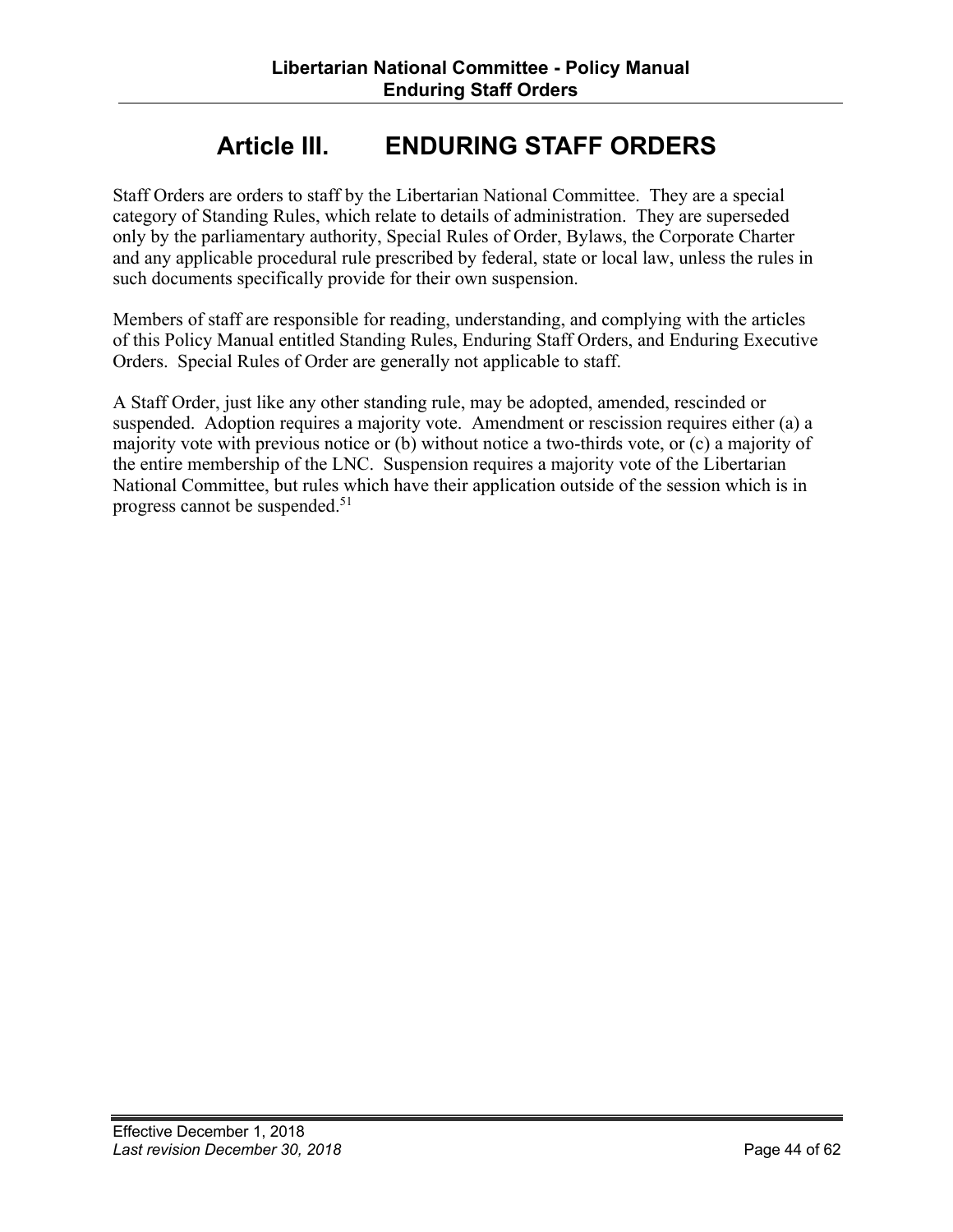# Article III. ENDURING STAFF ORDERS

Staff Orders are orders to staff by the Libertarian National Committee. They are a special category of Standing Rules, which relate to details of administration. They are superseded only by the parliamentary authority, Special Rules of Order, Bylaws, the Corporate Charter and any applicable procedural rule prescribed by federal, state or local law, unless the rules in such documents specifically provide for their own suspension.

Members of staff are responsible for reading, understanding, and complying with the articles of this Policy Manual entitled Standing Rules, Enduring Staff Orders, and Enduring Executive Orders. Special Rules of Order are generally not applicable to staff.

A Staff Order, just like any other standing rule, may be adopted, amended, rescinded or suspended. Adoption requires a majority vote. Amendment or rescission requires either (a) a majority vote with previous notice or (b) without notice a two-thirds vote, or (c) a majority of the entire membership of the LNC. Suspension requires a majority vote of the Libertarian National Committee, but rules which have their application outside of the session which is in progress cannot be suspended.[51]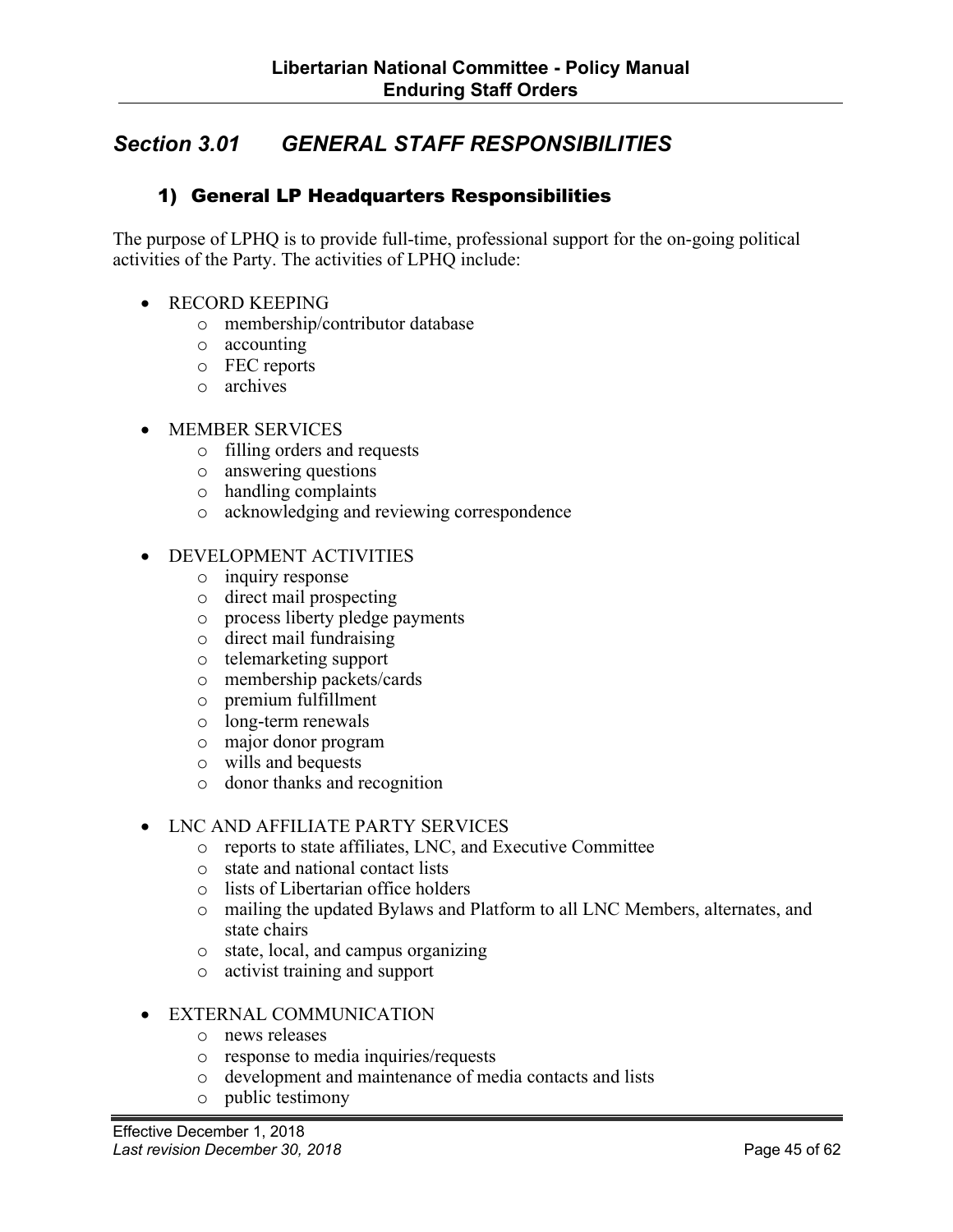## *Section 3.01 GENERAL STAFF RESPONSIBILITIES*

### 1) General LP Headquarters Responsibilities

The purpose of LPHQ is to provide full-time, professional support for the on-going political activities of the Party. The activities of LPHQ include:

- RECORD KEEPING
  - membership/contributor database
  - accounting
  - FEC reports
  - archives

- MEMBER SERVICES
  - filling orders and requests
  - answering questions
  - handling complaints
  - acknowledging and reviewing correspondence

- DEVELOPMENT ACTIVITIES
  - inquiry response
  - direct mail prospecting
  - process liberty pledge payments
  - direct mail fundraising
  - telemarketing support
  - membership packets/cards
  - premium fulfillment
  - long-term renewals
  - major donor program
  - wills and bequests
  - donor thanks and recognition

- LNC AND AFFILIATE PARTY SERVICES
  - reports to state affiliates, LNC, and Executive Committee
  - state and national contact lists
  - lists of Libertarian office holders
  - mailing the updated Bylaws and Platform to all LNC Members, alternates, and state chairs
  - state, local, and campus organizing
  - activist training and support

- EXTERNAL COMMUNICATION
  - news releases
  - response to media inquiries/requests
  - development and maintenance of media contacts and lists
  - public testimony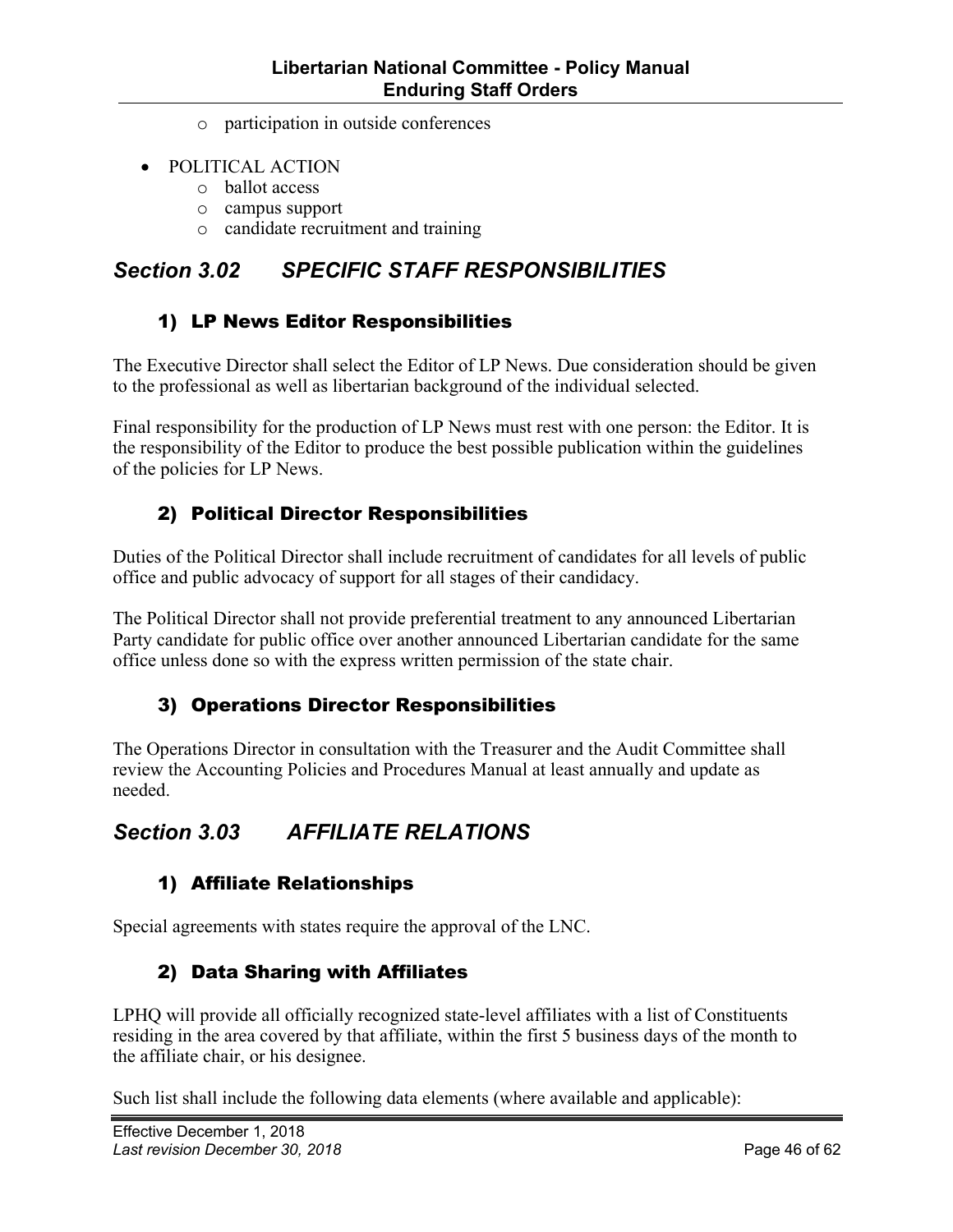- participation in outside conferences

- POLITICAL ACTION
  - ballot access
  - campus support
  - candidate recruitment and training

## *Section 3.02 SPECIFIC STAFF RESPONSIBILITIES*

### 1) LP News Editor Responsibilities

The Executive Director shall select the Editor of LP News. Due consideration should be given to the professional as well as libertarian background of the individual selected.

Final responsibility for the production of LP News must rest with one person: the Editor. It is the responsibility of the Editor to produce the best possible publication within the guidelines of the policies for LP News.

### 2) Political Director Responsibilities

Duties of the Political Director shall include recruitment of candidates for all levels of public office and public advocacy of support for all stages of their candidacy.

The Political Director shall not provide preferential treatment to any announced Libertarian Party candidate for public office over another announced Libertarian candidate for the same office unless done so with the express written permission of the state chair.

### 3) Operations Director Responsibilities

The Operations Director in consultation with the Treasurer and the Audit Committee shall review the Accounting Policies and Procedures Manual at least annually and update as needed.

## *Section 3.03 AFFILIATE RELATIONS*

### 1) Affiliate Relationships

Special agreements with states require the approval of the LNC.

### 2) Data Sharing with Affiliates

LPHQ will provide all officially recognized state-level affiliates with a list of Constituents residing in the area covered by that affiliate, within the first 5 business days of the month to the affiliate chair, or his designee.

Such list shall include the following data elements (where available and applicable):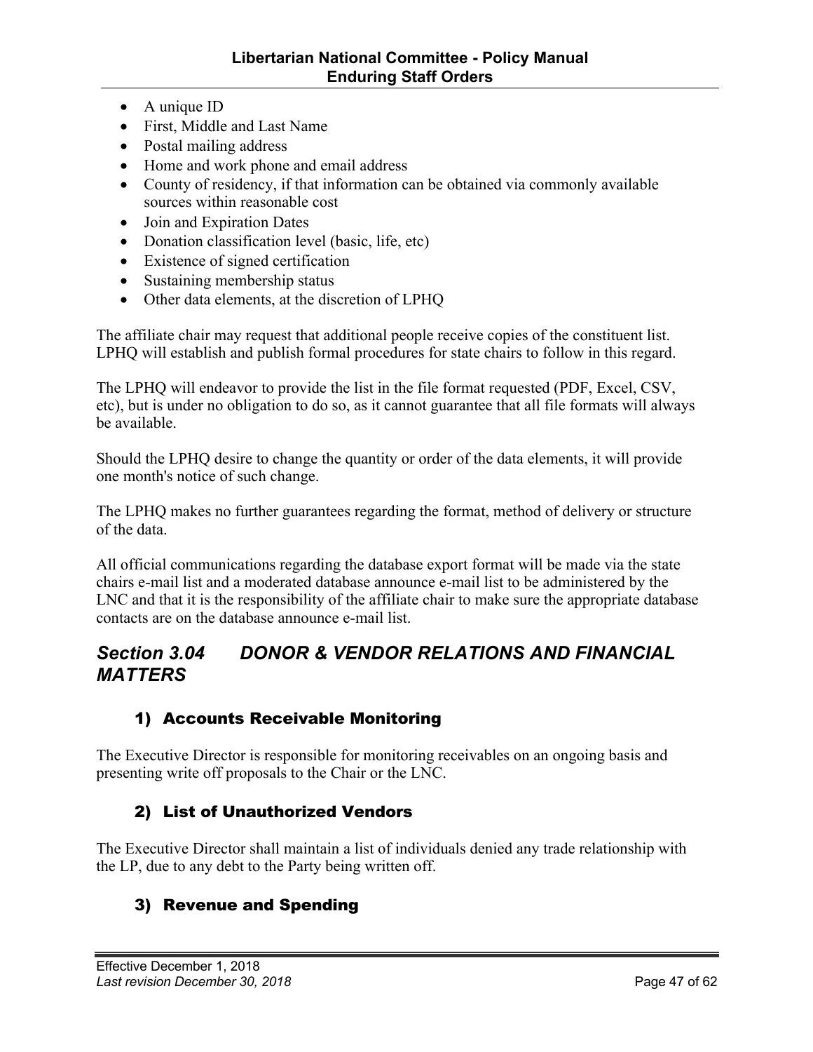- A unique ID
- First, Middle and Last Name
- Postal mailing address
- Home and work phone and email address
- County of residency, if that information can be obtained via commonly available sources within reasonable cost
- Join and Expiration Dates
- Donation classification level (basic, life, etc)
- Existence of signed certification
- Sustaining membership status
- Other data elements, at the discretion of LPHQ

The affiliate chair may request that additional people receive copies of the constituent list. LPHQ will establish and publish formal procedures for state chairs to follow in this regard.

The LPHQ will endeavor to provide the list in the file format requested (PDF, Excel, CSV, etc), but is under no obligation to do so, as it cannot guarantee that all file formats will always be available.

Should the LPHQ desire to change the quantity or order of the data elements, it will provide one month's notice of such change.

The LPHQ makes no further guarantees regarding the format, method of delivery or structure of the data.

All official communications regarding the database export format will be made via the state chairs e-mail list and a moderated database announce e-mail list to be administered by the LNC and that it is the responsibility of the affiliate chair to make sure the appropriate database contacts are on the database announce e-mail list.

## *Section 3.04 DONOR & VENDOR RELATIONS AND FINANCIAL MATTERS*

### 1) Accounts Receivable Monitoring

The Executive Director is responsible for monitoring receivables on an ongoing basis and presenting write off proposals to the Chair or the LNC.

### 2) List of Unauthorized Vendors

The Executive Director shall maintain a list of individuals denied any trade relationship with the LP, due to any debt to the Party being written off.

### 3) Revenue and Spending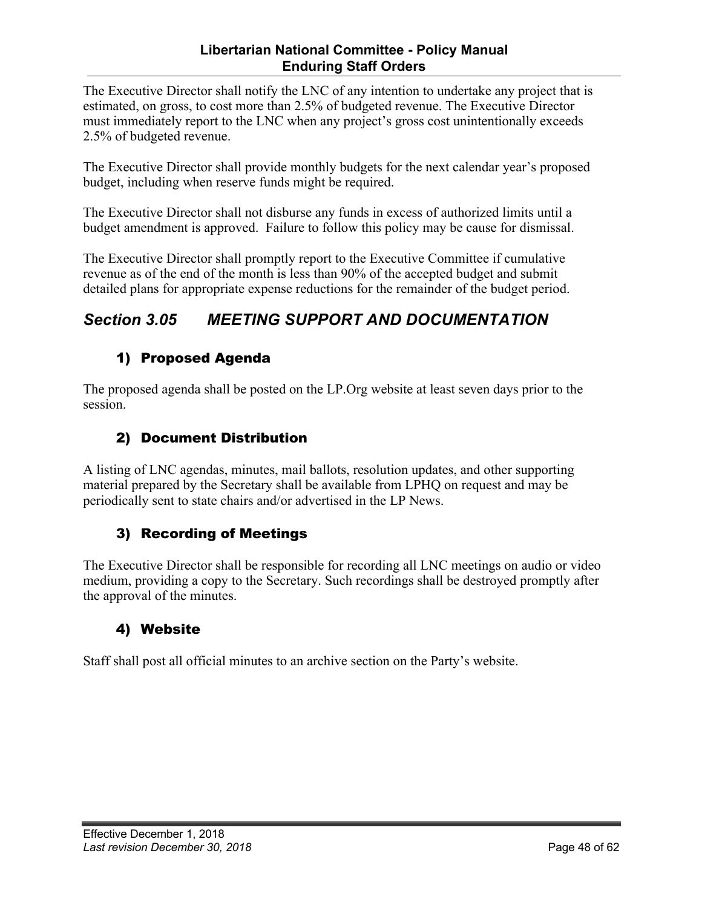The Executive Director shall notify the LNC of any intention to undertake any project that is estimated, on gross, to cost more than 2.5% of budgeted revenue. The Executive Director must immediately report to the LNC when any project's gross cost unintentionally exceeds 2.5% of budgeted revenue.

The Executive Director shall provide monthly budgets for the next calendar year's proposed budget, including when reserve funds might be required.

The Executive Director shall not disburse any funds in excess of authorized limits until a budget amendment is approved.  Failure to follow this policy may be cause for dismissal.

The Executive Director shall promptly report to the Executive Committee if cumulative revenue as of the end of the month is less than 90% of the accepted budget and submit detailed plans for appropriate expense reductions for the remainder of the budget period.

## *Section 3.05 MEETING SUPPORT AND DOCUMENTATION*

### 1) Proposed Agenda

The proposed agenda shall be posted on the LP.Org website at least seven days prior to the session.

### 2) Document Distribution

A listing of LNC agendas, minutes, mail ballots, resolution updates, and other supporting material prepared by the Secretary shall be available from LPHQ on request and may be periodically sent to state chairs and/or advertised in the LP News.

### 3) Recording of Meetings

The Executive Director shall be responsible for recording all LNC meetings on audio or video medium, providing a copy to the Secretary. Such recordings shall be destroyed promptly after the approval of the minutes.

### 4) Website

Staff shall post all official minutes to an archive section on the Party's website.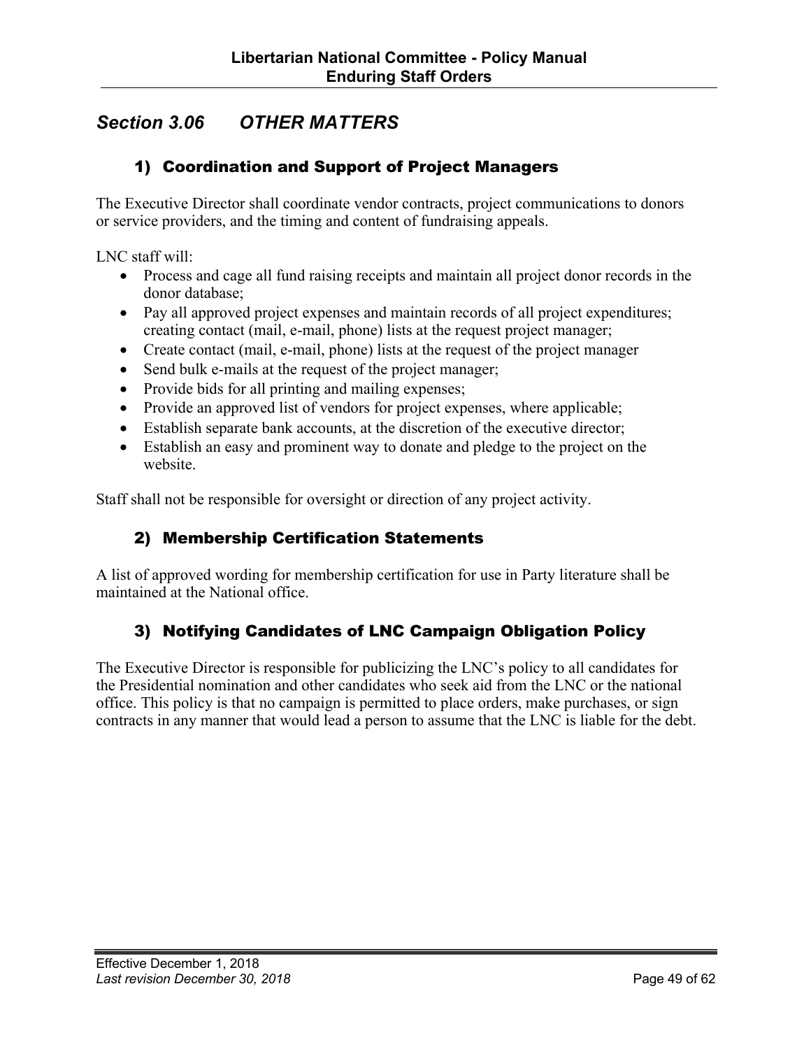## *Section 3.06 OTHER MATTERS*

### 1) Coordination and Support of Project Managers

The Executive Director shall coordinate vendor contracts, project communications to donors or service providers, and the timing and content of fundraising appeals.

LNC staff will:

- Process and cage all fund raising receipts and maintain all project donor records in the donor database;
- Pay all approved project expenses and maintain records of all project expenditures; creating contact (mail, e-mail, phone) lists at the request project manager;
- Create contact (mail, e-mail, phone) lists at the request of the project manager
- Send bulk e-mails at the request of the project manager;
- Provide bids for all printing and mailing expenses;
- Provide an approved list of vendors for project expenses, where applicable;
- Establish separate bank accounts, at the discretion of the executive director;
- Establish an easy and prominent way to donate and pledge to the project on the website.

Staff shall not be responsible for oversight or direction of any project activity.

### 2) Membership Certification Statements

A list of approved wording for membership certification for use in Party literature shall be maintained at the National office.

### 3) Notifying Candidates of LNC Campaign Obligation Policy

The Executive Director is responsible for publicizing the LNC's policy to all candidates for the Presidential nomination and other candidates who seek aid from the LNC or the national office. This policy is that no campaign is permitted to place orders, make purchases, or sign contracts in any manner that would lead a person to assume that the LNC is liable for the debt.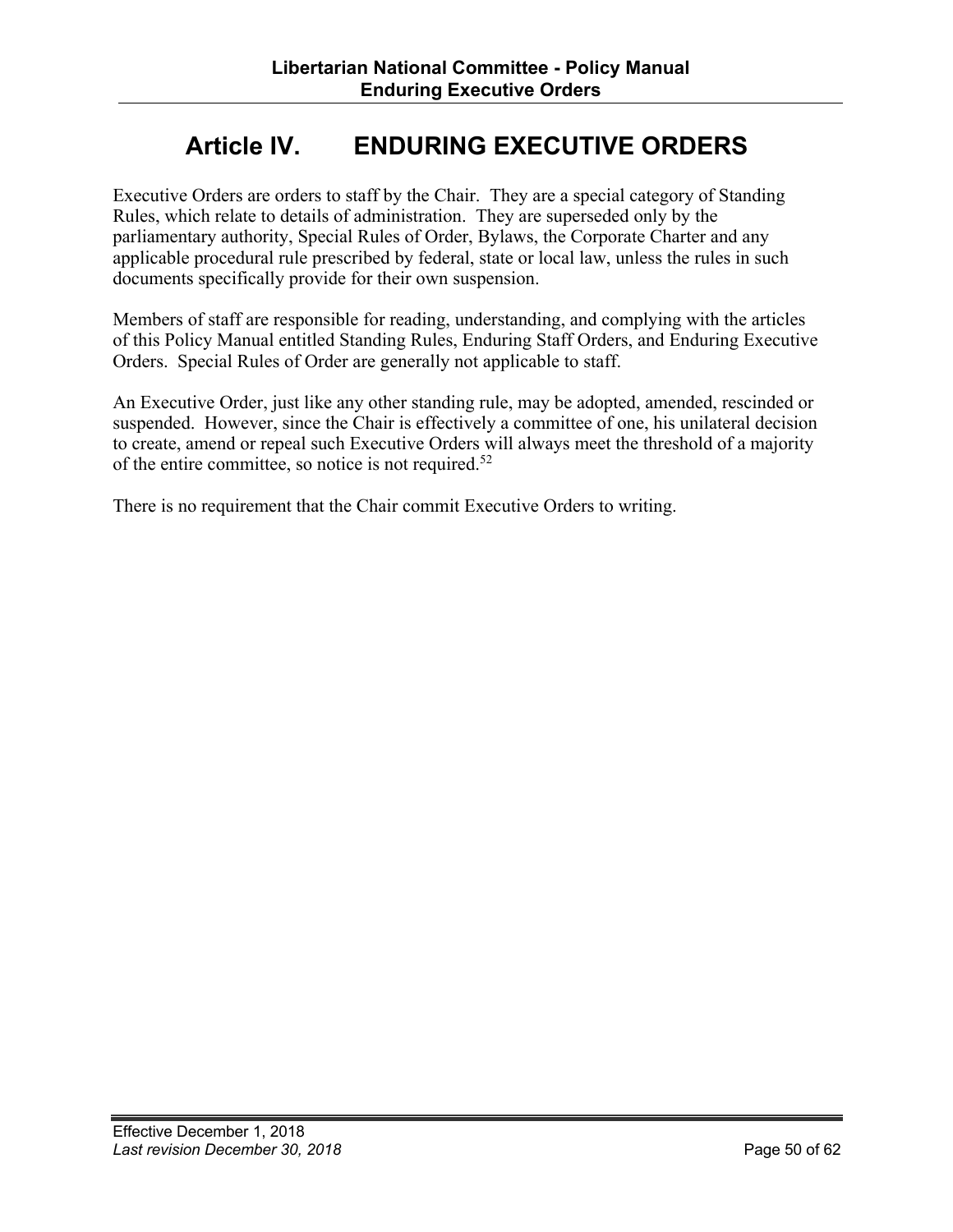# Article IV. ENDURING EXECUTIVE ORDERS

Executive Orders are orders to staff by the Chair. They are a special category of Standing Rules, which relate to details of administration. They are superseded only by the parliamentary authority, Special Rules of Order, Bylaws, the Corporate Charter and any applicable procedural rule prescribed by federal, state or local law, unless the rules in such documents specifically provide for their own suspension.

Members of staff are responsible for reading, understanding, and complying with the articles of this Policy Manual entitled Standing Rules, Enduring Staff Orders, and Enduring Executive Orders. Special Rules of Order are generally not applicable to staff.

An Executive Order, just like any other standing rule, may be adopted, amended, rescinded or suspended. However, since the Chair is effectively a committee of one, his unilateral decision to create, amend or repeal such Executive Orders will always meet the threshold of a majority of the entire committee, so notice is not required.[52]

There is no requirement that the Chair commit Executive Orders to writing.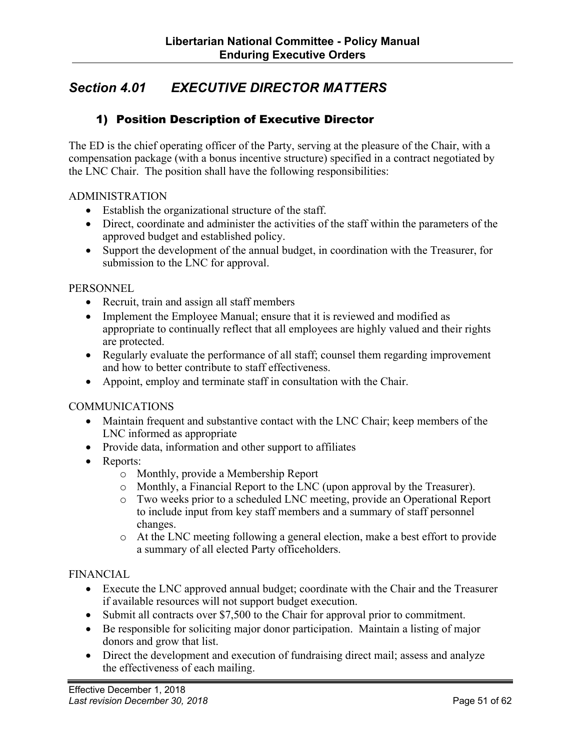## *Section 4.01 EXECUTIVE DIRECTOR MATTERS*

### 1) Position Description of Executive Director

The ED is the chief operating officer of the Party, serving at the pleasure of the Chair, with a compensation package (with a bonus incentive structure) specified in a contract negotiated by the LNC Chair. The position shall have the following responsibilities:

ADMINISTRATION

- Establish the organizational structure of the staff.
- Direct, coordinate and administer the activities of the staff within the parameters of the approved budget and established policy.
- Support the development of the annual budget, in coordination with the Treasurer, for submission to the LNC for approval.

PERSONNEL

- Recruit, train and assign all staff members
- Implement the Employee Manual; ensure that it is reviewed and modified as appropriate to continually reflect that all employees are highly valued and their rights are protected.
- Regularly evaluate the performance of all staff; counsel them regarding improvement and how to better contribute to staff effectiveness.
- Appoint, employ and terminate staff in consultation with the Chair.

COMMUNICATIONS

- Maintain frequent and substantive contact with the LNC Chair; keep members of the LNC informed as appropriate
- Provide data, information and other support to affiliates
- Reports:
    - Monthly, provide a Membership Report
    - Monthly, a Financial Report to the LNC (upon approval by the Treasurer).
    - Two weeks prior to a scheduled LNC meeting, provide an Operational Report to include input from key staff members and a summary of staff personnel changes.
    - At the LNC meeting following a general election, make a best effort to provide a summary of all elected Party officeholders.

FINANCIAL

- Execute the LNC approved annual budget; coordinate with the Chair and the Treasurer if available resources will not support budget execution.
- Submit all contracts over $7,500 to the Chair for approval prior to commitment.
- Be responsible for soliciting major donor participation. Maintain a listing of major donors and grow that list.
- Direct the development and execution of fundraising direct mail; assess and analyze the effectiveness of each mailing.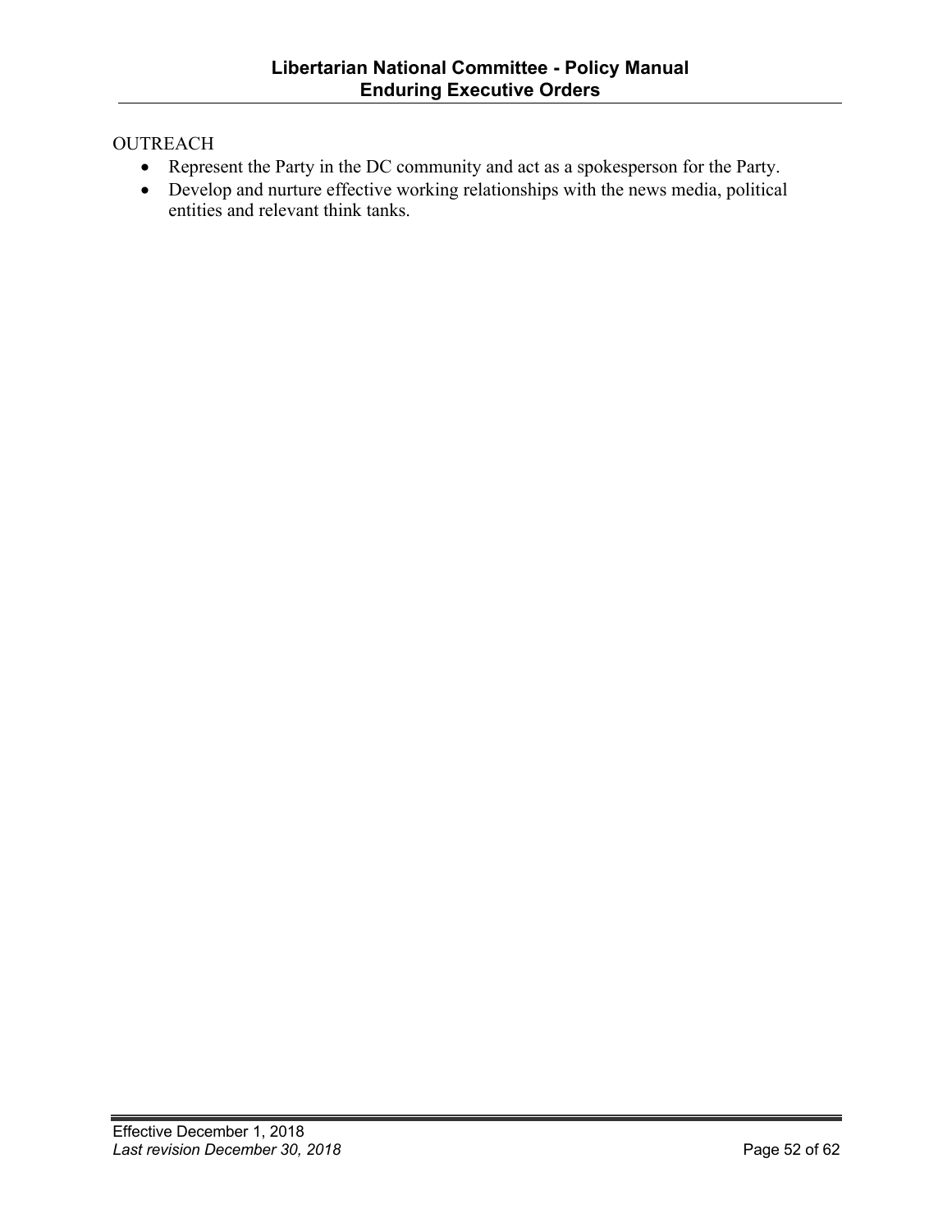OUTREACH

- Represent the Party in the DC community and act as a spokesperson for the Party.
- Develop and nurture effective working relationships with the news media, political entities and relevant think tanks.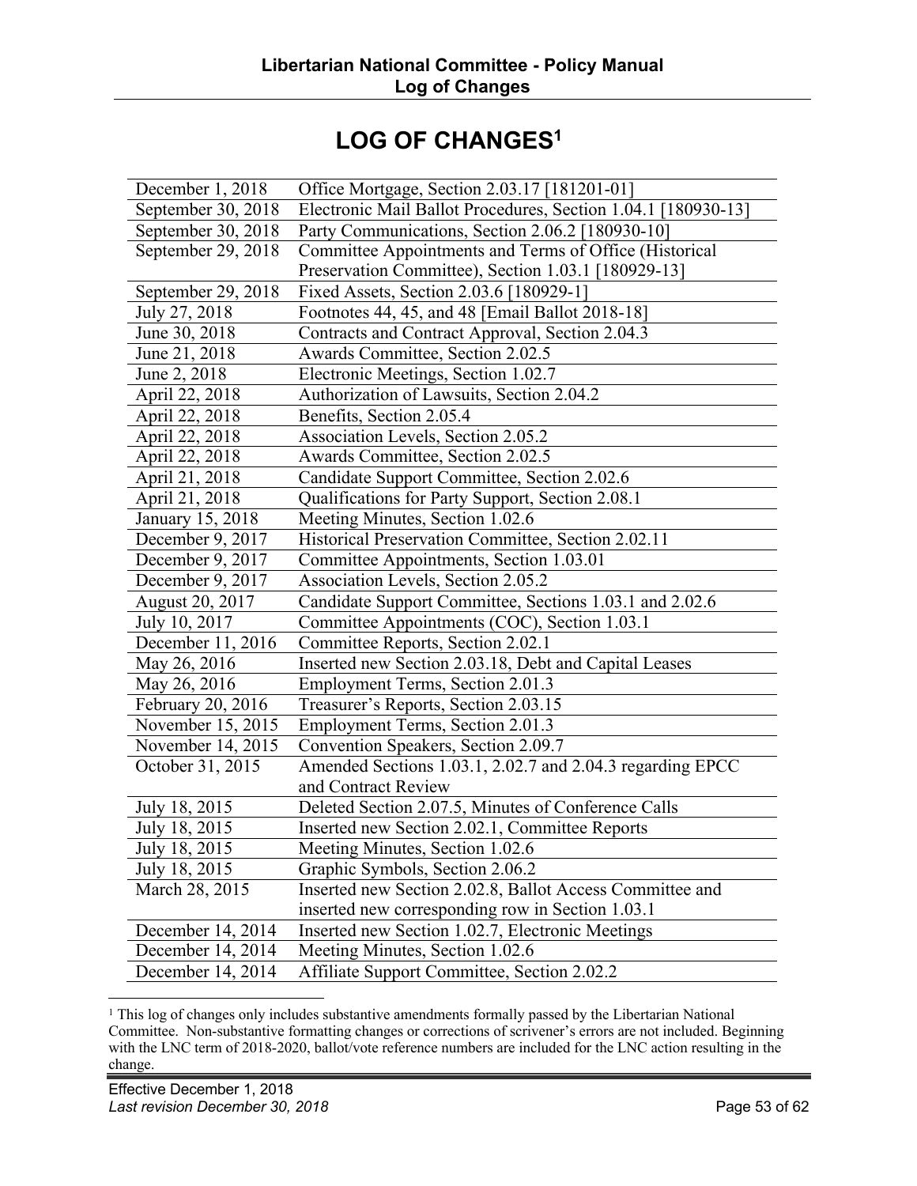# LOG OF CHANGES[1]

| | |
|---|---|
| December 1, 2018 | Office Mortgage, Section 2.03.17 [181201-01] |
| September 30, 2018 | Electronic Mail Ballot Procedures, Section 1.04.1 [180930-13] |
| September 30, 2018 | Party Communications, Section 2.06.2 [180930-10] |
| September 29, 2018 | Committee Appointments and Terms of Office (Historical Preservation Committee), Section 1.03.1 [180929-13] |
| September 29, 2018 | Fixed Assets, Section 2.03.6 [180929-1] |
| July 27, 2018 | Footnotes 44, 45, and 48 [Email Ballot 2018-18] |
| June 30, 2018 | Contracts and Contract Approval, Section 2.04.3 |
| June 21, 2018 | Awards Committee, Section 2.02.5 |
| June 2, 2018 | Electronic Meetings, Section 1.02.7 |
| April 22, 2018 | Authorization of Lawsuits, Section 2.04.2 |
| April 22, 2018 | Benefits, Section 2.05.4 |
| April 22, 2018 | Association Levels, Section 2.05.2 |
| April 22, 2018 | Awards Committee, Section 2.02.5 |
| April 21, 2018 | Candidate Support Committee, Section 2.02.6 |
| April 21, 2018 | Qualifications for Party Support, Section 2.08.1 |
| January 15, 2018 | Meeting Minutes, Section 1.02.6 |
| December 9, 2017 | Historical Preservation Committee, Section 2.02.11 |
| December 9, 2017 | Committee Appointments, Section 1.03.01 |
| December 9, 2017 | Association Levels, Section 2.05.2 |
| August 20, 2017 | Candidate Support Committee, Sections 1.03.1 and 2.02.6 |
| July 10, 2017 | Committee Appointments (COC), Section 1.03.1 |
| December 11, 2016 | Committee Reports, Section 2.02.1 |
| May 26, 2016 | Inserted new Section 2.03.18, Debt and Capital Leases |
| May 26, 2016 | Employment Terms, Section 2.01.3 |
| February 20, 2016 | Treasurer's Reports, Section 2.03.15 |
| November 15, 2015 | Employment Terms, Section 2.01.3 |
| November 14, 2015 | Convention Speakers, Section 2.09.7 |
| October 31, 2015 | Amended Sections 1.03.1, 2.02.7 and 2.04.3 regarding EPCC and Contract Review |
| July 18, 2015 | Deleted Section 2.07.5, Minutes of Conference Calls |
| July 18, 2015 | Inserted new Section 2.02.1, Committee Reports |
| July 18, 2015 | Meeting Minutes, Section 1.02.6 |
| July 18, 2015 | Graphic Symbols, Section 2.06.2 |
| March 28, 2015 | Inserted new Section 2.02.8, Ballot Access Committee and inserted new corresponding row in Section 1.03.1 |
| December 14, 2014 | Inserted new Section 1.02.7, Electronic Meetings |
| December 14, 2014 | Meeting Minutes, Section 1.02.6 |
| December 14, 2014 | Affiliate Support Committee, Section 2.02.2 |

[1] This log of changes only includes substantive amendments formally passed by the Libertarian National Committee. Non-substantive formatting changes or corrections of scrivener's errors are not included. Beginning with the LNC term of 2018-2020, ballot/vote reference numbers are included for the LNC action resulting in the change.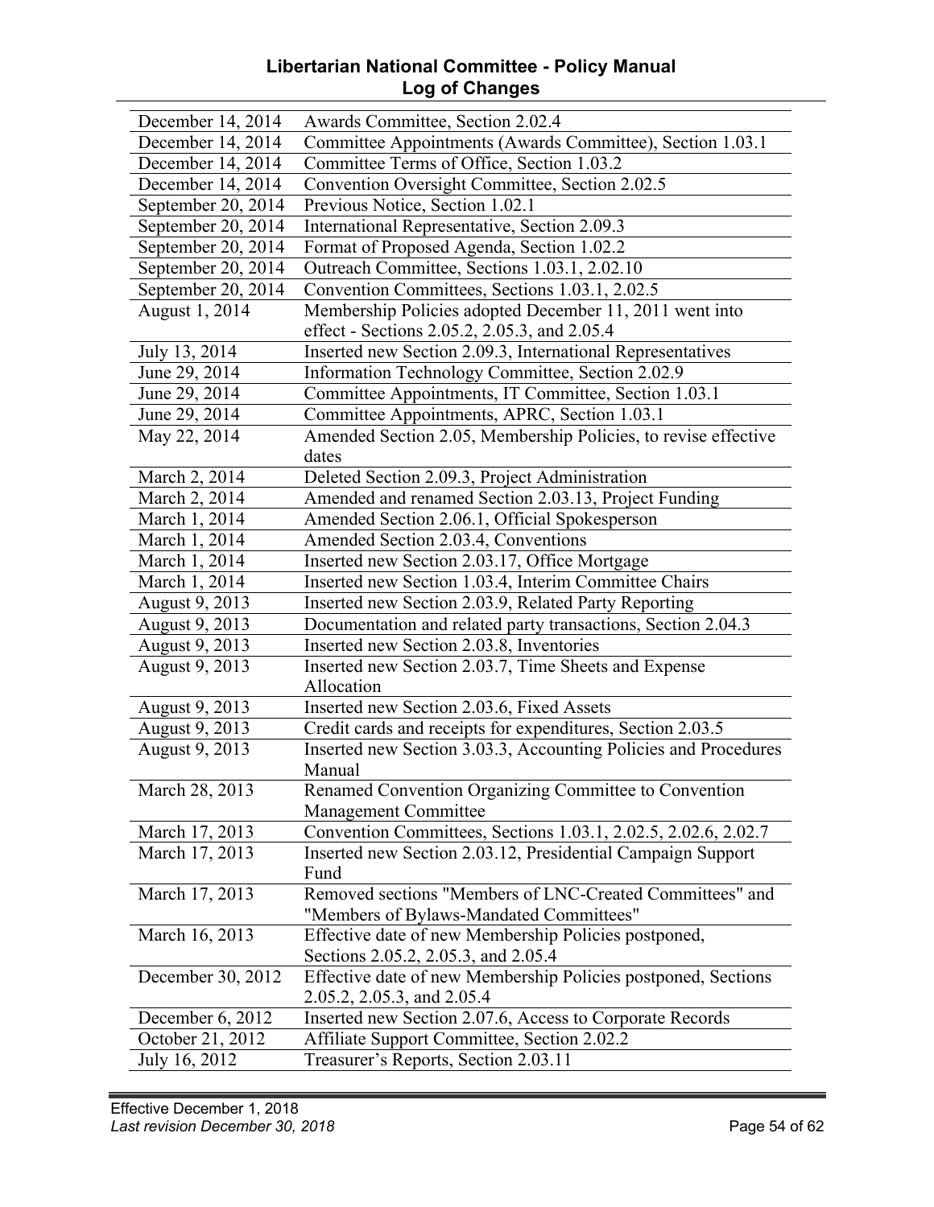# Libertarian National Committee - Policy Manual
## Log of Changes

| | |
|---|---|
| December 14, 2014 | Awards Committee, Section 2.02.4 |
| December 14, 2014 | Committee Appointments (Awards Committee), Section 1.03.1 |
| December 14, 2014 | Committee Terms of Office, Section 1.03.2 |
| December 14, 2014 | Convention Oversight Committee, Section 2.02.5 |
| September 20, 2014 | Previous Notice, Section 1.02.1 |
| September 20, 2014 | International Representative, Section 2.09.3 |
| September 20, 2014 | Format of Proposed Agenda, Section 1.02.2 |
| September 20, 2014 | Outreach Committee, Sections 1.03.1, 2.02.10 |
| September 20, 2014 | Convention Committees, Sections 1.03.1, 2.02.5 |
| August 1, 2014 | Membership Policies adopted December 11, 2011 went into effect - Sections 2.05.2, 2.05.3, and 2.05.4 |
| July 13, 2014 | Inserted new Section 2.09.3, International Representatives |
| June 29, 2014 | Information Technology Committee, Section 2.02.9 |
| June 29, 2014 | Committee Appointments, IT Committee, Section 1.03.1 |
| June 29, 2014 | Committee Appointments, APRC, Section 1.03.1 |
| May 22, 2014 | Amended Section 2.05, Membership Policies, to revise effective dates |
| March 2, 2014 | Deleted Section 2.09.3, Project Administration |
| March 2, 2014 | Amended and renamed Section 2.03.13, Project Funding |
| March 1, 2014 | Amended Section 2.06.1, Official Spokesperson |
| March 1, 2014 | Amended Section 2.03.4, Conventions |
| March 1, 2014 | Inserted new Section 2.03.17, Office Mortgage |
| March 1, 2014 | Inserted new Section 1.03.4, Interim Committee Chairs |
| August 9, 2013 | Inserted new Section 2.03.9, Related Party Reporting |
| August 9, 2013 | Documentation and related party transactions, Section 2.04.3 |
| August 9, 2013 | Inserted new Section 2.03.8, Inventories |
| August 9, 2013 | Inserted new Section 2.03.7, Time Sheets and Expense Allocation |
| August 9, 2013 | Inserted new Section 2.03.6, Fixed Assets |
| August 9, 2013 | Credit cards and receipts for expenditures, Section 2.03.5 |
| August 9, 2013 | Inserted new Section 3.03.3, Accounting Policies and Procedures Manual |
| March 28, 2013 | Renamed Convention Organizing Committee to Convention Management Committee |
| March 17, 2013 | Convention Committees, Sections 1.03.1, 2.02.5, 2.02.6, 2.02.7 |
| March 17, 2013 | Inserted new Section 2.03.12, Presidential Campaign Support Fund |
| March 17, 2013 | Removed sections "Members of LNC-Created Committees" and "Members of Bylaws-Mandated Committees" |
| March 16, 2013 | Effective date of new Membership Policies postponed, Sections 2.05.2, 2.05.3, and 2.05.4 |
| December 30, 2012 | Effective date of new Membership Policies postponed, Sections 2.05.2, 2.05.3, and 2.05.4 |
| December 6, 2012 | Inserted new Section 2.07.6, Access to Corporate Records |
| October 21, 2012 | Affiliate Support Committee, Section 2.02.2 |
| July 16, 2012 | Treasurer's Reports, Section 2.03.11 |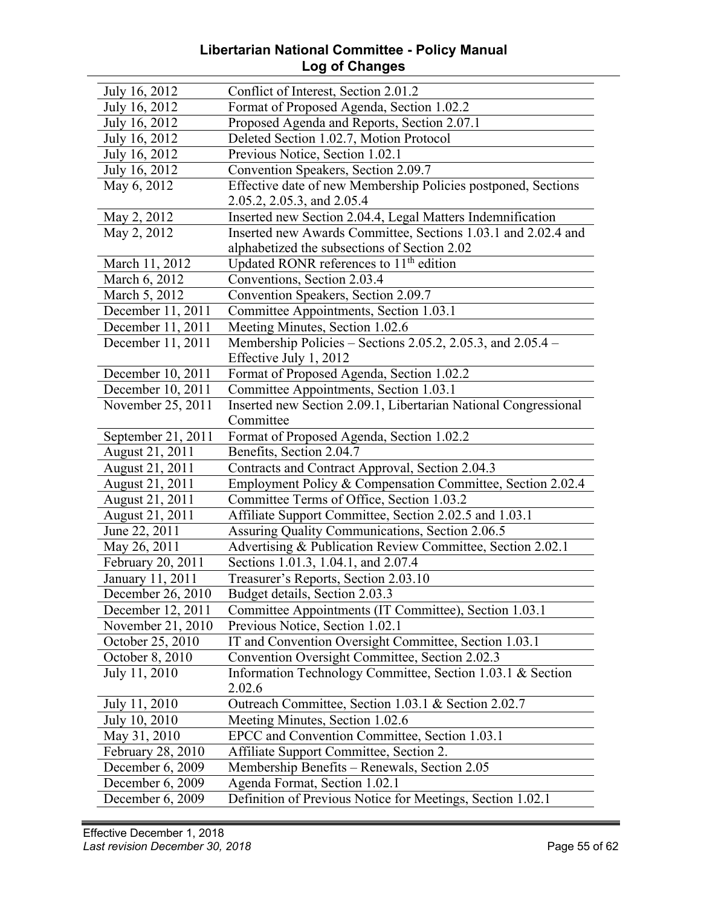| | |
|---|---|
| July 16, 2012 | Conflict of Interest, Section 2.01.2 |
| July 16, 2012 | Format of Proposed Agenda, Section 1.02.2 |
| July 16, 2012 | Proposed Agenda and Reports, Section 2.07.1 |
| July 16, 2012 | Deleted Section 1.02.7, Motion Protocol |
| July 16, 2012 | Previous Notice, Section 1.02.1 |
| July 16, 2012 | Convention Speakers, Section 2.09.7 |
| May 6, 2012 | Effective date of new Membership Policies postponed, Sections 2.05.2, 2.05.3, and 2.05.4 |
| May 2, 2012 | Inserted new Section 2.04.4, Legal Matters Indemnification |
| May 2, 2012 | Inserted new Awards Committee, Sections 1.03.1 and 2.02.4 and alphabetized the subsections of Section 2.02 |
| March 11, 2012 | Updated RONR references to 11th edition |
| March 6, 2012 | Conventions, Section 2.03.4 |
| March 5, 2012 | Convention Speakers, Section 2.09.7 |
| December 11, 2011 | Committee Appointments, Section 1.03.1 |
| December 11, 2011 | Meeting Minutes, Section 1.02.6 |
| December 11, 2011 | Membership Policies – Sections 2.05.2, 2.05.3, and 2.05.4 – Effective July 1, 2012 |
| December 10, 2011 | Format of Proposed Agenda, Section 1.02.2 |
| December 10, 2011 | Committee Appointments, Section 1.03.1 |
| November 25, 2011 | Inserted new Section 2.09.1, Libertarian National Congressional Committee |
| September 21, 2011 | Format of Proposed Agenda, Section 1.02.2 |
| August 21, 2011 | Benefits, Section 2.04.7 |
| August 21, 2011 | Contracts and Contract Approval, Section 2.04.3 |
| August 21, 2011 | Employment Policy & Compensation Committee, Section 2.02.4 |
| August 21, 2011 | Committee Terms of Office, Section 1.03.2 |
| August 21, 2011 | Affiliate Support Committee, Section 2.02.5 and 1.03.1 |
| June 22, 2011 | Assuring Quality Communications, Section 2.06.5 |
| May 26, 2011 | Advertising & Publication Review Committee, Section 2.02.1 |
| February 20, 2011 | Sections 1.01.3, 1.04.1, and 2.07.4 |
| January 11, 2011 | Treasurer's Reports, Section 2.03.10 |
| December 26, 2010 | Budget details, Section 2.03.3 |
| December 12, 2011 | Committee Appointments (IT Committee), Section 1.03.1 |
| November 21, 2010 | Previous Notice, Section 1.02.1 |
| October 25, 2010 | IT and Convention Oversight Committee, Section 1.03.1 |
| October 8, 2010 | Convention Oversight Committee, Section 2.02.3 |
| July 11, 2010 | Information Technology Committee, Section 1.03.1 & Section 2.02.6 |
| July 11, 2010 | Outreach Committee, Section 1.03.1 & Section 2.02.7 |
| July 10, 2010 | Meeting Minutes, Section 1.02.6 |
| May 31, 2010 | EPCC and Convention Committee, Section 1.03.1 |
| February 28, 2010 | Affiliate Support Committee, Section 2. |
| December 6, 2009 | Membership Benefits – Renewals, Section 2.05 |
| December 6, 2009 | Agenda Format, Section 1.02.1 |
| December 6, 2009 | Definition of Previous Notice for Meetings, Section 1.02.1 |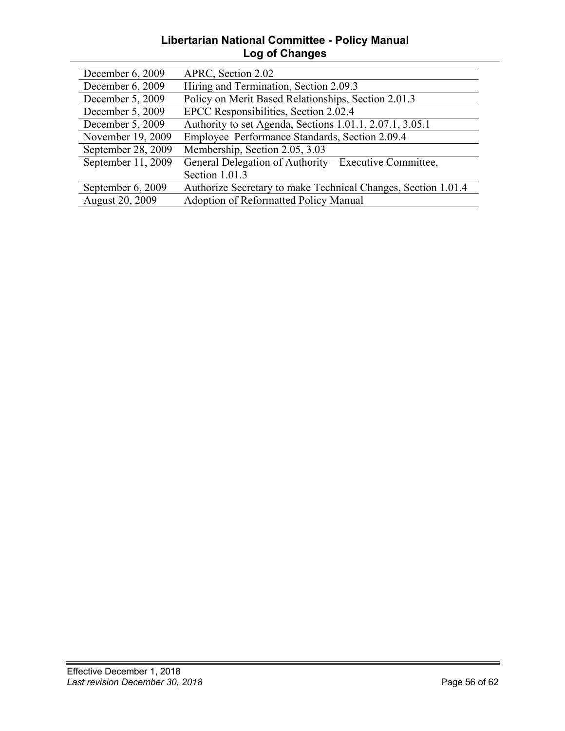| | |
|---|---|
| December 6, 2009 | APRC, Section 2.02 |
| December 6, 2009 | Hiring and Termination, Section 2.09.3 |
| December 5, 2009 | Policy on Merit Based Relationships, Section 2.01.3 |
| December 5, 2009 | EPCC Responsibilities, Section 2.02.4 |
| December 5, 2009 | Authority to set Agenda, Sections 1.01.1, 2.07.1, 3.05.1 |
| November 19, 2009 | Employee Performance Standards, Section 2.09.4 |
| September 28, 2009 | Membership, Section 2.05, 3.03 |
| September 11, 2009 | General Delegation of Authority – Executive Committee, Section 1.01.3 |
| September 6, 2009 | Authorize Secretary to make Technical Changes, Section 1.01.4 |
| August 20, 2009 | Adoption of Reformatted Policy Manual |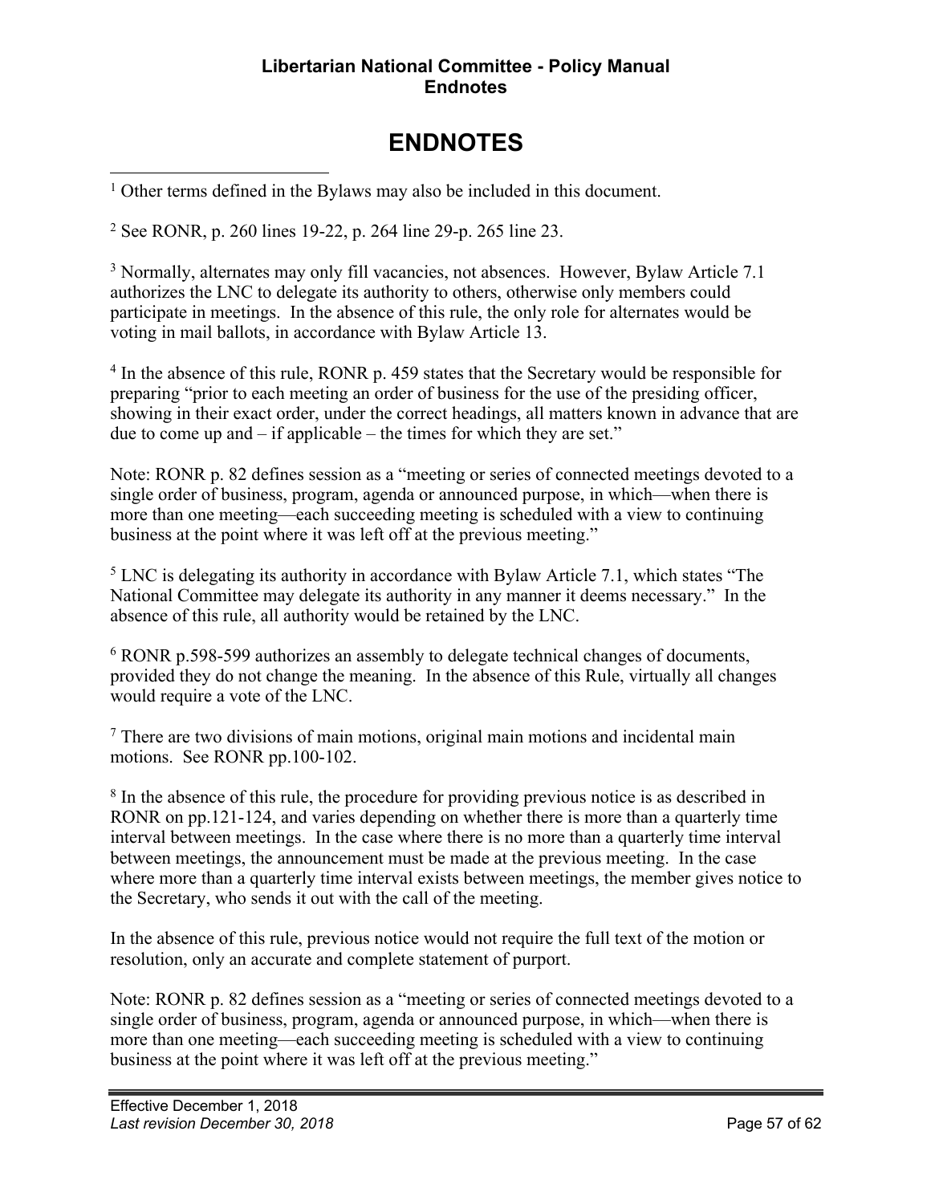# ENDNOTES

[1] Other terms defined in the Bylaws may also be included in this document.

[2] See RONR, p. 260 lines 19-22, p. 264 line 29-p. 265 line 23.

[3] Normally, alternates may only fill vacancies, not absences. However, Bylaw Article 7.1 authorizes the LNC to delegate its authority to others, otherwise only members could participate in meetings. In the absence of this rule, the only role for alternates would be voting in mail ballots, in accordance with Bylaw Article 13.

[4] In the absence of this rule, RONR p. 459 states that the Secretary would be responsible for preparing "prior to each meeting an order of business for the use of the presiding officer, showing in their exact order, under the correct headings, all matters known in advance that are due to come up and – if applicable – the times for which they are set."

Note: RONR p. 82 defines session as a "meeting or series of connected meetings devoted to a single order of business, program, agenda or announced purpose, in which—when there is more than one meeting—each succeeding meeting is scheduled with a view to continuing business at the point where it was left off at the previous meeting."

[5] LNC is delegating its authority in accordance with Bylaw Article 7.1, which states "The National Committee may delegate its authority in any manner it deems necessary." In the absence of this rule, all authority would be retained by the LNC.

[6] RONR p.598-599 authorizes an assembly to delegate technical changes of documents, provided they do not change the meaning. In the absence of this Rule, virtually all changes would require a vote of the LNC.

[7] There are two divisions of main motions, original main motions and incidental main motions. See RONR pp.100-102.

[8] In the absence of this rule, the procedure for providing previous notice is as described in RONR on pp.121-124, and varies depending on whether there is more than a quarterly time interval between meetings. In the case where there is no more than a quarterly time interval between meetings, the announcement must be made at the previous meeting. In the case where more than a quarterly time interval exists between meetings, the member gives notice to the Secretary, who sends it out with the call of the meeting.

In the absence of this rule, previous notice would not require the full text of the motion or resolution, only an accurate and complete statement of purport.

Note: RONR p. 82 defines session as a "meeting or series of connected meetings devoted to a single order of business, program, agenda or announced purpose, in which—when there is more than one meeting—each succeeding meeting is scheduled with a view to continuing business at the point where it was left off at the previous meeting."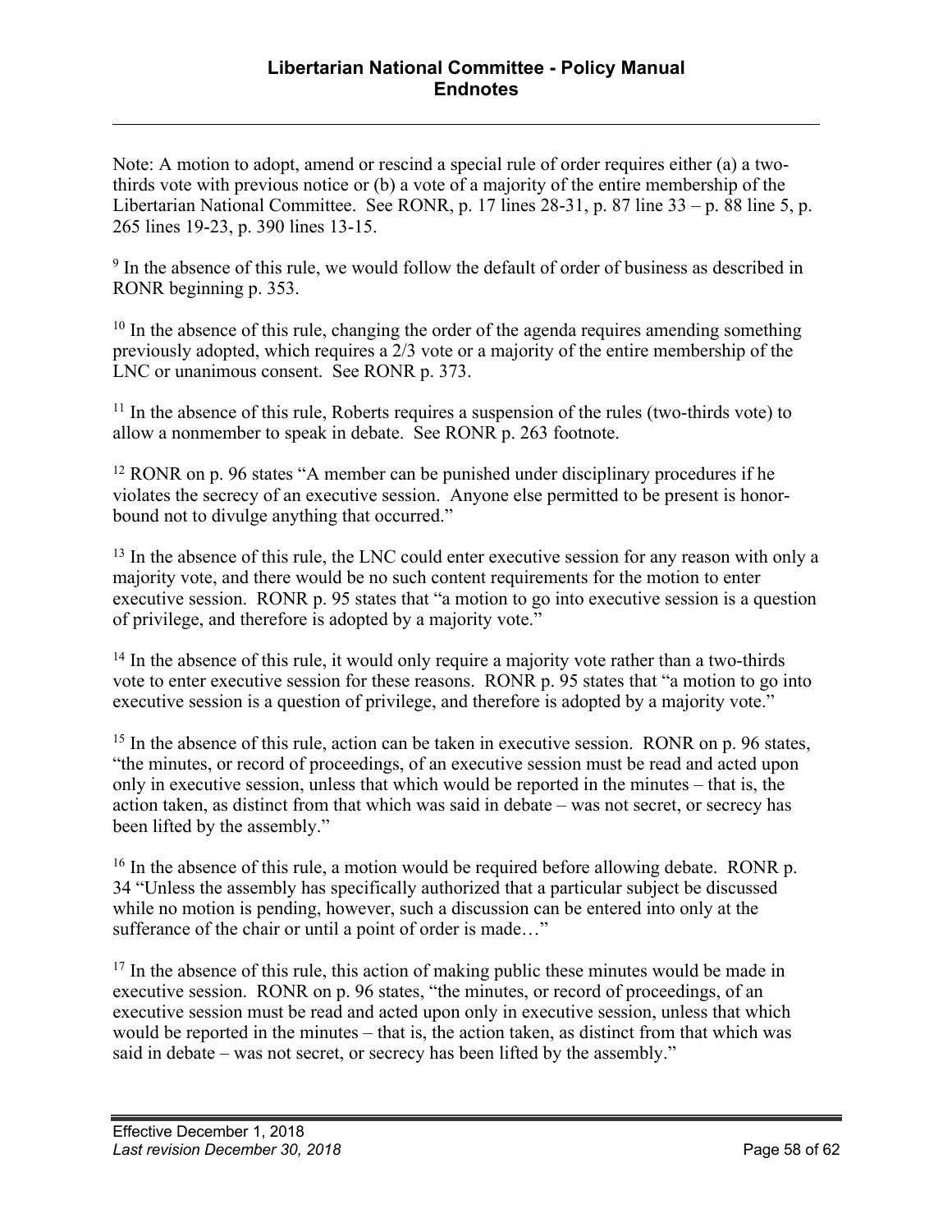Note: A motion to adopt, amend or rescind a special rule of order requires either (a) a two-thirds vote with previous notice or (b) a vote of a majority of the entire membership of the Libertarian National Committee. See RONR, p. 17 lines 28-31, p. 87 line 33 – p. 88 line 5, p. 265 lines 19-23, p. 390 lines 13-15.

[9] In the absence of this rule, we would follow the default of order of business as described in RONR beginning p. 353.

[10] In the absence of this rule, changing the order of the agenda requires amending something previously adopted, which requires a 2/3 vote or a majority of the entire membership of the LNC or unanimous consent. See RONR p. 373.

[11] In the absence of this rule, Roberts requires a suspension of the rules (two-thirds vote) to allow a nonmember to speak in debate. See RONR p. 263 footnote.

[12] RONR on p. 96 states "A member can be punished under disciplinary procedures if he violates the secrecy of an executive session. Anyone else permitted to be present is honor-bound not to divulge anything that occurred."

[13] In the absence of this rule, the LNC could enter executive session for any reason with only a majority vote, and there would be no such content requirements for the motion to enter executive session. RONR p. 95 states that "a motion to go into executive session is a question of privilege, and therefore is adopted by a majority vote."

[14] In the absence of this rule, it would only require a majority vote rather than a two-thirds vote to enter executive session for these reasons. RONR p. 95 states that "a motion to go into executive session is a question of privilege, and therefore is adopted by a majority vote."

[15] In the absence of this rule, action can be taken in executive session. RONR on p. 96 states, "the minutes, or record of proceedings, of an executive session must be read and acted upon only in executive session, unless that which would be reported in the minutes – that is, the action taken, as distinct from that which was said in debate – was not secret, or secrecy has been lifted by the assembly."

[16] In the absence of this rule, a motion would be required before allowing debate. RONR p. 34 "Unless the assembly has specifically authorized that a particular subject be discussed while no motion is pending, however, such a discussion can be entered into only at the sufferance of the chair or until a point of order is made…"

[17] In the absence of this rule, this action of making public these minutes would be made in executive session. RONR on p. 96 states, "the minutes, or record of proceedings, of an executive session must be read and acted upon only in executive session, unless that which would be reported in the minutes – that is, the action taken, as distinct from that which was said in debate – was not secret, or secrecy has been lifted by the assembly."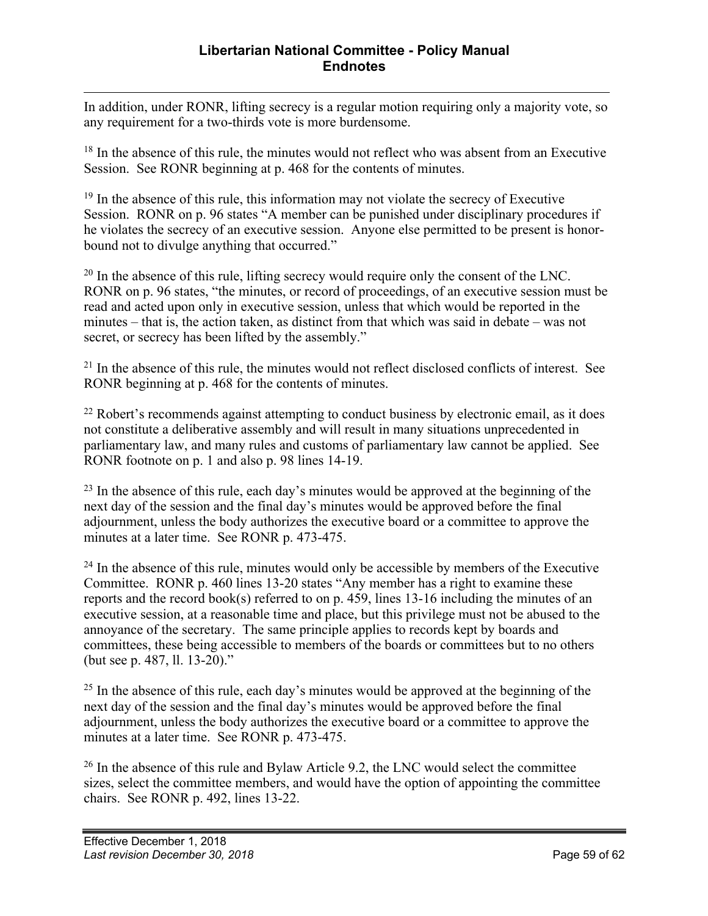In addition, under RONR, lifting secrecy is a regular motion requiring only a majority vote, so any requirement for a two-thirds vote is more burdensome.

[18] In the absence of this rule, the minutes would not reflect who was absent from an Executive Session. See RONR beginning at p. 468 for the contents of minutes.

[19] In the absence of this rule, this information may not violate the secrecy of Executive Session. RONR on p. 96 states "A member can be punished under disciplinary procedures if he violates the secrecy of an executive session. Anyone else permitted to be present is honor-bound not to divulge anything that occurred."

[20] In the absence of this rule, lifting secrecy would require only the consent of the LNC. RONR on p. 96 states, "the minutes, or record of proceedings, of an executive session must be read and acted upon only in executive session, unless that which would be reported in the minutes – that is, the action taken, as distinct from that which was said in debate – was not secret, or secrecy has been lifted by the assembly."

[21] In the absence of this rule, the minutes would not reflect disclosed conflicts of interest. See RONR beginning at p. 468 for the contents of minutes.

[22] Robert's recommends against attempting to conduct business by electronic email, as it does not constitute a deliberative assembly and will result in many situations unprecedented in parliamentary law, and many rules and customs of parliamentary law cannot be applied. See RONR footnote on p. 1 and also p. 98 lines 14-19.

[23] In the absence of this rule, each day's minutes would be approved at the beginning of the next day of the session and the final day's minutes would be approved before the final adjournment, unless the body authorizes the executive board or a committee to approve the minutes at a later time. See RONR p. 473-475.

[24] In the absence of this rule, minutes would only be accessible by members of the Executive Committee. RONR p. 460 lines 13-20 states "Any member has a right to examine these reports and the record book(s) referred to on p. 459, lines 13-16 including the minutes of an executive session, at a reasonable time and place, but this privilege must not be abused to the annoyance of the secretary. The same principle applies to records kept by boards and committees, these being accessible to members of the boards or committees but to no others (but see p. 487, ll. 13-20)."

[25] In the absence of this rule, each day's minutes would be approved at the beginning of the next day of the session and the final day's minutes would be approved before the final adjournment, unless the body authorizes the executive board or a committee to approve the minutes at a later time. See RONR p. 473-475.

[26] In the absence of this rule and Bylaw Article 9.2, the LNC would select the committee sizes, select the committee members, and would have the option of appointing the committee chairs. See RONR p. 492, lines 13-22.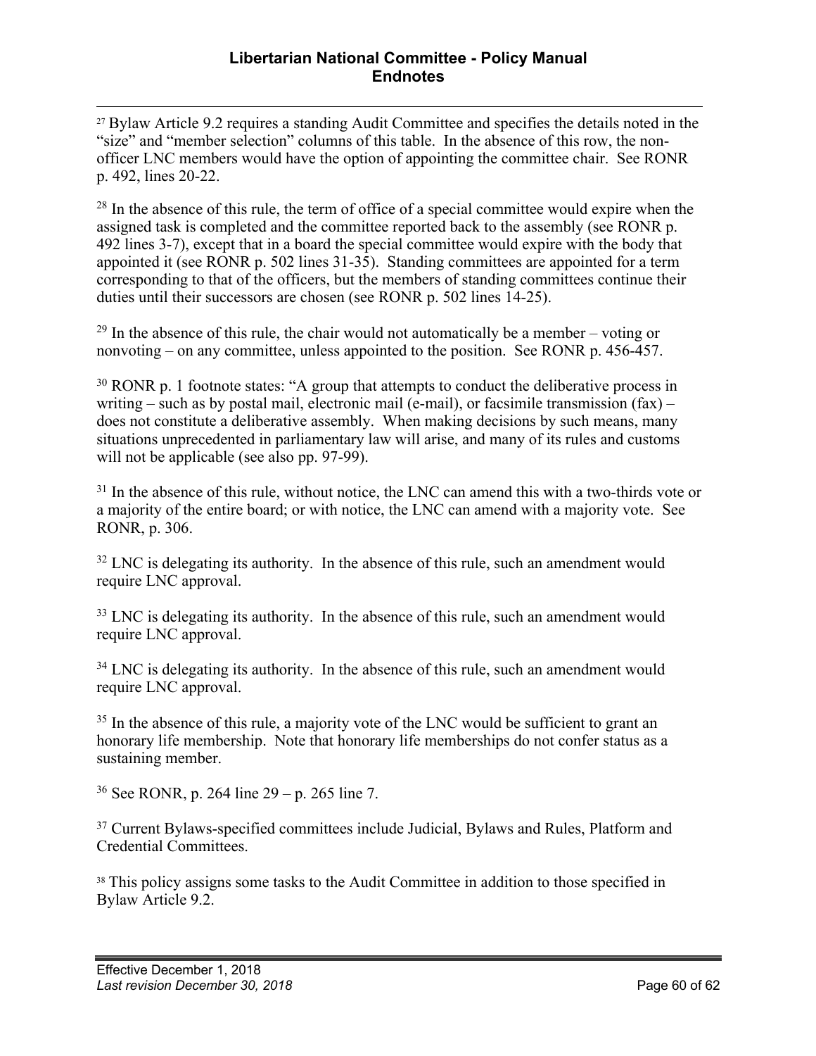[27] Bylaw Article 9.2 requires a standing Audit Committee and specifies the details noted in the "size" and "member selection" columns of this table. In the absence of this row, the non-officer LNC members would have the option of appointing the committee chair. See RONR p. 492, lines 20-22.

[28] In the absence of this rule, the term of office of a special committee would expire when the assigned task is completed and the committee reported back to the assembly (see RONR p. 492 lines 3-7), except that in a board the special committee would expire with the body that appointed it (see RONR p. 502 lines 31-35). Standing committees are appointed for a term corresponding to that of the officers, but the members of standing committees continue their duties until their successors are chosen (see RONR p. 502 lines 14-25).

[29] In the absence of this rule, the chair would not automatically be a member – voting or nonvoting – on any committee, unless appointed to the position. See RONR p. 456-457.

[30] RONR p. 1 footnote states: "A group that attempts to conduct the deliberative process in writing – such as by postal mail, electronic mail (e-mail), or facsimile transmission (fax) – does not constitute a deliberative assembly. When making decisions by such means, many situations unprecedented in parliamentary law will arise, and many of its rules and customs will not be applicable (see also pp. 97-99).

[31] In the absence of this rule, without notice, the LNC can amend this with a two-thirds vote or a majority of the entire board; or with notice, the LNC can amend with a majority vote. See RONR, p. 306.

[32] LNC is delegating its authority. In the absence of this rule, such an amendment would require LNC approval.

[33] LNC is delegating its authority. In the absence of this rule, such an amendment would require LNC approval.

[34] LNC is delegating its authority. In the absence of this rule, such an amendment would require LNC approval.

[35] In the absence of this rule, a majority vote of the LNC would be sufficient to grant an honorary life membership. Note that honorary life memberships do not confer status as a sustaining member.

[36] See RONR, p. 264 line 29 – p. 265 line 7.

[37] Current Bylaws-specified committees include Judicial, Bylaws and Rules, Platform and Credential Committees.

[38] This policy assigns some tasks to the Audit Committee in addition to those specified in Bylaw Article 9.2.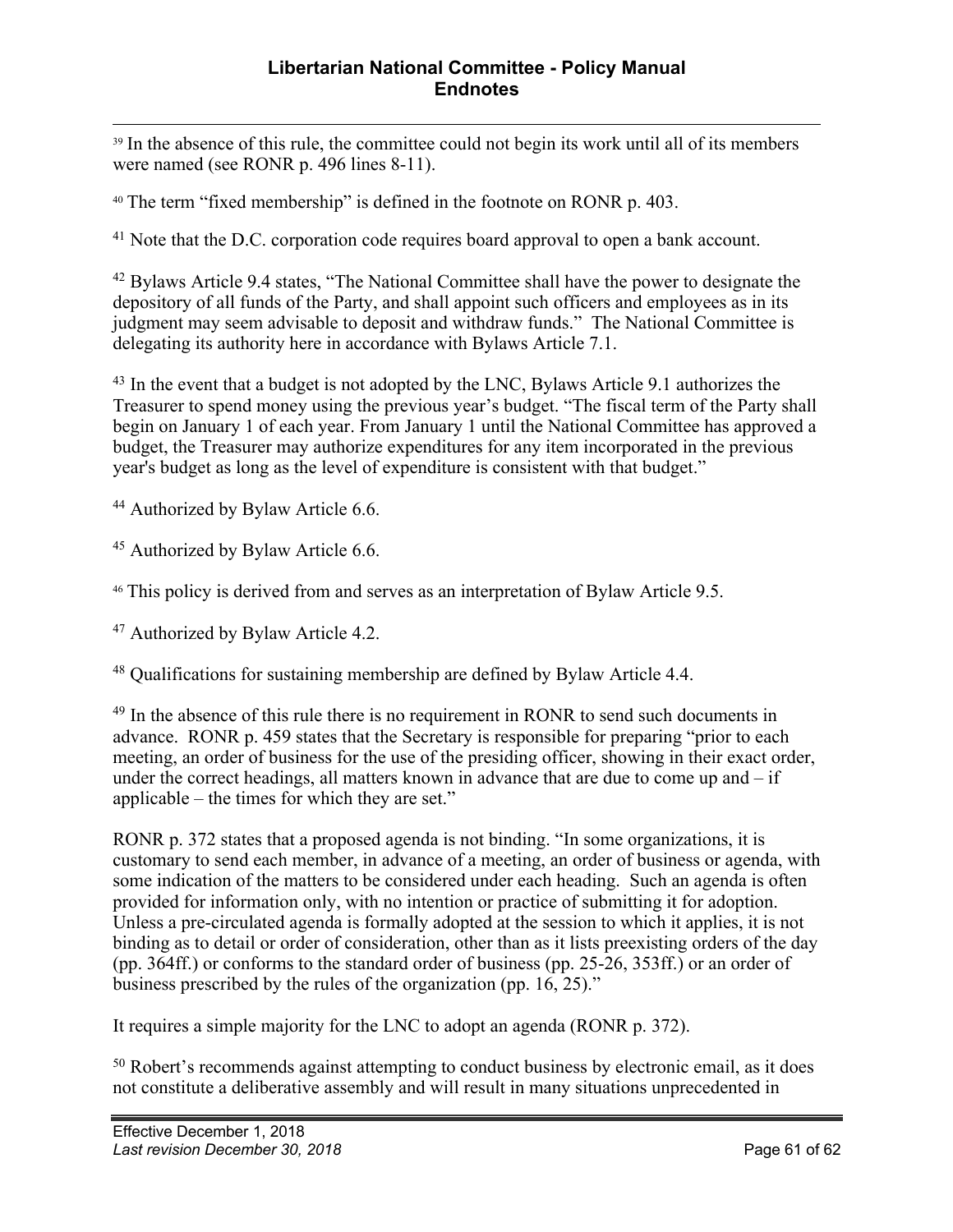[39] In the absence of this rule, the committee could not begin its work until all of its members were named (see RONR p. 496 lines 8-11).

[40] The term "fixed membership" is defined in the footnote on RONR p. 403.

[41] Note that the D.C. corporation code requires board approval to open a bank account.

[42] Bylaws Article 9.4 states, "The National Committee shall have the power to designate the depository of all funds of the Party, and shall appoint such officers and employees as in its judgment may seem advisable to deposit and withdraw funds." The National Committee is delegating its authority here in accordance with Bylaws Article 7.1.

[43] In the event that a budget is not adopted by the LNC, Bylaws Article 9.1 authorizes the Treasurer to spend money using the previous year's budget. "The fiscal term of the Party shall begin on January 1 of each year. From January 1 until the National Committee has approved a budget, the Treasurer may authorize expenditures for any item incorporated in the previous year's budget as long as the level of expenditure is consistent with that budget."

[44] Authorized by Bylaw Article 6.6.

[45] Authorized by Bylaw Article 6.6.

[46] This policy is derived from and serves as an interpretation of Bylaw Article 9.5.

[47] Authorized by Bylaw Article 4.2.

[48] Qualifications for sustaining membership are defined by Bylaw Article 4.4.

[49] In the absence of this rule there is no requirement in RONR to send such documents in advance. RONR p. 459 states that the Secretary is responsible for preparing "prior to each meeting, an order of business for the use of the presiding officer, showing in their exact order, under the correct headings, all matters known in advance that are due to come up and – if applicable – the times for which they are set."

RONR p. 372 states that a proposed agenda is not binding. "In some organizations, it is customary to send each member, in advance of a meeting, an order of business or agenda, with some indication of the matters to be considered under each heading. Such an agenda is often provided for information only, with no intention or practice of submitting it for adoption. Unless a pre-circulated agenda is formally adopted at the session to which it applies, it is not binding as to detail or order of consideration, other than as it lists preexisting orders of the day (pp. 364ff.) or conforms to the standard order of business (pp. 25-26, 353ff.) or an order of business prescribed by the rules of the organization (pp. 16, 25)."

It requires a simple majority for the LNC to adopt an agenda (RONR p. 372).

[50] Robert's recommends against attempting to conduct business by electronic email, as it does not constitute a deliberative assembly and will result in many situations unprecedented in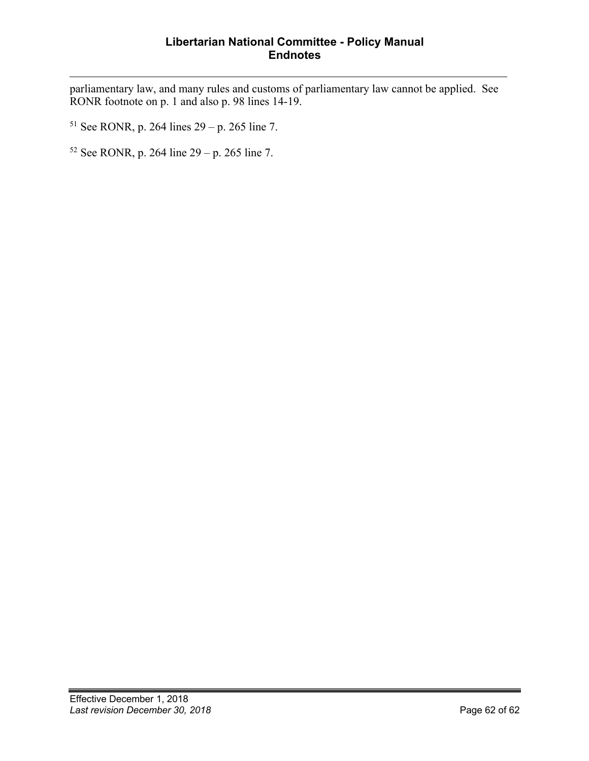parliamentary law, and many rules and customs of parliamentary law cannot be applied. See RONR footnote on p. 1 and also p. 98 lines 14-19.

[51] See RONR, p. 264 lines 29 – p. 265 line 7.

[52] See RONR, p. 264 line 29 – p. 265 line 7.